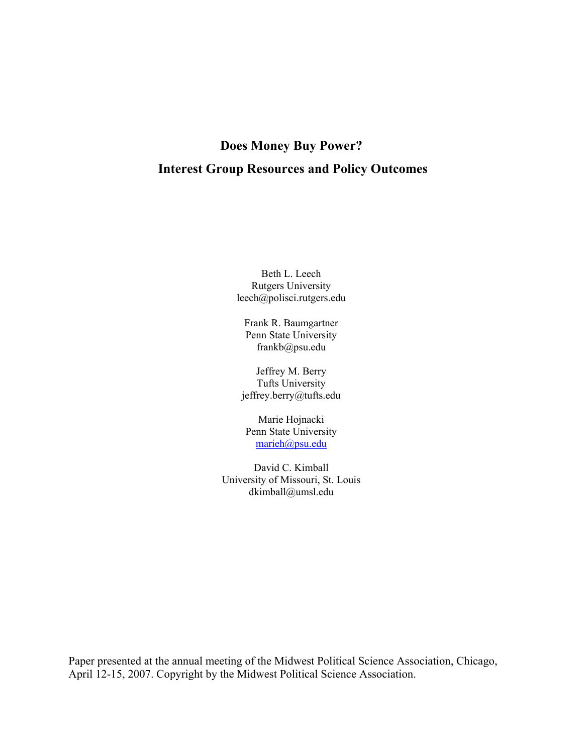# Does Money Buy Power?

# Interest Group Resources and Policy Outcomes

Beth L. Leech
Rutgers University
leech@polisci.rutgers.edu

Frank R. Baumgartner
Penn State University
frankb@psu.edu

Jeffrey M. Berry
Tufts University
jeffrey.berry@tufts.edu

Marie Hojnacki
Penn State University
marieh@psu.edu

David C. Kimball
University of Missouri, St. Louis
dkimball@umsl.edu

Paper presented at the annual meeting of the Midwest Political Science Association, Chicago, April 12-15, 2007. Copyright by the Midwest Political Science Association.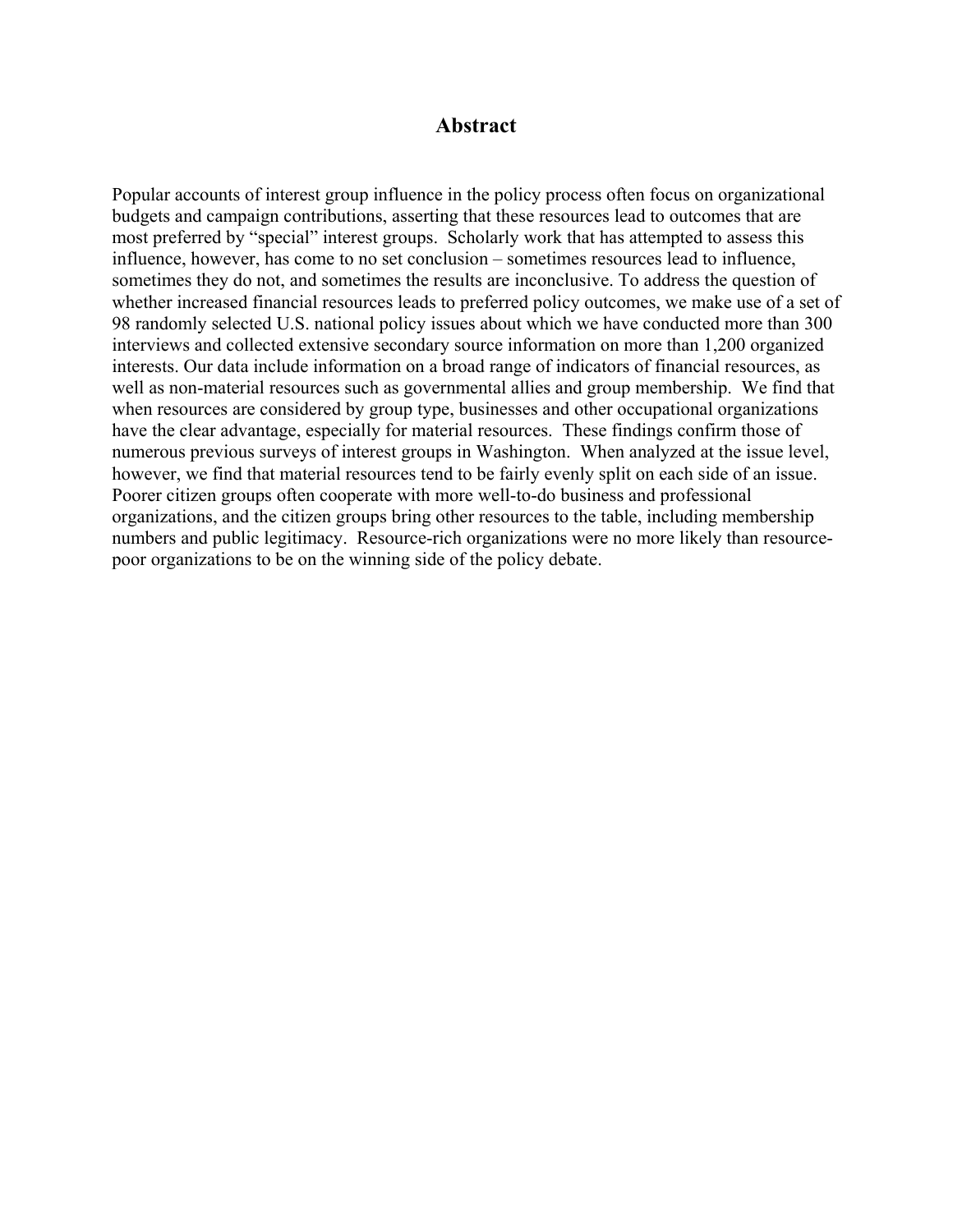## Abstract

Popular accounts of interest group influence in the policy process often focus on organizational budgets and campaign contributions, asserting that these resources lead to outcomes that are most preferred by "special" interest groups. Scholarly work that has attempted to assess this influence, however, has come to no set conclusion – sometimes resources lead to influence, sometimes they do not, and sometimes the results are inconclusive. To address the question of whether increased financial resources leads to preferred policy outcomes, we make use of a set of 98 randomly selected U.S. national policy issues about which we have conducted more than 300 interviews and collected extensive secondary source information on more than 1,200 organized interests. Our data include information on a broad range of indicators of financial resources, as well as non-material resources such as governmental allies and group membership. We find that when resources are considered by group type, businesses and other occupational organizations have the clear advantage, especially for material resources. These findings confirm those of numerous previous surveys of interest groups in Washington. When analyzed at the issue level, however, we find that material resources tend to be fairly evenly split on each side of an issue. Poorer citizen groups often cooperate with more well-to-do business and professional organizations, and the citizen groups bring other resources to the table, including membership numbers and public legitimacy. Resource-rich organizations were no more likely than resource-poor organizations to be on the winning side of the policy debate.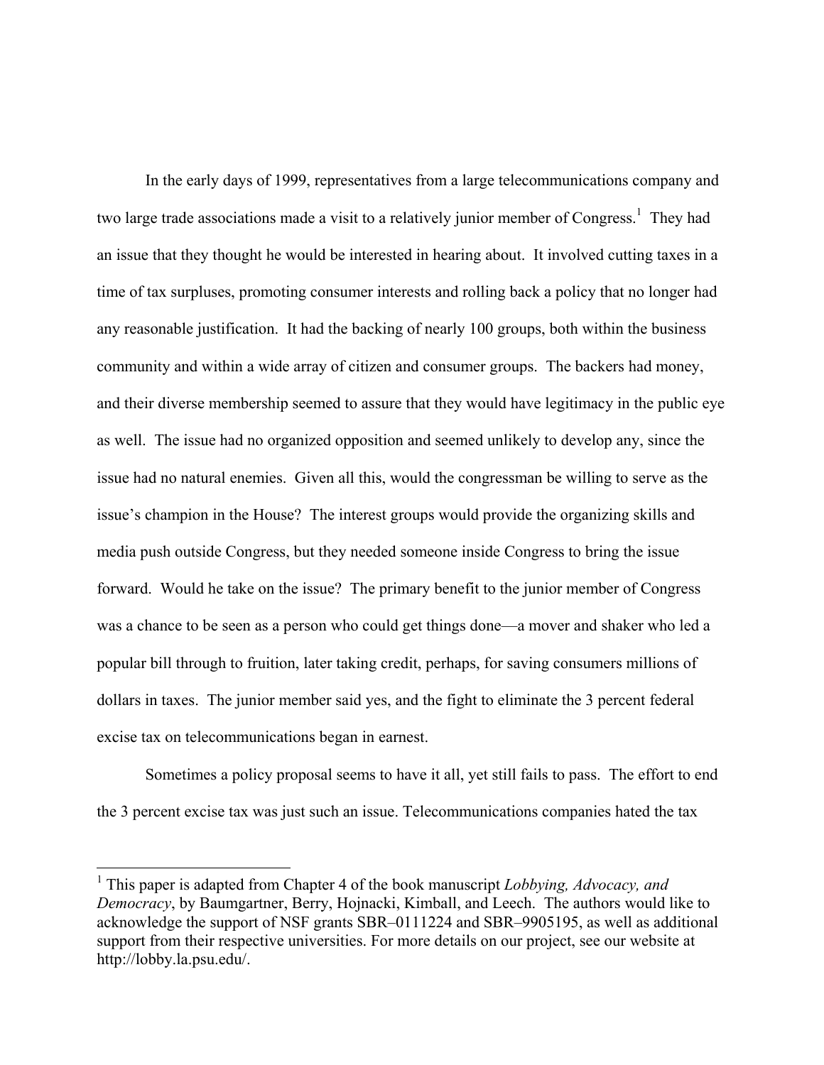In the early days of 1999, representatives from a large telecommunications company and two large trade associations made a visit to a relatively junior member of Congress.[1] They had an issue that they thought he would be interested in hearing about. It involved cutting taxes in a time of tax surpluses, promoting consumer interests and rolling back a policy that no longer had any reasonable justification. It had the backing of nearly 100 groups, both within the business community and within a wide array of citizen and consumer groups. The backers had money, and their diverse membership seemed to assure that they would have legitimacy in the public eye as well. The issue had no organized opposition and seemed unlikely to develop any, since the issue had no natural enemies. Given all this, would the congressman be willing to serve as the issue's champion in the House? The interest groups would provide the organizing skills and media push outside Congress, but they needed someone inside Congress to bring the issue forward. Would he take on the issue? The primary benefit to the junior member of Congress was a chance to be seen as a person who could get things done—a mover and shaker who led a popular bill through to fruition, later taking credit, perhaps, for saving consumers millions of dollars in taxes. The junior member said yes, and the fight to eliminate the 3 percent federal excise tax on telecommunications began in earnest.

Sometimes a policy proposal seems to have it all, yet still fails to pass. The effort to end the 3 percent excise tax was just such an issue. Telecommunications companies hated the tax

[1] This paper is adapted from Chapter 4 of the book manuscript *Lobbying, Advocacy, and Democracy*, by Baumgartner, Berry, Hojnacki, Kimball, and Leech. The authors would like to acknowledge the support of NSF grants SBR–0111224 and SBR–9905195, as well as additional support from their respective universities. For more details on our project, see our website at http://lobby.la.psu.edu/.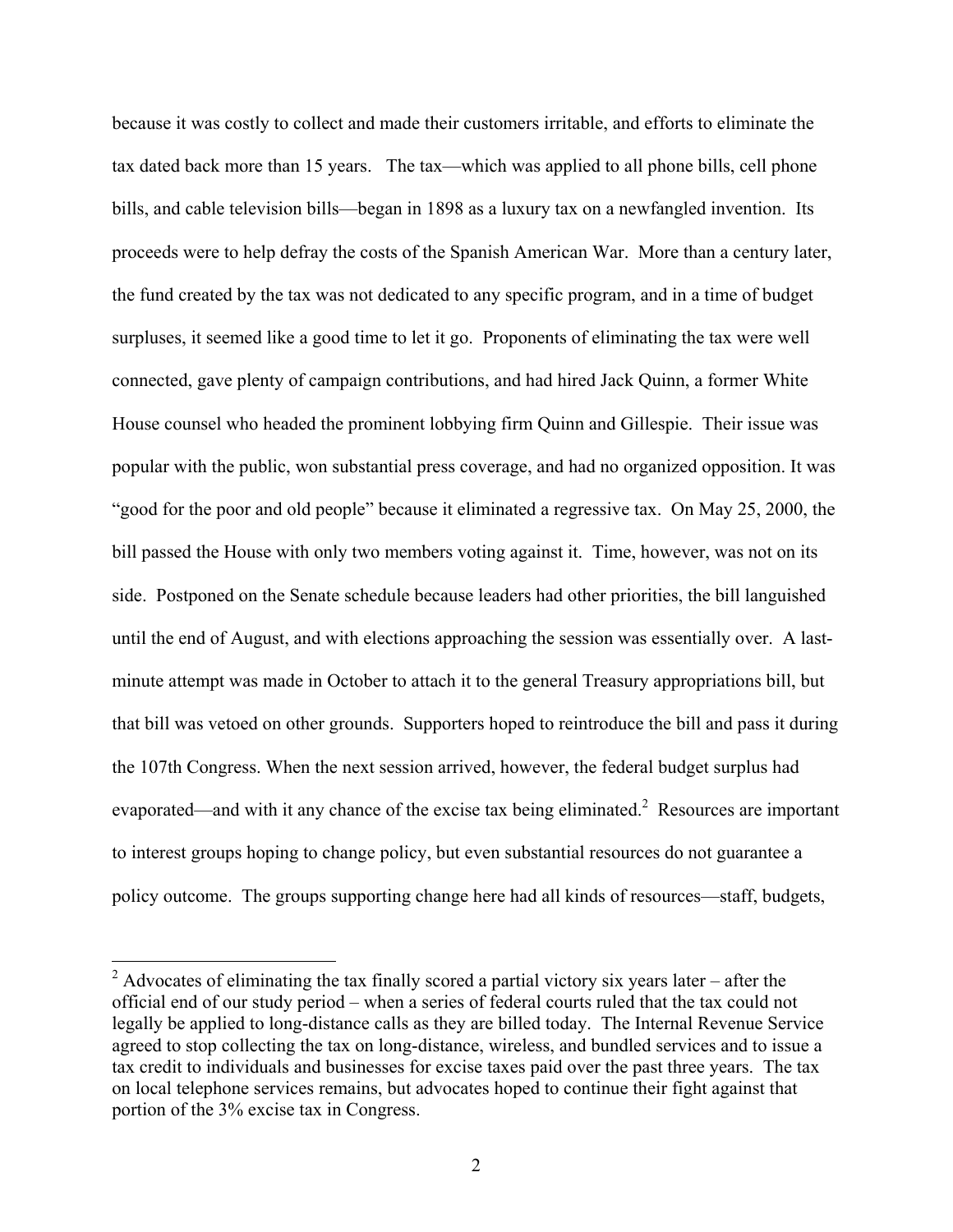because it was costly to collect and made their customers irritable, and efforts to eliminate the tax dated back more than 15 years. The tax—which was applied to all phone bills, cell phone bills, and cable television bills—began in 1898 as a luxury tax on a newfangled invention. Its proceeds were to help defray the costs of the Spanish American War. More than a century later, the fund created by the tax was not dedicated to any specific program, and in a time of budget surpluses, it seemed like a good time to let it go. Proponents of eliminating the tax were well connected, gave plenty of campaign contributions, and had hired Jack Quinn, a former White House counsel who headed the prominent lobbying firm Quinn and Gillespie. Their issue was popular with the public, won substantial press coverage, and had no organized opposition. It was "good for the poor and old people" because it eliminated a regressive tax. On May 25, 2000, the bill passed the House with only two members voting against it. Time, however, was not on its side. Postponed on the Senate schedule because leaders had other priorities, the bill languished until the end of August, and with elections approaching the session was essentially over. A last-minute attempt was made in October to attach it to the general Treasury appropriations bill, but that bill was vetoed on other grounds. Supporters hoped to reintroduce the bill and pass it during the 107th Congress. When the next session arrived, however, the federal budget surplus had evaporated—and with it any chance of the excise tax being eliminated.[2] Resources are important to interest groups hoping to change policy, but even substantial resources do not guarantee a policy outcome. The groups supporting change here had all kinds of resources—staff, budgets,

---

[2] Advocates of eliminating the tax finally scored a partial victory six years later – after the official end of our study period – when a series of federal courts ruled that the tax could not legally be applied to long-distance calls as they are billed today. The Internal Revenue Service agreed to stop collecting the tax on long-distance, wireless, and bundled services and to issue a tax credit to individuals and businesses for excise taxes paid over the past three years. The tax on local telephone services remains, but advocates hoped to continue their fight against that portion of the 3% excise tax in Congress.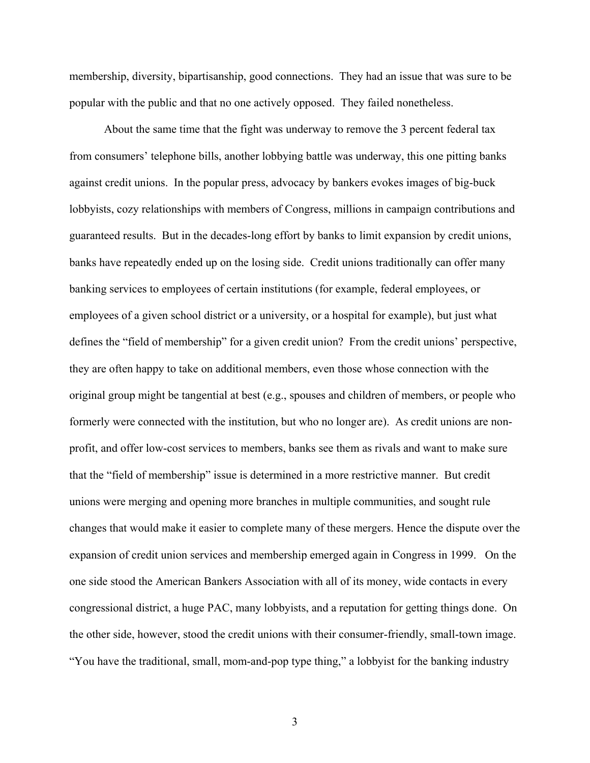membership, diversity, bipartisanship, good connections. They had an issue that was sure to be popular with the public and that no one actively opposed. They failed nonetheless.

About the same time that the fight was underway to remove the 3 percent federal tax from consumers' telephone bills, another lobbying battle was underway, this one pitting banks against credit unions. In the popular press, advocacy by bankers evokes images of big-buck lobbyists, cozy relationships with members of Congress, millions in campaign contributions and guaranteed results. But in the decades-long effort by banks to limit expansion by credit unions, banks have repeatedly ended up on the losing side. Credit unions traditionally can offer many banking services to employees of certain institutions (for example, federal employees, or employees of a given school district or a university, or a hospital for example), but just what defines the "field of membership" for a given credit union? From the credit unions' perspective, they are often happy to take on additional members, even those whose connection with the original group might be tangential at best (e.g., spouses and children of members, or people who formerly were connected with the institution, but who no longer are). As credit unions are non-profit, and offer low-cost services to members, banks see them as rivals and want to make sure that the "field of membership" issue is determined in a more restrictive manner. But credit unions were merging and opening more branches in multiple communities, and sought rule changes that would make it easier to complete many of these mergers. Hence the dispute over the expansion of credit union services and membership emerged again in Congress in 1999. On the one side stood the American Bankers Association with all of its money, wide contacts in every congressional district, a huge PAC, many lobbyists, and a reputation for getting things done. On the other side, however, stood the credit unions with their consumer-friendly, small-town image. "You have the traditional, small, mom-and-pop type thing," a lobbyist for the banking industry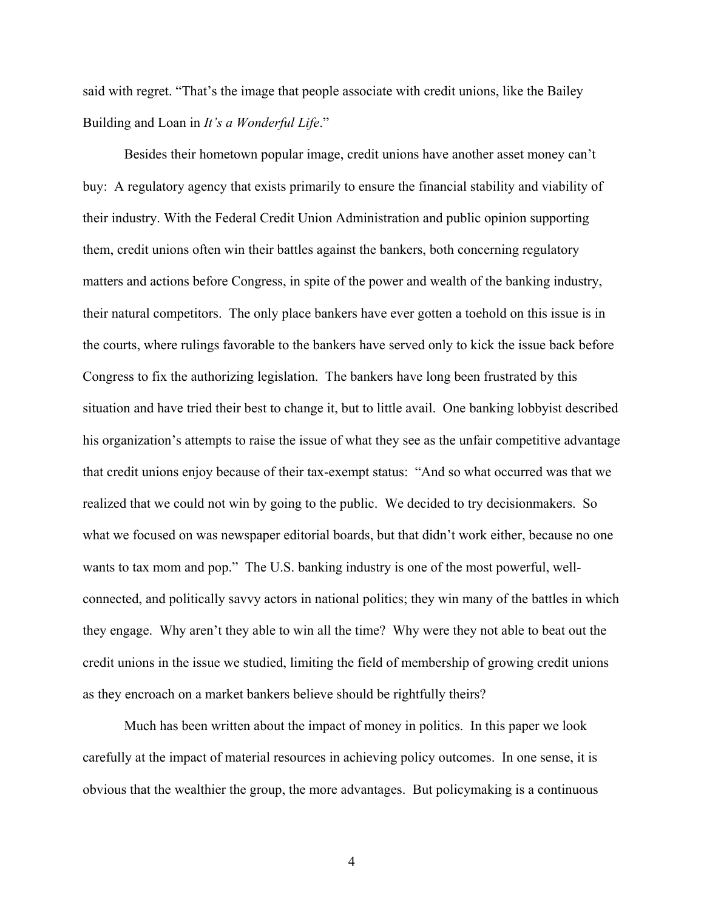said with regret. "That's the image that people associate with credit unions, like the Bailey Building and Loan in *It's a Wonderful Life*."

Besides their hometown popular image, credit unions have another asset money can't buy: A regulatory agency that exists primarily to ensure the financial stability and viability of their industry. With the Federal Credit Union Administration and public opinion supporting them, credit unions often win their battles against the bankers, both concerning regulatory matters and actions before Congress, in spite of the power and wealth of the banking industry, their natural competitors. The only place bankers have ever gotten a toehold on this issue is in the courts, where rulings favorable to the bankers have served only to kick the issue back before Congress to fix the authorizing legislation. The bankers have long been frustrated by this situation and have tried their best to change it, but to little avail. One banking lobbyist described his organization's attempts to raise the issue of what they see as the unfair competitive advantage that credit unions enjoy because of their tax-exempt status: "And so what occurred was that we realized that we could not win by going to the public. We decided to try decisionmakers. So what we focused on was newspaper editorial boards, but that didn't work either, because no one wants to tax mom and pop." The U.S. banking industry is one of the most powerful, well-connected, and politically savvy actors in national politics; they win many of the battles in which they engage. Why aren't they able to win all the time? Why were they not able to beat out the credit unions in the issue we studied, limiting the field of membership of growing credit unions as they encroach on a market bankers believe should be rightfully theirs?

Much has been written about the impact of money in politics. In this paper we look carefully at the impact of material resources in achieving policy outcomes. In one sense, it is obvious that the wealthier the group, the more advantages. But policymaking is a continuous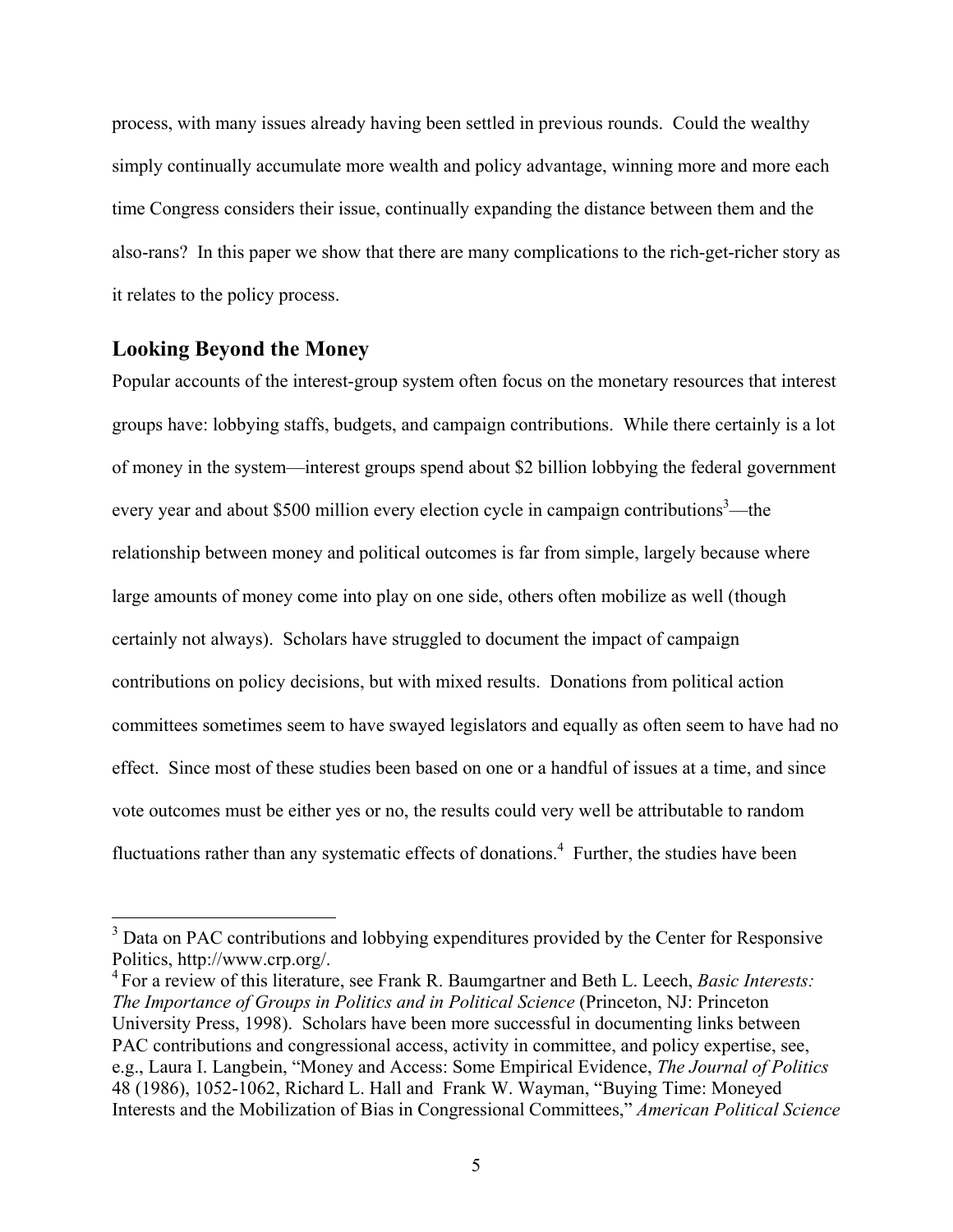process, with many issues already having been settled in previous rounds. Could the wealthy simply continually accumulate more wealth and policy advantage, winning more and more each time Congress considers their issue, continually expanding the distance between them and the also-rans? In this paper we show that there are many complications to the rich-get-richer story as it relates to the policy process.

## Looking Beyond the Money

Popular accounts of the interest-group system often focus on the monetary resources that interest groups have: lobbying staffs, budgets, and campaign contributions. While there certainly is a lot of money in the system—interest groups spend about $2 billion lobbying the federal government every year and about $500 million every election cycle in campaign contributions[3]—the relationship between money and political outcomes is far from simple, largely because where large amounts of money come into play on one side, others often mobilize as well (though certainly not always). Scholars have struggled to document the impact of campaign contributions on policy decisions, but with mixed results. Donations from political action committees sometimes seem to have swayed legislators and equally as often seem to have had no effect. Since most of these studies been based on one or a handful of issues at a time, and since vote outcomes must be either yes or no, the results could very well be attributable to random fluctuations rather than any systematic effects of donations.[4] Further, the studies have been

---

[3] Data on PAC contributions and lobbying expenditures provided by the Center for Responsive Politics, http://www.crp.org/.

[4] For a review of this literature, see Frank R. Baumgartner and Beth L. Leech, *Basic Interests: The Importance of Groups in Politics and in Political Science* (Princeton, NJ: Princeton University Press, 1998). Scholars have been more successful in documenting links between PAC contributions and congressional access, activity in committee, and policy expertise, see, e.g., Laura I. Langbein, "Money and Access: Some Empirical Evidence, *The Journal of Politics* 48 (1986), 1052-1062, Richard L. Hall and Frank W. Wayman, "Buying Time: Moneyed Interests and the Mobilization of Bias in Congressional Committees," *American Political Science*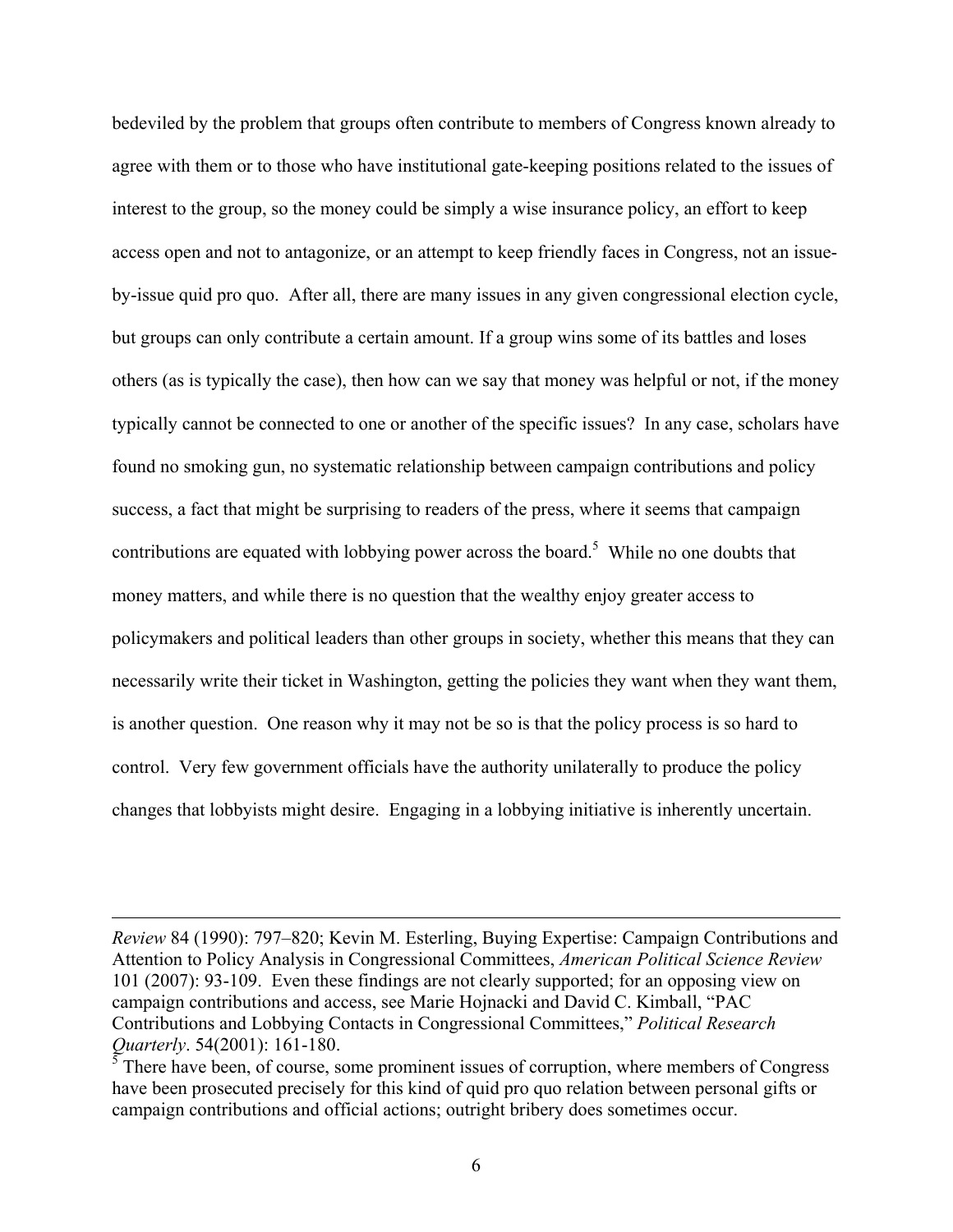bedeviled by the problem that groups often contribute to members of Congress known already to agree with them or to those who have institutional gate-keeping positions related to the issues of interest to the group, so the money could be simply a wise insurance policy, an effort to keep access open and not to antagonize, or an attempt to keep friendly faces in Congress, not an issue-by-issue quid pro quo. After all, there are many issues in any given congressional election cycle, but groups can only contribute a certain amount. If a group wins some of its battles and loses others (as is typically the case), then how can we say that money was helpful or not, if the money typically cannot be connected to one or another of the specific issues? In any case, scholars have found no smoking gun, no systematic relationship between campaign contributions and policy success, a fact that might be surprising to readers of the press, where it seems that campaign contributions are equated with lobbying power across the board.[5] While no one doubts that money matters, and while there is no question that the wealthy enjoy greater access to policymakers and political leaders than other groups in society, whether this means that they can necessarily write their ticket in Washington, getting the policies they want when they want them, is another question. One reason why it may not be so is that the policy process is so hard to control. Very few government officials have the authority unilaterally to produce the policy changes that lobbyists might desire. Engaging in a lobbying initiative is inherently uncertain.

---

*Review* 84 (1990): 797–820; Kevin M. Esterling, Buying Expertise: Campaign Contributions and Attention to Policy Analysis in Congressional Committees, *American Political Science Review* 101 (2007): 93-109. Even these findings are not clearly supported; for an opposing view on campaign contributions and access, see Marie Hojnacki and David C. Kimball, "PAC Contributions and Lobbying Contacts in Congressional Committees," *Political Research Quarterly*. 54(2001): 161-180.

[5] There have been, of course, some prominent issues of corruption, where members of Congress have been prosecuted precisely for this kind of quid pro quo relation between personal gifts or campaign contributions and official actions; outright bribery does sometimes occur.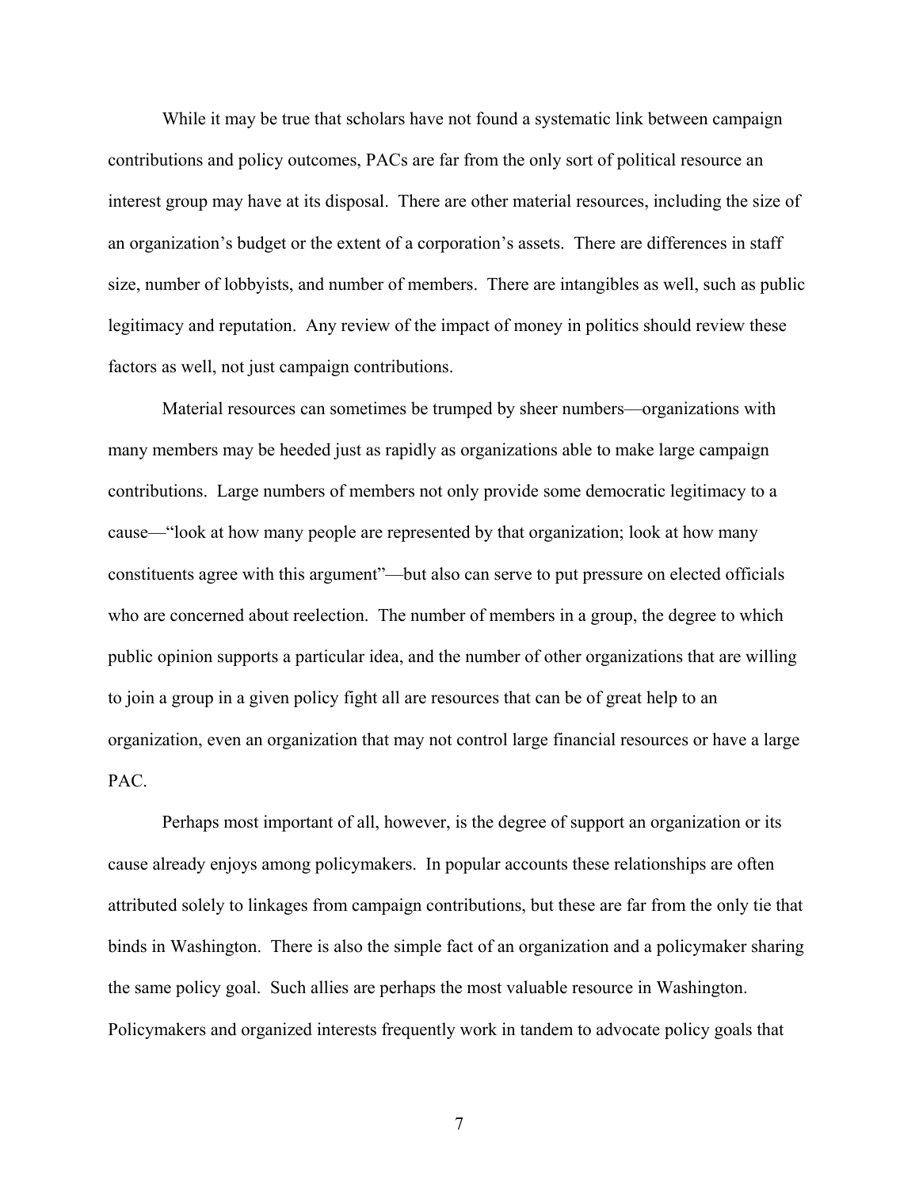While it may be true that scholars have not found a systematic link between campaign contributions and policy outcomes, PACs are far from the only sort of political resource an interest group may have at its disposal. There are other material resources, including the size of an organization's budget or the extent of a corporation's assets. There are differences in staff size, number of lobbyists, and number of members. There are intangibles as well, such as public legitimacy and reputation. Any review of the impact of money in politics should review these factors as well, not just campaign contributions.

Material resources can sometimes be trumped by sheer numbers—organizations with many members may be heeded just as rapidly as organizations able to make large campaign contributions. Large numbers of members not only provide some democratic legitimacy to a cause—"look at how many people are represented by that organization; look at how many constituents agree with this argument"—but also can serve to put pressure on elected officials who are concerned about reelection. The number of members in a group, the degree to which public opinion supports a particular idea, and the number of other organizations that are willing to join a group in a given policy fight all are resources that can be of great help to an organization, even an organization that may not control large financial resources or have a large PAC.

Perhaps most important of all, however, is the degree of support an organization or its cause already enjoys among policymakers. In popular accounts these relationships are often attributed solely to linkages from campaign contributions, but these are far from the only tie that binds in Washington. There is also the simple fact of an organization and a policymaker sharing the same policy goal. Such allies are perhaps the most valuable resource in Washington. Policymakers and organized interests frequently work in tandem to advocate policy goals that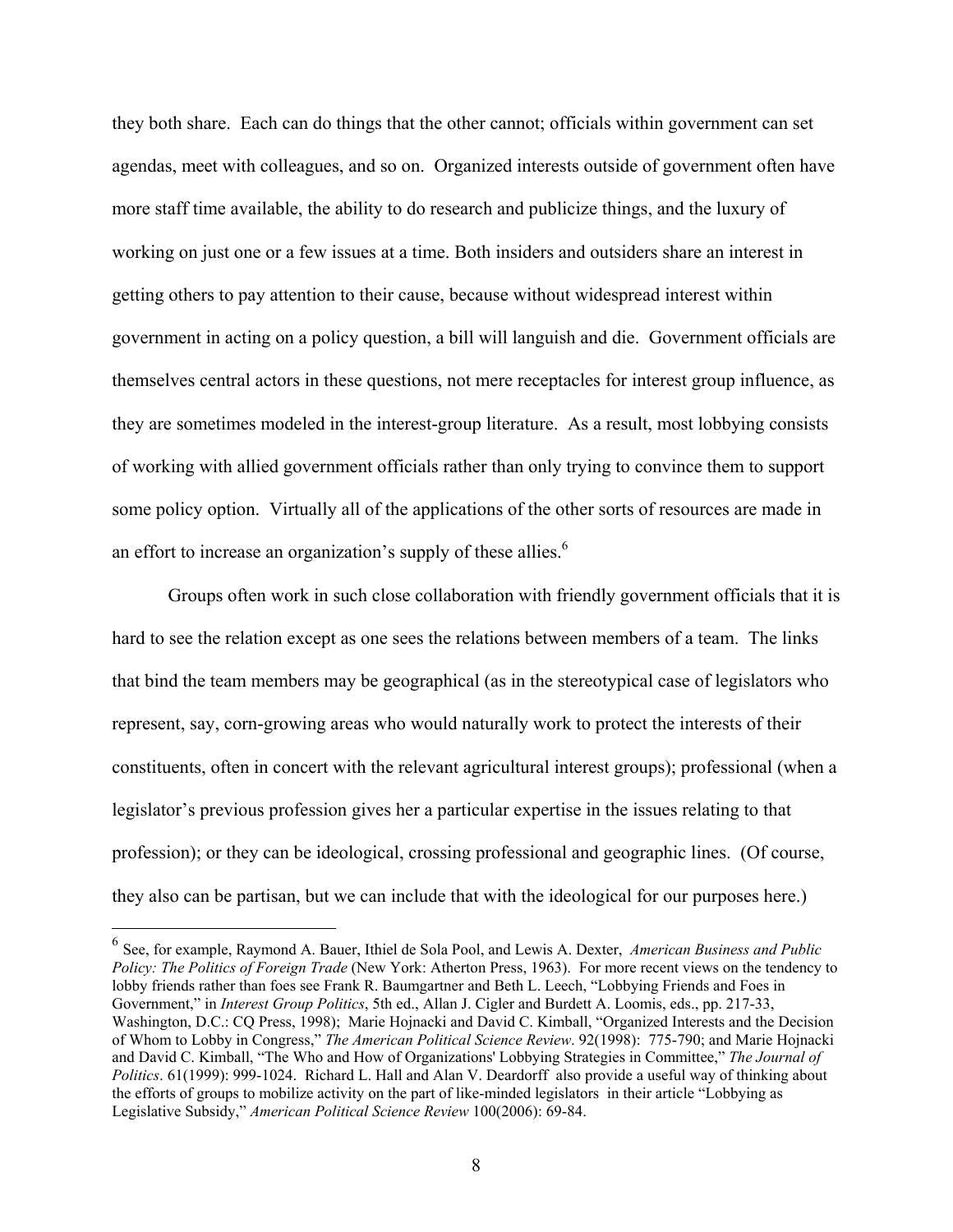they both share. Each can do things that the other cannot; officials within government can set agendas, meet with colleagues, and so on. Organized interests outside of government often have more staff time available, the ability to do research and publicize things, and the luxury of working on just one or a few issues at a time. Both insiders and outsiders share an interest in getting others to pay attention to their cause, because without widespread interest within government in acting on a policy question, a bill will languish and die. Government officials are themselves central actors in these questions, not mere receptacles for interest group influence, as they are sometimes modeled in the interest-group literature. As a result, most lobbying consists of working with allied government officials rather than only trying to convince them to support some policy option. Virtually all of the applications of the other sorts of resources are made in an effort to increase an organization's supply of these allies.[6]

Groups often work in such close collaboration with friendly government officials that it is hard to see the relation except as one sees the relations between members of a team. The links that bind the team members may be geographical (as in the stereotypical case of legislators who represent, say, corn-growing areas who would naturally work to protect the interests of their constituents, often in concert with the relevant agricultural interest groups); professional (when a legislator's previous profession gives her a particular expertise in the issues relating to that profession); or they can be ideological, crossing professional and geographic lines. (Of course, they also can be partisan, but we can include that with the ideological for our purposes here.)

---

[6] See, for example, Raymond A. Bauer, Ithiel de Sola Pool, and Lewis A. Dexter, *American Business and Public Policy: The Politics of Foreign Trade* (New York: Atherton Press, 1963). For more recent views on the tendency to lobby friends rather than foes see Frank R. Baumgartner and Beth L. Leech, "Lobbying Friends and Foes in Government," in *Interest Group Politics*, 5th ed., Allan J. Cigler and Burdett A. Loomis, eds., pp. 217-33, Washington, D.C.: CQ Press, 1998); Marie Hojnacki and David C. Kimball, "Organized Interests and the Decision of Whom to Lobby in Congress," *The American Political Science Review*. 92(1998): 775-790; and Marie Hojnacki and David C. Kimball, "The Who and How of Organizations' Lobbying Strategies in Committee," *The Journal of Politics*. 61(1999): 999-1024. Richard L. Hall and Alan V. Deardorff also provide a useful way of thinking about the efforts of groups to mobilize activity on the part of like-minded legislators in their article "Lobbying as Legislative Subsidy," *American Political Science Review* 100(2006): 69-84.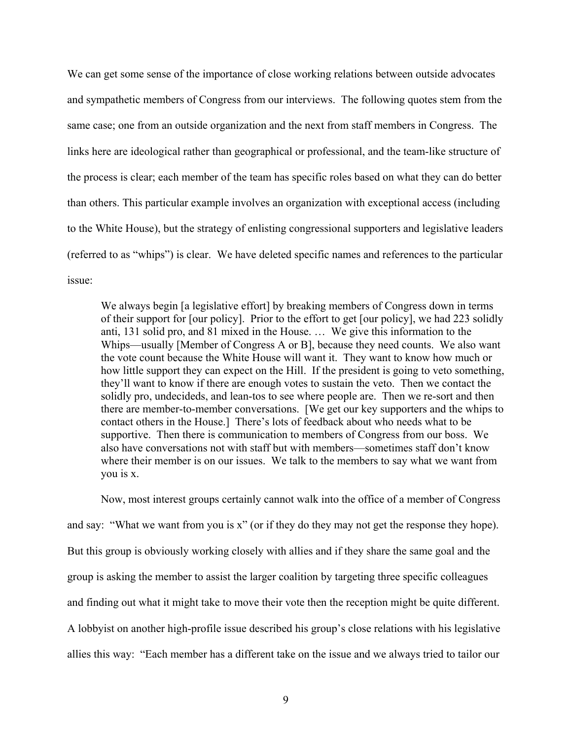We can get some sense of the importance of close working relations between outside advocates and sympathetic members of Congress from our interviews. The following quotes stem from the same case; one from an outside organization and the next from staff members in Congress. The links here are ideological rather than geographical or professional, and the team-like structure of the process is clear; each member of the team has specific roles based on what they can do better than others. This particular example involves an organization with exceptional access (including to the White House), but the strategy of enlisting congressional supporters and legislative leaders (referred to as "whips") is clear. We have deleted specific names and references to the particular issue:

> We always begin [a legislative effort] by breaking members of Congress down in terms of their support for [our policy]. Prior to the effort to get [our policy], we had 223 solidly anti, 131 solid pro, and 81 mixed in the House. … We give this information to the Whips—usually [Member of Congress A or B], because they need counts. We also want the vote count because the White House will want it. They want to know how much or how little support they can expect on the Hill. If the president is going to veto something, they'll want to know if there are enough votes to sustain the veto. Then we contact the solidly pro, undecideds, and lean-tos to see where people are. Then we re-sort and then there are member-to-member conversations. [We get our key supporters and the whips to contact others in the House.] There's lots of feedback about who needs what to be supportive. Then there is communication to members of Congress from our boss. We also have conversations not with staff but with members—sometimes staff don't know where their member is on our issues. We talk to the members to say what we want from you is x.

Now, most interest groups certainly cannot walk into the office of a member of Congress and say: "What we want from you is x" (or if they do they may not get the response they hope). But this group is obviously working closely with allies and if they share the same goal and the group is asking the member to assist the larger coalition by targeting three specific colleagues and finding out what it might take to move their vote then the reception might be quite different. A lobbyist on another high-profile issue described his group's close relations with his legislative allies this way: "Each member has a different take on the issue and we always tried to tailor our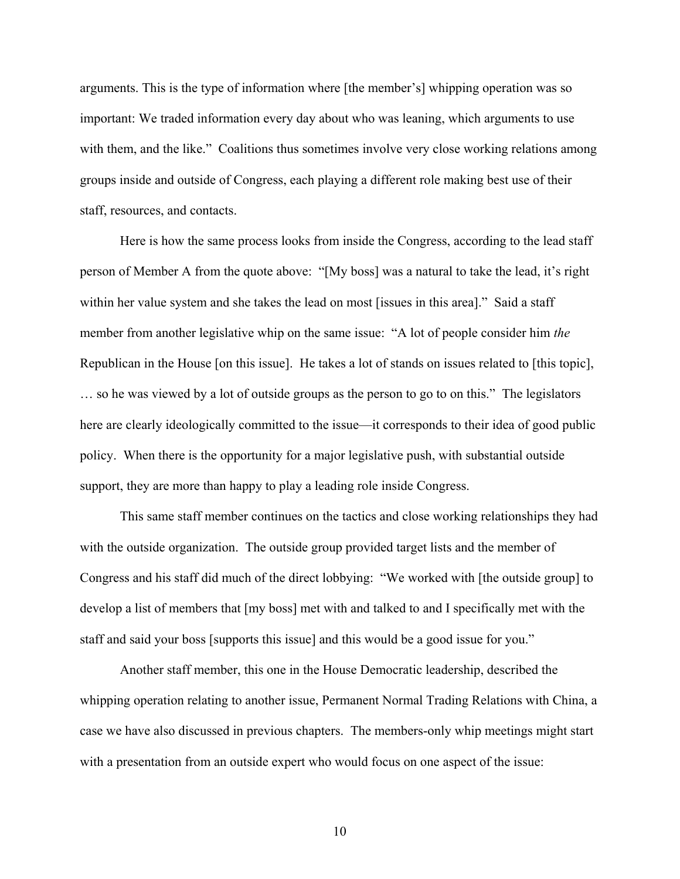arguments. This is the type of information where [the member's] whipping operation was so important: We traded information every day about who was leaning, which arguments to use with them, and the like." Coalitions thus sometimes involve very close working relations among groups inside and outside of Congress, each playing a different role making best use of their staff, resources, and contacts.

Here is how the same process looks from inside the Congress, according to the lead staff person of Member A from the quote above: "[My boss] was a natural to take the lead, it's right within her value system and she takes the lead on most [issues in this area]." Said a staff member from another legislative whip on the same issue: "A lot of people consider him *the* Republican in the House [on this issue]. He takes a lot of stands on issues related to [this topic], … so he was viewed by a lot of outside groups as the person to go to on this." The legislators here are clearly ideologically committed to the issue—it corresponds to their idea of good public policy. When there is the opportunity for a major legislative push, with substantial outside support, they are more than happy to play a leading role inside Congress.

This same staff member continues on the tactics and close working relationships they had with the outside organization. The outside group provided target lists and the member of Congress and his staff did much of the direct lobbying: "We worked with [the outside group] to develop a list of members that [my boss] met with and talked to and I specifically met with the staff and said your boss [supports this issue] and this would be a good issue for you."

Another staff member, this one in the House Democratic leadership, described the whipping operation relating to another issue, Permanent Normal Trading Relations with China, a case we have also discussed in previous chapters. The members-only whip meetings might start with a presentation from an outside expert who would focus on one aspect of the issue: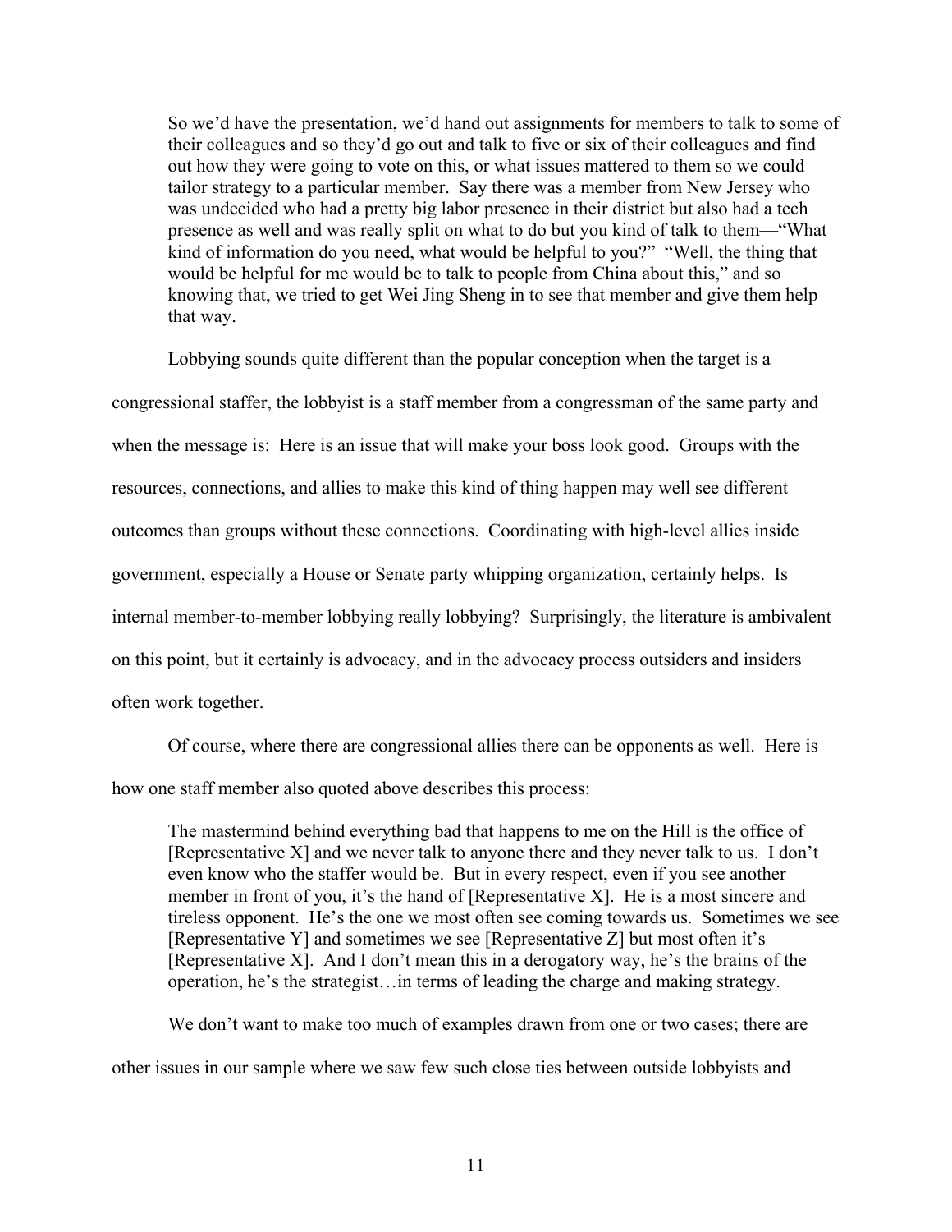> So we'd have the presentation, we'd hand out assignments for members to talk to some of their colleagues and so they'd go out and talk to five or six of their colleagues and find out how they were going to vote on this, or what issues mattered to them so we could tailor strategy to a particular member. Say there was a member from New Jersey who was undecided who had a pretty big labor presence in their district but also had a tech presence as well and was really split on what to do but you kind of talk to them—"What kind of information do you need, what would be helpful to you?" "Well, the thing that would be helpful for me would be to talk to people from China about this," and so knowing that, we tried to get Wei Jing Sheng in to see that member and give them help that way.

Lobbying sounds quite different than the popular conception when the target is a congressional staffer, the lobbyist is a staff member from a congressman of the same party and when the message is: Here is an issue that will make your boss look good. Groups with the resources, connections, and allies to make this kind of thing happen may well see different outcomes than groups without these connections. Coordinating with high-level allies inside government, especially a House or Senate party whipping organization, certainly helps. Is internal member-to-member lobbying really lobbying? Surprisingly, the literature is ambivalent on this point, but it certainly is advocacy, and in the advocacy process outsiders and insiders often work together.

Of course, where there are congressional allies there can be opponents as well. Here is how one staff member also quoted above describes this process:

> The mastermind behind everything bad that happens to me on the Hill is the office of [Representative X] and we never talk to anyone there and they never talk to us. I don't even know who the staffer would be. But in every respect, even if you see another member in front of you, it's the hand of [Representative X]. He is a most sincere and tireless opponent. He's the one we most often see coming towards us. Sometimes we see [Representative Y] and sometimes we see [Representative Z] but most often it's [Representative X]. And I don't mean this in a derogatory way, he's the brains of the operation, he's the strategist…in terms of leading the charge and making strategy.

We don't want to make too much of examples drawn from one or two cases; there are other issues in our sample where we saw few such close ties between outside lobbyists and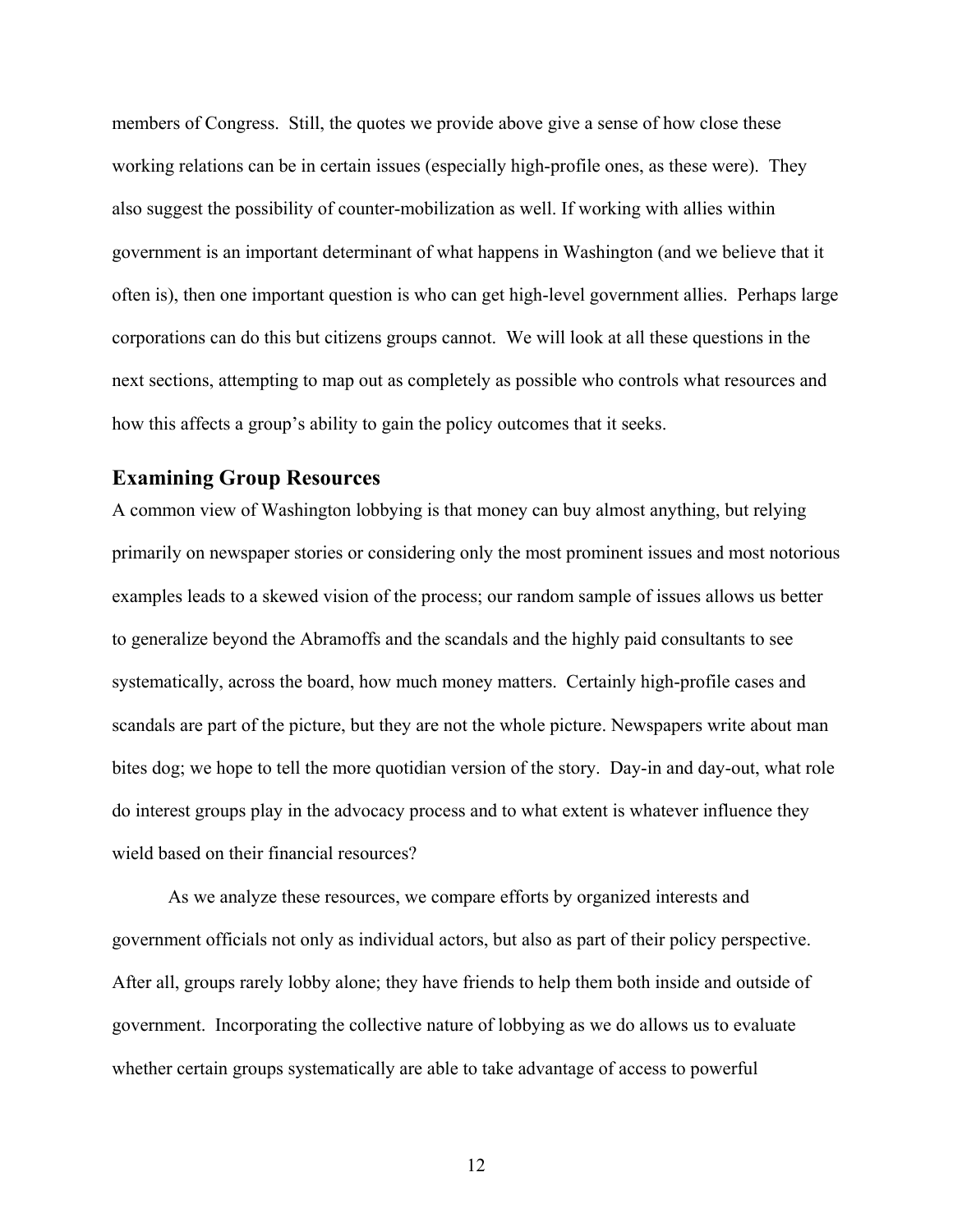members of Congress. Still, the quotes we provide above give a sense of how close these working relations can be in certain issues (especially high-profile ones, as these were). They also suggest the possibility of counter-mobilization as well. If working with allies within government is an important determinant of what happens in Washington (and we believe that it often is), then one important question is who can get high-level government allies. Perhaps large corporations can do this but citizens groups cannot. We will look at all these questions in the next sections, attempting to map out as completely as possible who controls what resources and how this affects a group's ability to gain the policy outcomes that it seeks.

## Examining Group Resources

A common view of Washington lobbying is that money can buy almost anything, but relying primarily on newspaper stories or considering only the most prominent issues and most notorious examples leads to a skewed vision of the process; our random sample of issues allows us better to generalize beyond the Abramoffs and the scandals and the highly paid consultants to see systematically, across the board, how much money matters. Certainly high-profile cases and scandals are part of the picture, but they are not the whole picture. Newspapers write about man bites dog; we hope to tell the more quotidian version of the story. Day-in and day-out, what role do interest groups play in the advocacy process and to what extent is whatever influence they wield based on their financial resources?

As we analyze these resources, we compare efforts by organized interests and government officials not only as individual actors, but also as part of their policy perspective. After all, groups rarely lobby alone; they have friends to help them both inside and outside of government. Incorporating the collective nature of lobbying as we do allows us to evaluate whether certain groups systematically are able to take advantage of access to powerful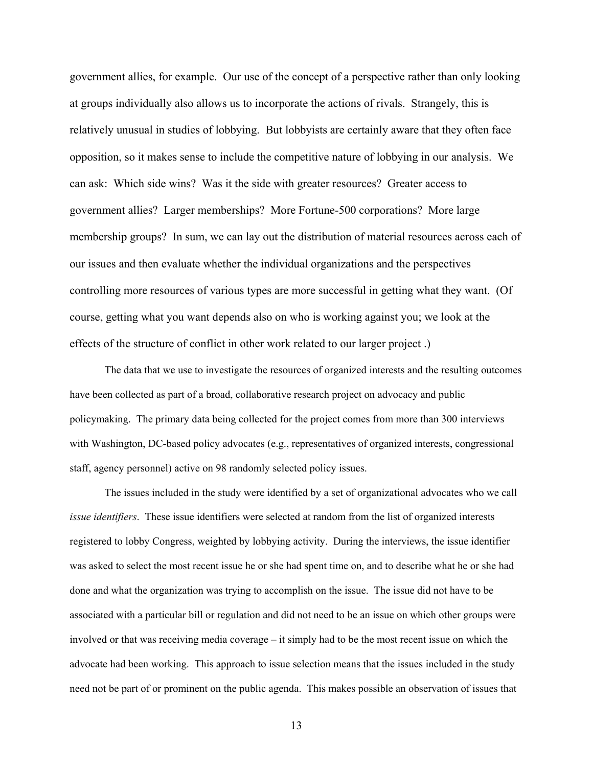government allies, for example. Our use of the concept of a perspective rather than only looking at groups individually also allows us to incorporate the actions of rivals. Strangely, this is relatively unusual in studies of lobbying. But lobbyists are certainly aware that they often face opposition, so it makes sense to include the competitive nature of lobbying in our analysis. We can ask: Which side wins? Was it the side with greater resources? Greater access to government allies? Larger memberships? More Fortune-500 corporations? More large membership groups? In sum, we can lay out the distribution of material resources across each of our issues and then evaluate whether the individual organizations and the perspectives controlling more resources of various types are more successful in getting what they want. (Of course, getting what you want depends also on who is working against you; we look at the effects of the structure of conflict in other work related to our larger project .)

The data that we use to investigate the resources of organized interests and the resulting outcomes have been collected as part of a broad, collaborative research project on advocacy and public policymaking. The primary data being collected for the project comes from more than 300 interviews with Washington, DC-based policy advocates (e.g., representatives of organized interests, congressional staff, agency personnel) active on 98 randomly selected policy issues.

The issues included in the study were identified by a set of organizational advocates who we call *issue identifiers*. These issue identifiers were selected at random from the list of organized interests registered to lobby Congress, weighted by lobbying activity. During the interviews, the issue identifier was asked to select the most recent issue he or she had spent time on, and to describe what he or she had done and what the organization was trying to accomplish on the issue. The issue did not have to be associated with a particular bill or regulation and did not need to be an issue on which other groups were involved or that was receiving media coverage – it simply had to be the most recent issue on which the advocate had been working. This approach to issue selection means that the issues included in the study need not be part of or prominent on the public agenda. This makes possible an observation of issues that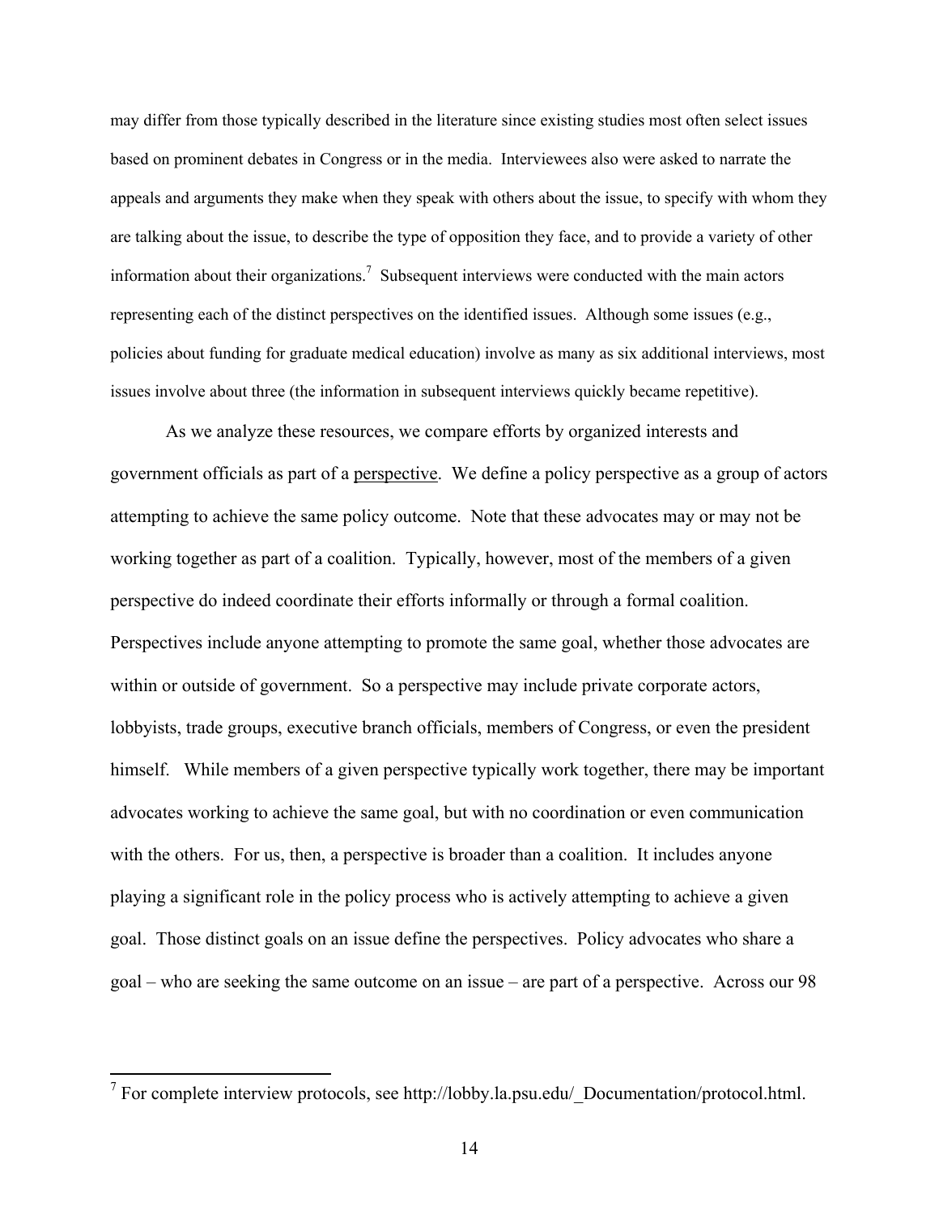may differ from those typically described in the literature since existing studies most often select issues based on prominent debates in Congress or in the media. Interviewees also were asked to narrate the appeals and arguments they make when they speak with others about the issue, to specify with whom they are talking about the issue, to describe the type of opposition they face, and to provide a variety of other information about their organizations.[7] Subsequent interviews were conducted with the main actors representing each of the distinct perspectives on the identified issues. Although some issues (e.g., policies about funding for graduate medical education) involve as many as six additional interviews, most issues involve about three (the information in subsequent interviews quickly became repetitive).

As we analyze these resources, we compare efforts by organized interests and government officials as part of a perspective. We define a policy perspective as a group of actors attempting to achieve the same policy outcome. Note that these advocates may or may not be working together as part of a coalition. Typically, however, most of the members of a given perspective do indeed coordinate their efforts informally or through a formal coalition. Perspectives include anyone attempting to promote the same goal, whether those advocates are within or outside of government. So a perspective may include private corporate actors, lobbyists, trade groups, executive branch officials, members of Congress, or even the president himself. While members of a given perspective typically work together, there may be important advocates working to achieve the same goal, but with no coordination or even communication with the others. For us, then, a perspective is broader than a coalition. It includes anyone playing a significant role in the policy process who is actively attempting to achieve a given goal. Those distinct goals on an issue define the perspectives. Policy advocates who share a goal – who are seeking the same outcome on an issue – are part of a perspective. Across our 98

[7] For complete interview protocols, see http://lobby.la.psu.edu/_Documentation/protocol.html.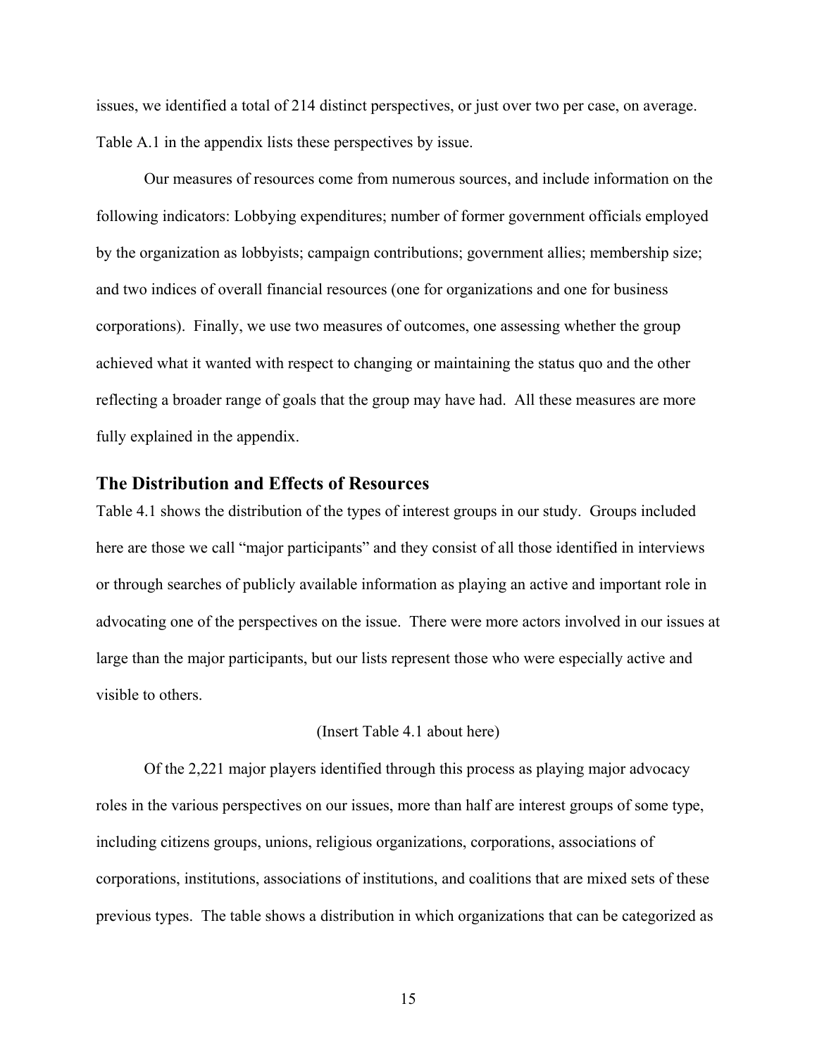issues, we identified a total of 214 distinct perspectives, or just over two per case, on average. Table A.1 in the appendix lists these perspectives by issue.

Our measures of resources come from numerous sources, and include information on the following indicators: Lobbying expenditures; number of former government officials employed by the organization as lobbyists; campaign contributions; government allies; membership size; and two indices of overall financial resources (one for organizations and one for business corporations). Finally, we use two measures of outcomes, one assessing whether the group achieved what it wanted with respect to changing or maintaining the status quo and the other reflecting a broader range of goals that the group may have had. All these measures are more fully explained in the appendix.

## The Distribution and Effects of Resources

Table 4.1 shows the distribution of the types of interest groups in our study. Groups included here are those we call "major participants" and they consist of all those identified in interviews or through searches of publicly available information as playing an active and important role in advocating one of the perspectives on the issue. There were more actors involved in our issues at large than the major participants, but our lists represent those who were especially active and visible to others.

(Insert Table 4.1 about here)

Of the 2,221 major players identified through this process as playing major advocacy roles in the various perspectives on our issues, more than half are interest groups of some type, including citizens groups, unions, religious organizations, corporations, associations of corporations, institutions, associations of institutions, and coalitions that are mixed sets of these previous types. The table shows a distribution in which organizations that can be categorized as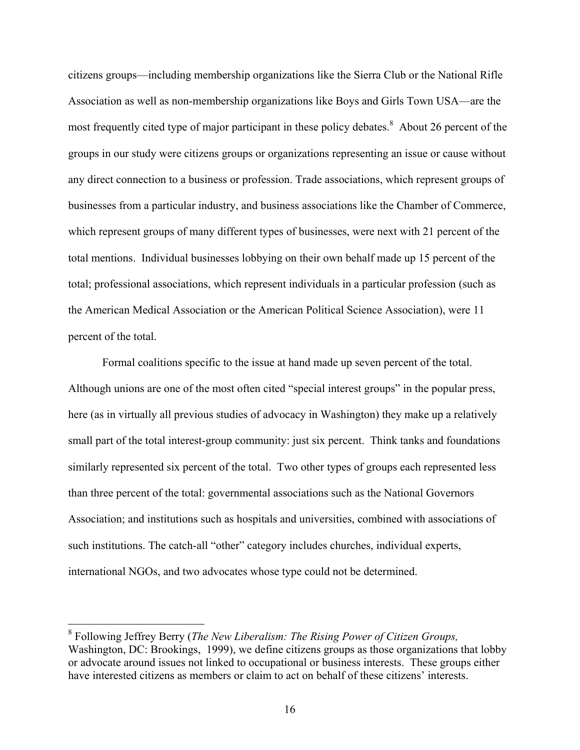citizens groups—including membership organizations like the Sierra Club or the National Rifle Association as well as non-membership organizations like Boys and Girls Town USA—are the most frequently cited type of major participant in these policy debates.[8] About 26 percent of the groups in our study were citizens groups or organizations representing an issue or cause without any direct connection to a business or profession. Trade associations, which represent groups of businesses from a particular industry, and business associations like the Chamber of Commerce, which represent groups of many different types of businesses, were next with 21 percent of the total mentions. Individual businesses lobbying on their own behalf made up 15 percent of the total; professional associations, which represent individuals in a particular profession (such as the American Medical Association or the American Political Science Association), were 11 percent of the total.

Formal coalitions specific to the issue at hand made up seven percent of the total. Although unions are one of the most often cited "special interest groups" in the popular press, here (as in virtually all previous studies of advocacy in Washington) they make up a relatively small part of the total interest-group community: just six percent. Think tanks and foundations similarly represented six percent of the total. Two other types of groups each represented less than three percent of the total: governmental associations such as the National Governors Association; and institutions such as hospitals and universities, combined with associations of such institutions. The catch-all "other" category includes churches, individual experts, international NGOs, and two advocates whose type could not be determined.

---

[8] Following Jeffrey Berry (*The New Liberalism: The Rising Power of Citizen Groups,* Washington, DC: Brookings, 1999), we define citizens groups as those organizations that lobby or advocate around issues not linked to occupational or business interests. These groups either have interested citizens as members or claim to act on behalf of these citizens' interests.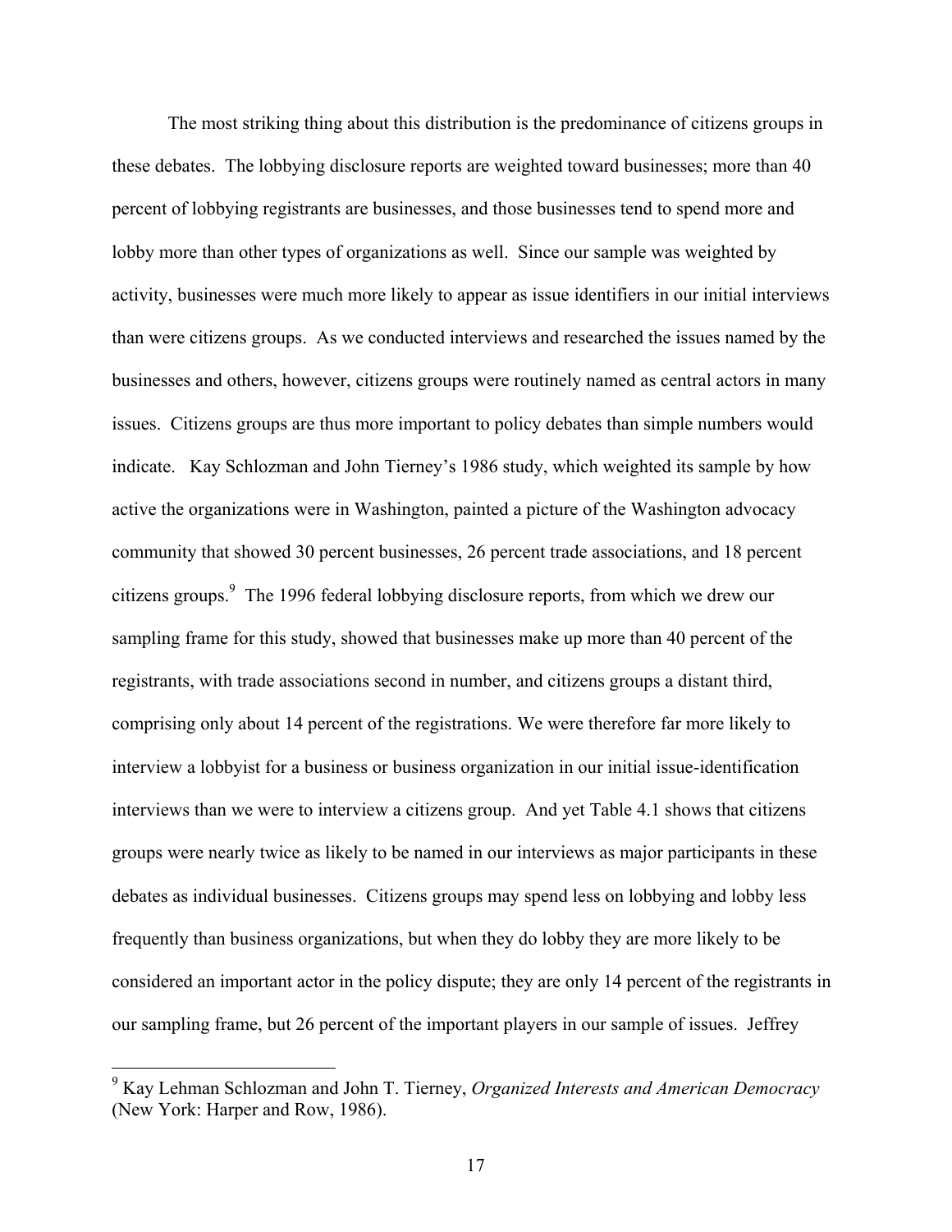The most striking thing about this distribution is the predominance of citizens groups in these debates. The lobbying disclosure reports are weighted toward businesses; more than 40 percent of lobbying registrants are businesses, and those businesses tend to spend more and lobby more than other types of organizations as well. Since our sample was weighted by activity, businesses were much more likely to appear as issue identifiers in our initial interviews than were citizens groups. As we conducted interviews and researched the issues named by the businesses and others, however, citizens groups were routinely named as central actors in many issues. Citizens groups are thus more important to policy debates than simple numbers would indicate. Kay Schlozman and John Tierney's 1986 study, which weighted its sample by how active the organizations were in Washington, painted a picture of the Washington advocacy community that showed 30 percent businesses, 26 percent trade associations, and 18 percent citizens groups.[9] The 1996 federal lobbying disclosure reports, from which we drew our sampling frame for this study, showed that businesses make up more than 40 percent of the registrants, with trade associations second in number, and citizens groups a distant third, comprising only about 14 percent of the registrations. We were therefore far more likely to interview a lobbyist for a business or business organization in our initial issue-identification interviews than we were to interview a citizens group. And yet Table 4.1 shows that citizens groups were nearly twice as likely to be named in our interviews as major participants in these debates as individual businesses. Citizens groups may spend less on lobbying and lobby less frequently than business organizations, but when they do lobby they are more likely to be considered an important actor in the policy dispute; they are only 14 percent of the registrants in our sampling frame, but 26 percent of the important players in our sample of issues. Jeffrey

[9] Kay Lehman Schlozman and John T. Tierney, *Organized Interests and American Democracy* (New York: Harper and Row, 1986).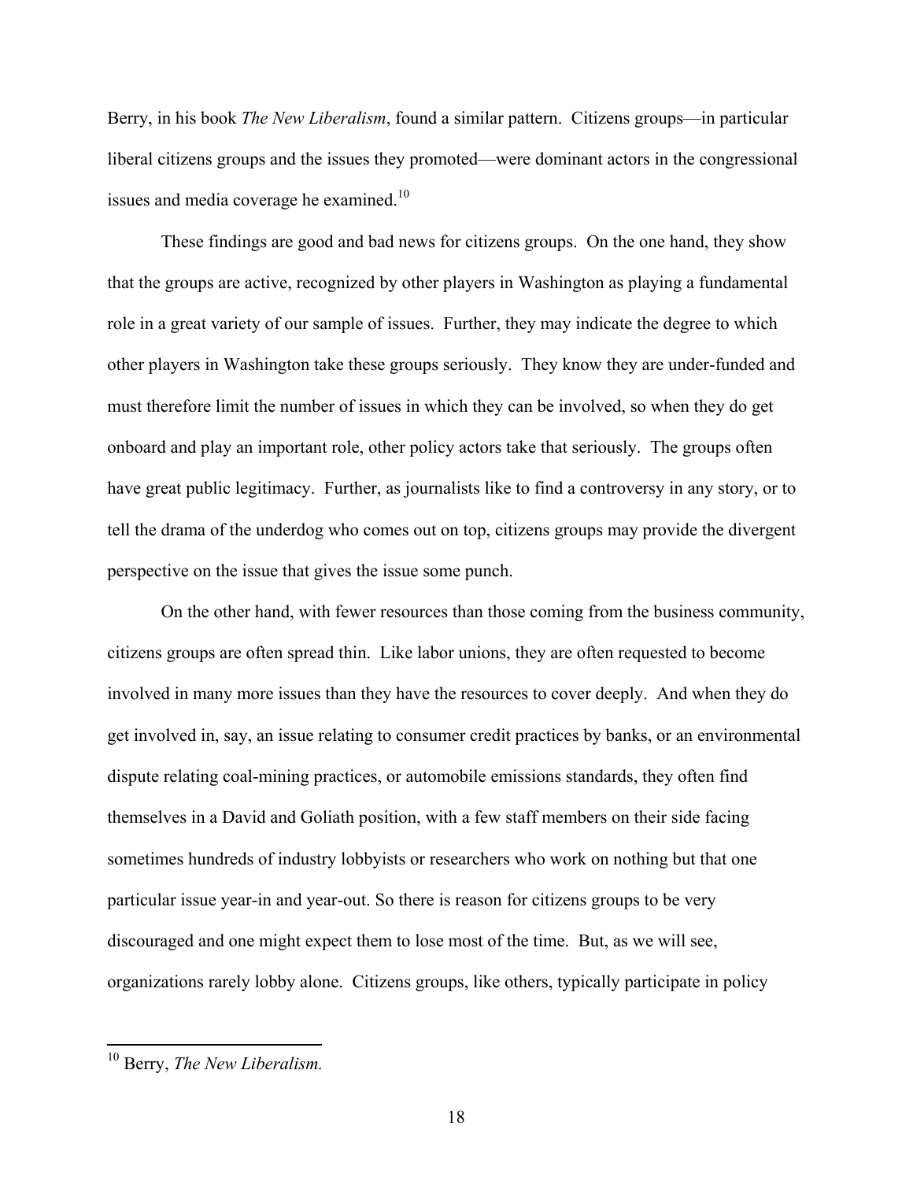Berry, in his book *The New Liberalism*, found a similar pattern. Citizens groups—in particular liberal citizens groups and the issues they promoted—were dominant actors in the congressional issues and media coverage he examined.[10]

These findings are good and bad news for citizens groups. On the one hand, they show that the groups are active, recognized by other players in Washington as playing a fundamental role in a great variety of our sample of issues. Further, they may indicate the degree to which other players in Washington take these groups seriously. They know they are under-funded and must therefore limit the number of issues in which they can be involved, so when they do get onboard and play an important role, other policy actors take that seriously. The groups often have great public legitimacy. Further, as journalists like to find a controversy in any story, or to tell the drama of the underdog who comes out on top, citizens groups may provide the divergent perspective on the issue that gives the issue some punch.

On the other hand, with fewer resources than those coming from the business community, citizens groups are often spread thin. Like labor unions, they are often requested to become involved in many more issues than they have the resources to cover deeply. And when they do get involved in, say, an issue relating to consumer credit practices by banks, or an environmental dispute relating coal-mining practices, or automobile emissions standards, they often find themselves in a David and Goliath position, with a few staff members on their side facing sometimes hundreds of industry lobbyists or researchers who work on nothing but that one particular issue year-in and year-out. So there is reason for citizens groups to be very discouraged and one might expect them to lose most of the time. But, as we will see, organizations rarely lobby alone. Citizens groups, like others, typically participate in policy

---

[10] Berry, *The New Liberalism.*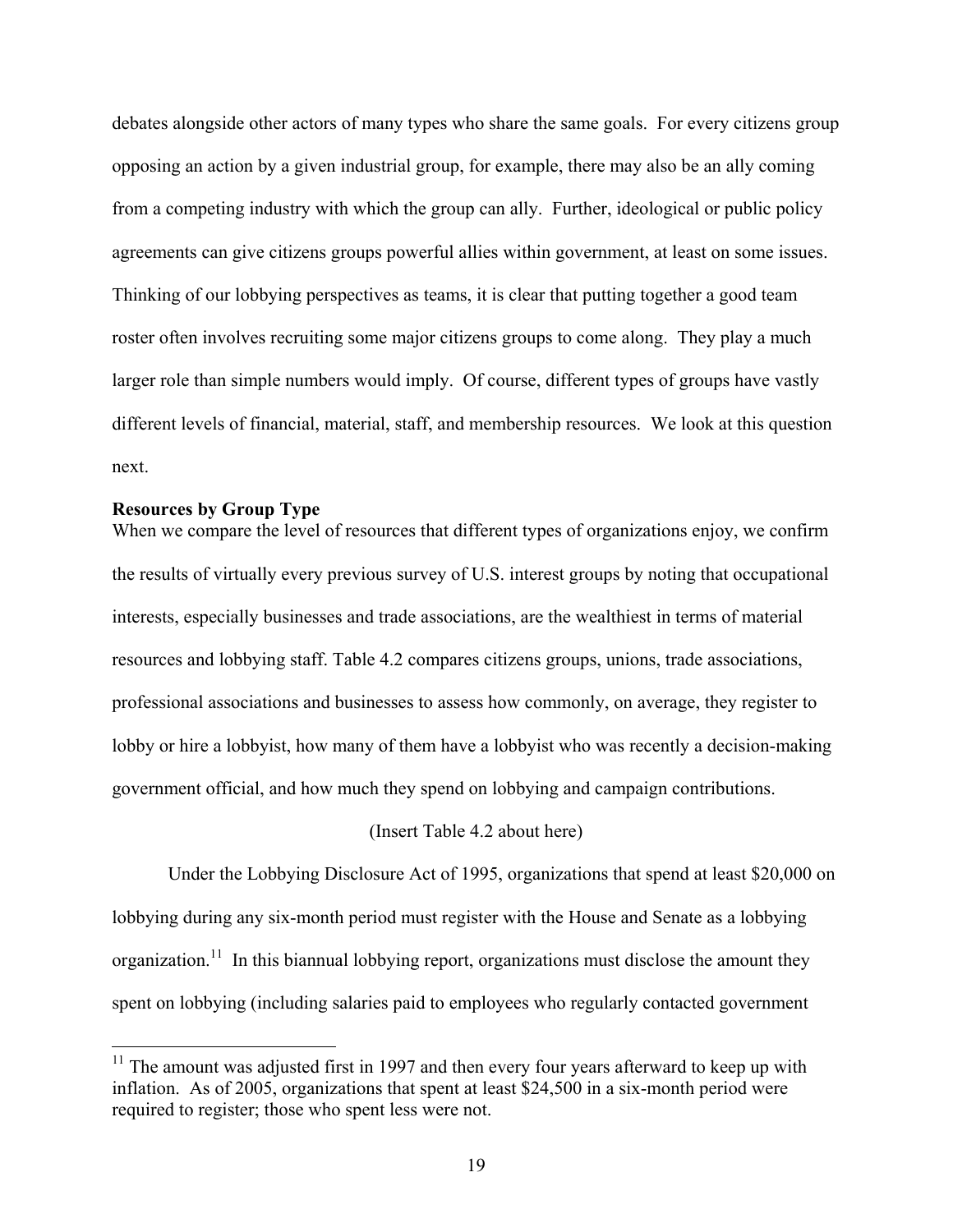debates alongside other actors of many types who share the same goals. For every citizens group opposing an action by a given industrial group, for example, there may also be an ally coming from a competing industry with which the group can ally. Further, ideological or public policy agreements can give citizens groups powerful allies within government, at least on some issues. Thinking of our lobbying perspectives as teams, it is clear that putting together a good team roster often involves recruiting some major citizens groups to come along. They play a much larger role than simple numbers would imply. Of course, different types of groups have vastly different levels of financial, material, staff, and membership resources. We look at this question next.

**Resources by Group Type**

When we compare the level of resources that different types of organizations enjoy, we confirm the results of virtually every previous survey of U.S. interest groups by noting that occupational interests, especially businesses and trade associations, are the wealthiest in terms of material resources and lobbying staff. Table 4.2 compares citizens groups, unions, trade associations, professional associations and businesses to assess how commonly, on average, they register to lobby or hire a lobbyist, how many of them have a lobbyist who was recently a decision-making government official, and how much they spend on lobbying and campaign contributions.

(Insert Table 4.2 about here)

Under the Lobbying Disclosure Act of 1995, organizations that spend at least $20,000 on lobbying during any six-month period must register with the House and Senate as a lobbying organization.[11] In this biannual lobbying report, organizations must disclose the amount they spent on lobbying (including salaries paid to employees who regularly contacted government

[11] The amount was adjusted first in 1997 and then every four years afterward to keep up with inflation. As of 2005, organizations that spent at least $24,500 in a six-month period were required to register; those who spent less were not.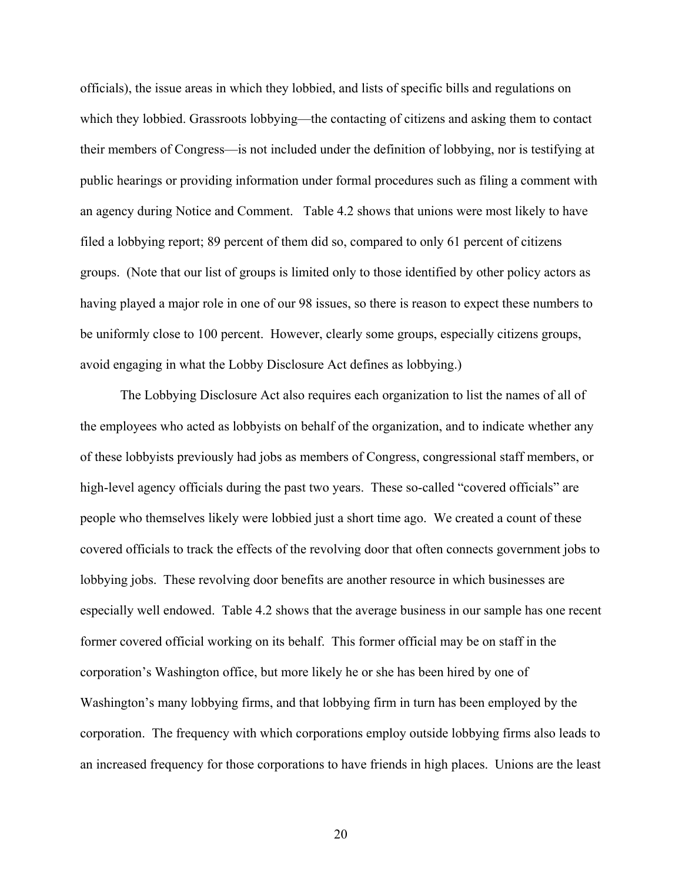officials), the issue areas in which they lobbied, and lists of specific bills and regulations on which they lobbied. Grassroots lobbying—the contacting of citizens and asking them to contact their members of Congress—is not included under the definition of lobbying, nor is testifying at public hearings or providing information under formal procedures such as filing a comment with an agency during Notice and Comment. Table 4.2 shows that unions were most likely to have filed a lobbying report; 89 percent of them did so, compared to only 61 percent of citizens groups. (Note that our list of groups is limited only to those identified by other policy actors as having played a major role in one of our 98 issues, so there is reason to expect these numbers to be uniformly close to 100 percent. However, clearly some groups, especially citizens groups, avoid engaging in what the Lobby Disclosure Act defines as lobbying.)

The Lobbying Disclosure Act also requires each organization to list the names of all of the employees who acted as lobbyists on behalf of the organization, and to indicate whether any of these lobbyists previously had jobs as members of Congress, congressional staff members, or high-level agency officials during the past two years. These so-called "covered officials" are people who themselves likely were lobbied just a short time ago. We created a count of these covered officials to track the effects of the revolving door that often connects government jobs to lobbying jobs. These revolving door benefits are another resource in which businesses are especially well endowed. Table 4.2 shows that the average business in our sample has one recent former covered official working on its behalf. This former official may be on staff in the corporation's Washington office, but more likely he or she has been hired by one of Washington's many lobbying firms, and that lobbying firm in turn has been employed by the corporation. The frequency with which corporations employ outside lobbying firms also leads to an increased frequency for those corporations to have friends in high places. Unions are the least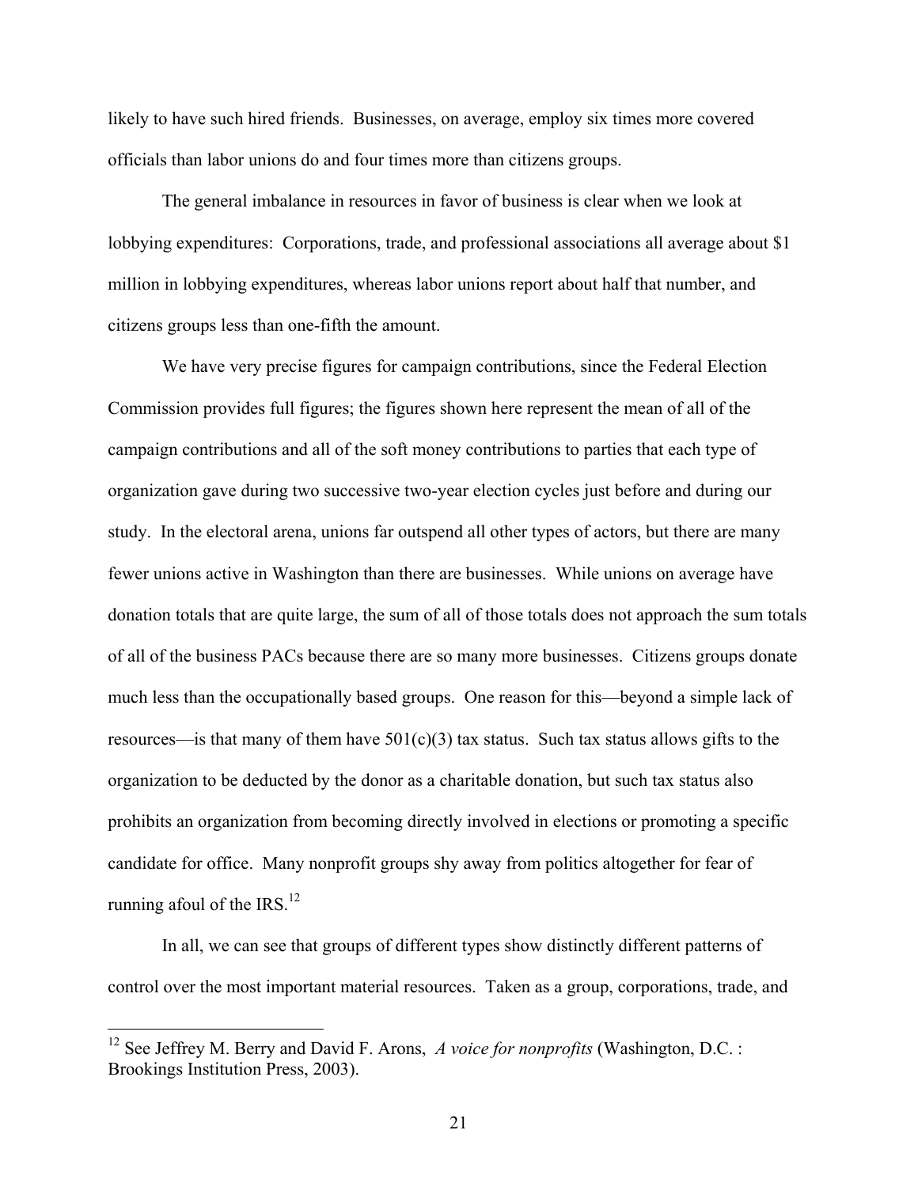likely to have such hired friends. Businesses, on average, employ six times more covered officials than labor unions do and four times more than citizens groups.

The general imbalance in resources in favor of business is clear when we look at lobbying expenditures: Corporations, trade, and professional associations all average about $1 million in lobbying expenditures, whereas labor unions report about half that number, and citizens groups less than one-fifth the amount.

We have very precise figures for campaign contributions, since the Federal Election Commission provides full figures; the figures shown here represent the mean of all of the campaign contributions and all of the soft money contributions to parties that each type of organization gave during two successive two-year election cycles just before and during our study. In the electoral arena, unions far outspend all other types of actors, but there are many fewer unions active in Washington than there are businesses. While unions on average have donation totals that are quite large, the sum of all of those totals does not approach the sum totals of all of the business PACs because there are so many more businesses. Citizens groups donate much less than the occupationally based groups. One reason for this—beyond a simple lack of resources—is that many of them have 501(c)(3) tax status. Such tax status allows gifts to the organization to be deducted by the donor as a charitable donation, but such tax status also prohibits an organization from becoming directly involved in elections or promoting a specific candidate for office. Many nonprofit groups shy away from politics altogether for fear of running afoul of the IRS.[12]

In all, we can see that groups of different types show distinctly different patterns of control over the most important material resources. Taken as a group, corporations, trade, and

---

[12] See Jeffrey M. Berry and David F. Arons, *A voice for nonprofits* (Washington, D.C. : Brookings Institution Press, 2003).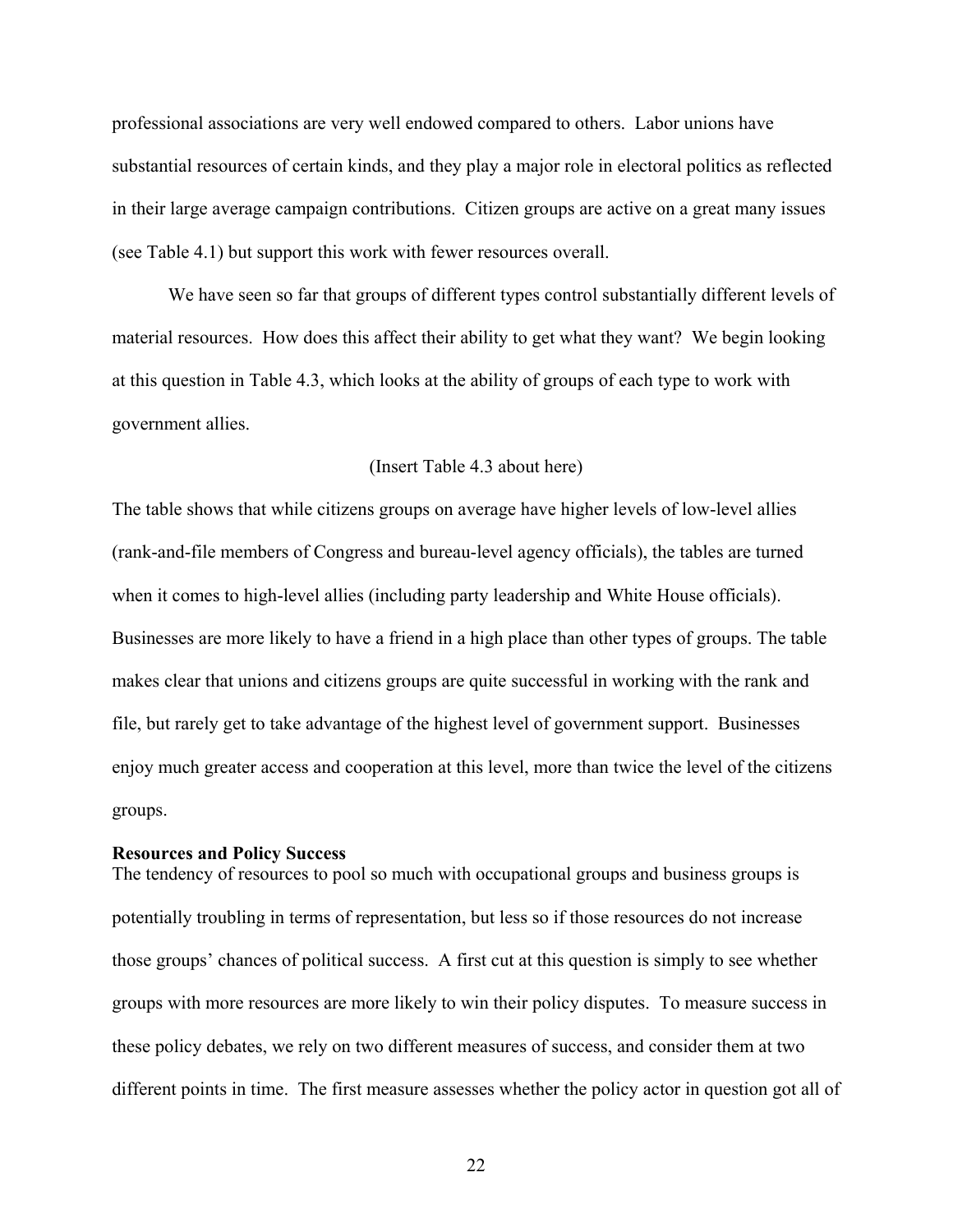professional associations are very well endowed compared to others. Labor unions have substantial resources of certain kinds, and they play a major role in electoral politics as reflected in their large average campaign contributions. Citizen groups are active on a great many issues (see Table 4.1) but support this work with fewer resources overall.

We have seen so far that groups of different types control substantially different levels of material resources. How does this affect their ability to get what they want? We begin looking at this question in Table 4.3, which looks at the ability of groups of each type to work with government allies.

(Insert Table 4.3 about here)

The table shows that while citizens groups on average have higher levels of low-level allies (rank-and-file members of Congress and bureau-level agency officials), the tables are turned when it comes to high-level allies (including party leadership and White House officials). Businesses are more likely to have a friend in a high place than other types of groups. The table makes clear that unions and citizens groups are quite successful in working with the rank and file, but rarely get to take advantage of the highest level of government support. Businesses enjoy much greater access and cooperation at this level, more than twice the level of the citizens groups.

**Resources and Policy Success**

The tendency of resources to pool so much with occupational groups and business groups is potentially troubling in terms of representation, but less so if those resources do not increase those groups' chances of political success. A first cut at this question is simply to see whether groups with more resources are more likely to win their policy disputes. To measure success in these policy debates, we rely on two different measures of success, and consider them at two different points in time. The first measure assesses whether the policy actor in question got all of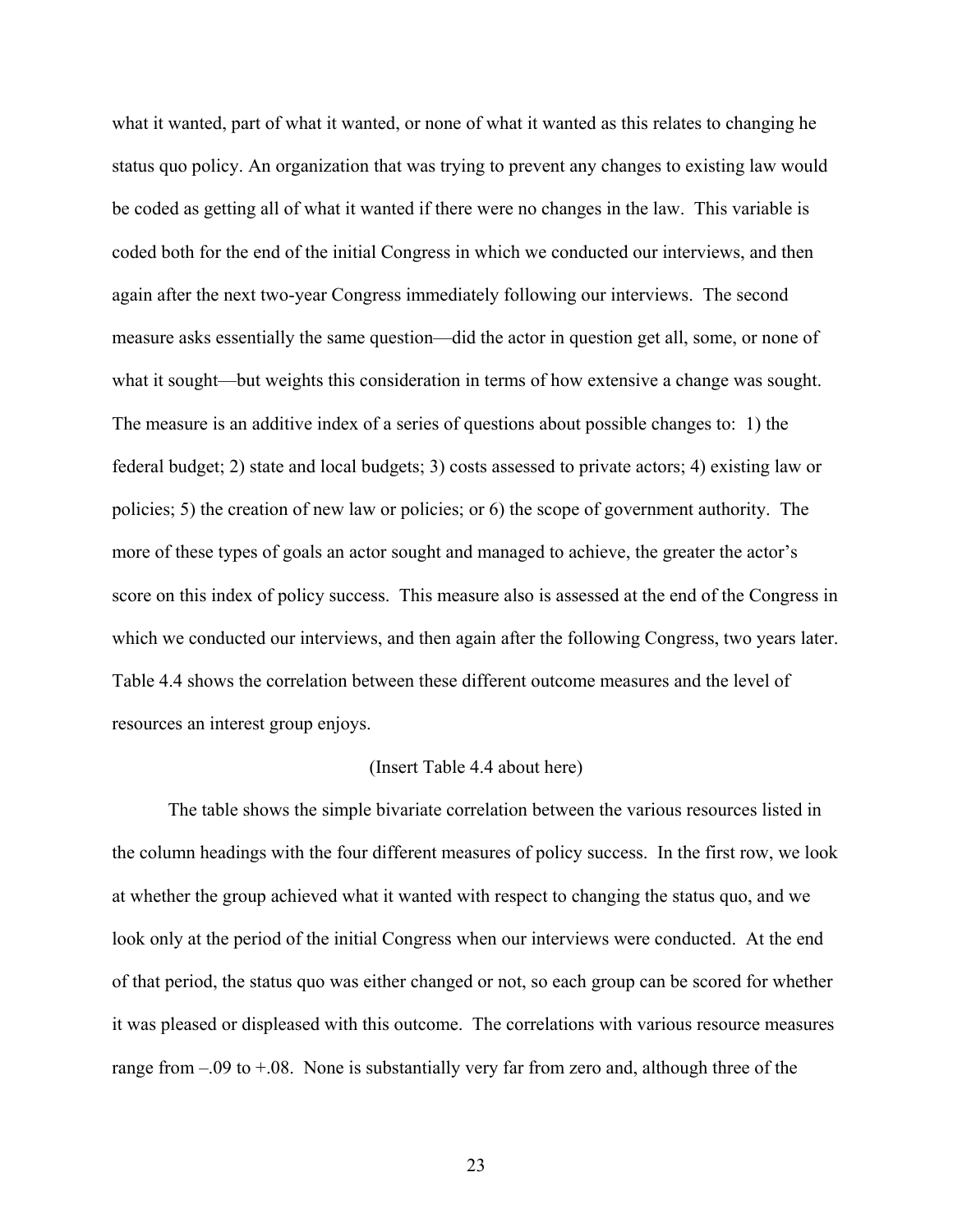what it wanted, part of what it wanted, or none of what it wanted as this relates to changing he status quo policy. An organization that was trying to prevent any changes to existing law would be coded as getting all of what it wanted if there were no changes in the law. This variable is coded both for the end of the initial Congress in which we conducted our interviews, and then again after the next two-year Congress immediately following our interviews. The second measure asks essentially the same question—did the actor in question get all, some, or none of what it sought—but weights this consideration in terms of how extensive a change was sought. The measure is an additive index of a series of questions about possible changes to: 1) the federal budget; 2) state and local budgets; 3) costs assessed to private actors; 4) existing law or policies; 5) the creation of new law or policies; or 6) the scope of government authority. The more of these types of goals an actor sought and managed to achieve, the greater the actor's score on this index of policy success. This measure also is assessed at the end of the Congress in which we conducted our interviews, and then again after the following Congress, two years later. Table 4.4 shows the correlation between these different outcome measures and the level of resources an interest group enjoys.

(Insert Table 4.4 about here)

The table shows the simple bivariate correlation between the various resources listed in the column headings with the four different measures of policy success. In the first row, we look at whether the group achieved what it wanted with respect to changing the status quo, and we look only at the period of the initial Congress when our interviews were conducted. At the end of that period, the status quo was either changed or not, so each group can be scored for whether it was pleased or displeased with this outcome. The correlations with various resource measures range from –.09 to +.08. None is substantially very far from zero and, although three of the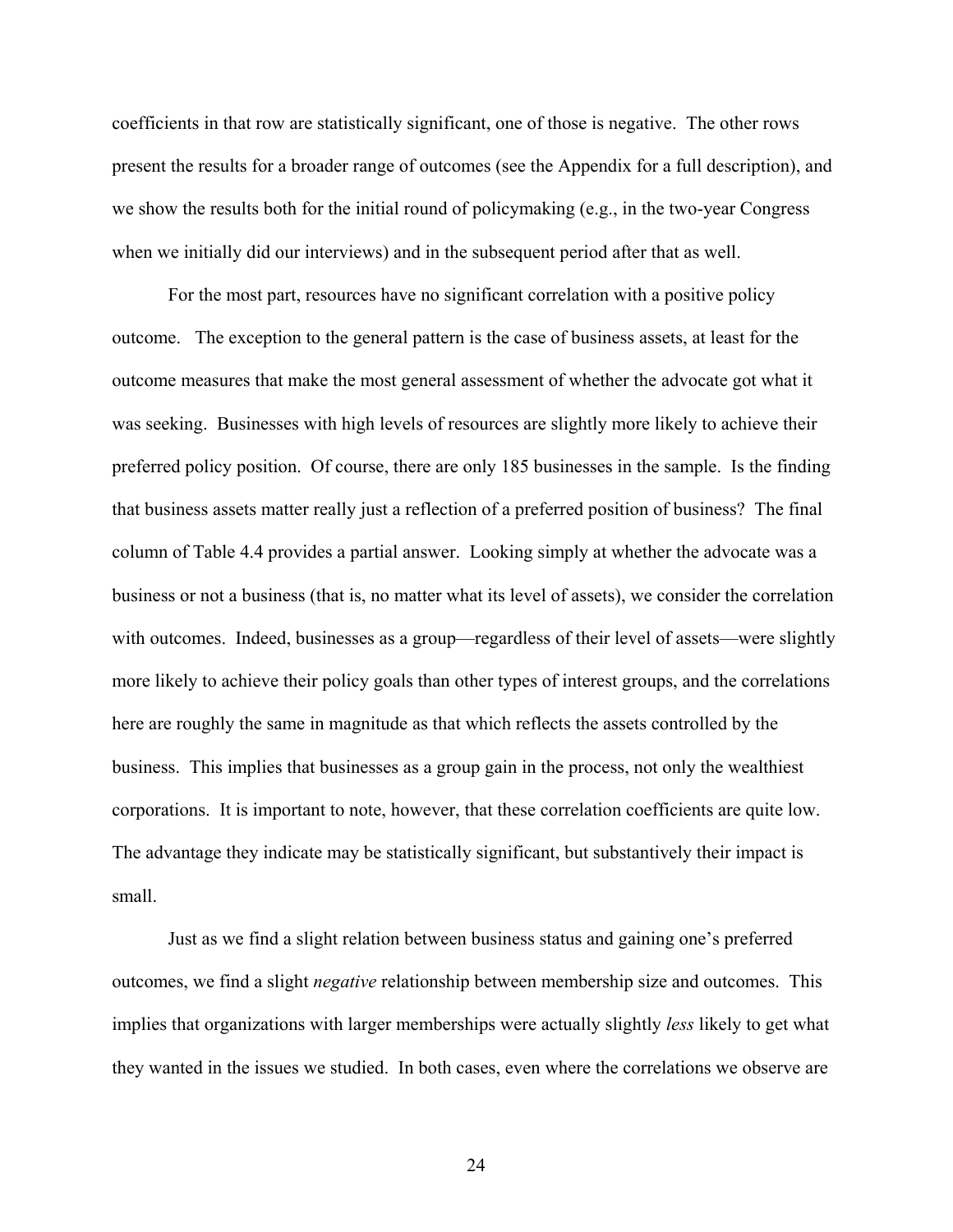coefficients in that row are statistically significant, one of those is negative. The other rows present the results for a broader range of outcomes (see the Appendix for a full description), and we show the results both for the initial round of policymaking (e.g., in the two-year Congress when we initially did our interviews) and in the subsequent period after that as well.

For the most part, resources have no significant correlation with a positive policy outcome. The exception to the general pattern is the case of business assets, at least for the outcome measures that make the most general assessment of whether the advocate got what it was seeking. Businesses with high levels of resources are slightly more likely to achieve their preferred policy position. Of course, there are only 185 businesses in the sample. Is the finding that business assets matter really just a reflection of a preferred position of business? The final column of Table 4.4 provides a partial answer. Looking simply at whether the advocate was a business or not a business (that is, no matter what its level of assets), we consider the correlation with outcomes. Indeed, businesses as a group—regardless of their level of assets—were slightly more likely to achieve their policy goals than other types of interest groups, and the correlations here are roughly the same in magnitude as that which reflects the assets controlled by the business. This implies that businesses as a group gain in the process, not only the wealthiest corporations. It is important to note, however, that these correlation coefficients are quite low. The advantage they indicate may be statistically significant, but substantively their impact is small.

Just as we find a slight relation between business status and gaining one's preferred outcomes, we find a slight *negative* relationship between membership size and outcomes. This implies that organizations with larger memberships were actually slightly *less* likely to get what they wanted in the issues we studied. In both cases, even where the correlations we observe are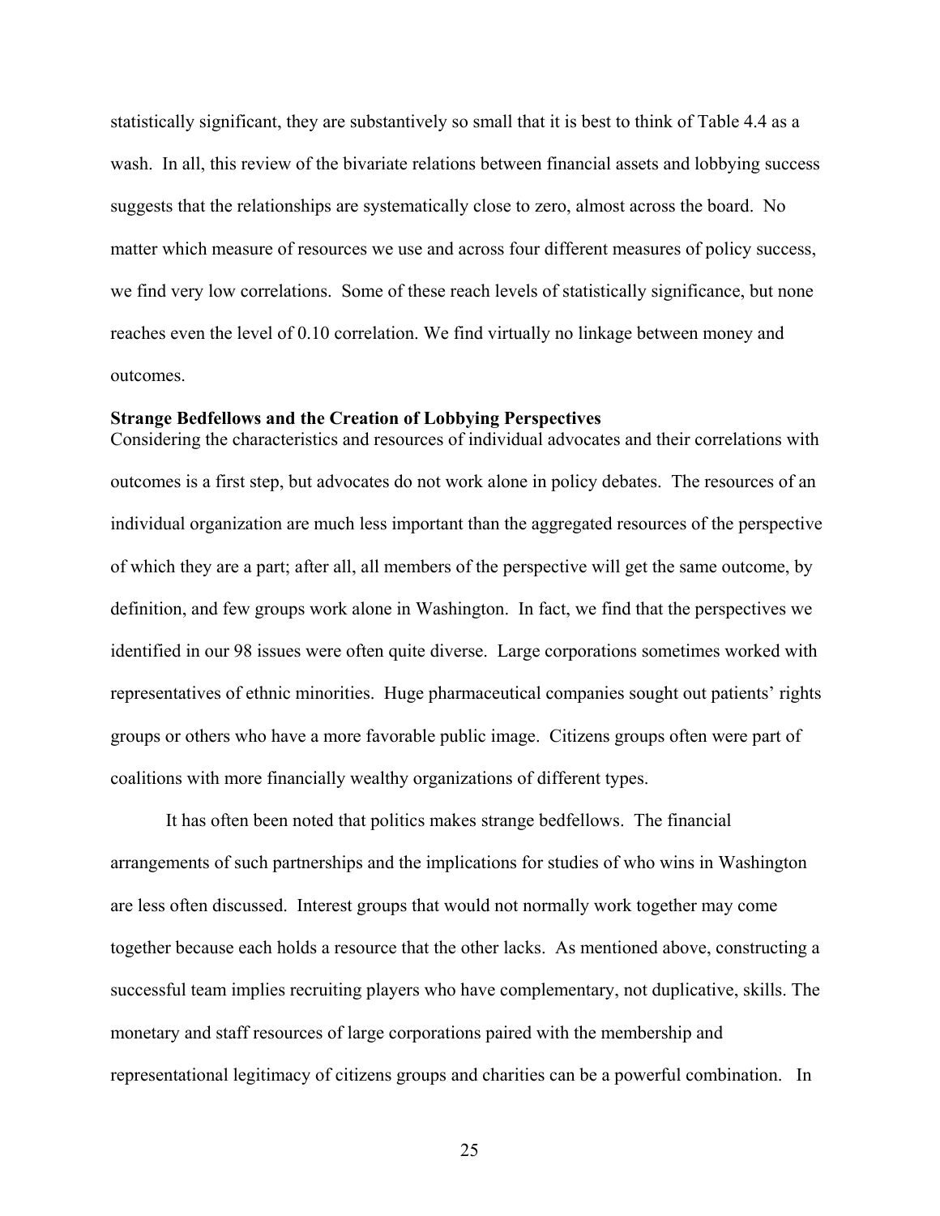statistically significant, they are substantively so small that it is best to think of Table 4.4 as a wash. In all, this review of the bivariate relations between financial assets and lobbying success suggests that the relationships are systematically close to zero, almost across the board. No matter which measure of resources we use and across four different measures of policy success, we find very low correlations. Some of these reach levels of statistically significance, but none reaches even the level of 0.10 correlation. We find virtually no linkage between money and outcomes.

**Strange Bedfellows and the Creation of Lobbying Perspectives**

Considering the characteristics and resources of individual advocates and their correlations with outcomes is a first step, but advocates do not work alone in policy debates. The resources of an individual organization are much less important than the aggregated resources of the perspective of which they are a part; after all, all members of the perspective will get the same outcome, by definition, and few groups work alone in Washington. In fact, we find that the perspectives we identified in our 98 issues were often quite diverse. Large corporations sometimes worked with representatives of ethnic minorities. Huge pharmaceutical companies sought out patients' rights groups or others who have a more favorable public image. Citizens groups often were part of coalitions with more financially wealthy organizations of different types.

It has often been noted that politics makes strange bedfellows. The financial arrangements of such partnerships and the implications for studies of who wins in Washington are less often discussed. Interest groups that would not normally work together may come together because each holds a resource that the other lacks. As mentioned above, constructing a successful team implies recruiting players who have complementary, not duplicative, skills. The monetary and staff resources of large corporations paired with the membership and representational legitimacy of citizens groups and charities can be a powerful combination. In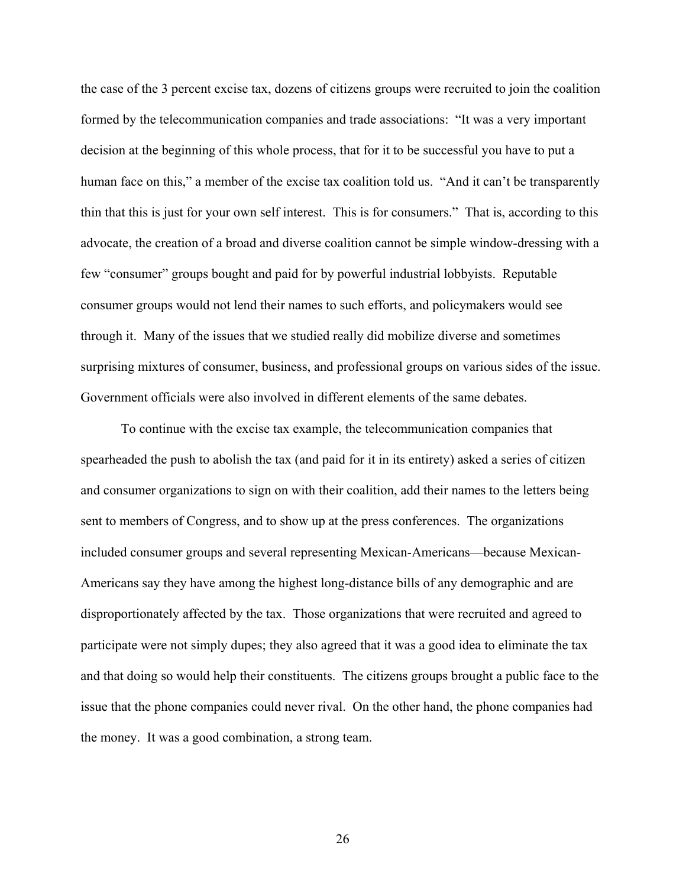the case of the 3 percent excise tax, dozens of citizens groups were recruited to join the coalition formed by the telecommunication companies and trade associations: "It was a very important decision at the beginning of this whole process, that for it to be successful you have to put a human face on this," a member of the excise tax coalition told us. "And it can't be transparently thin that this is just for your own self interest. This is for consumers." That is, according to this advocate, the creation of a broad and diverse coalition cannot be simple window-dressing with a few "consumer" groups bought and paid for by powerful industrial lobbyists. Reputable consumer groups would not lend their names to such efforts, and policymakers would see through it. Many of the issues that we studied really did mobilize diverse and sometimes surprising mixtures of consumer, business, and professional groups on various sides of the issue. Government officials were also involved in different elements of the same debates.

To continue with the excise tax example, the telecommunication companies that spearheaded the push to abolish the tax (and paid for it in its entirety) asked a series of citizen and consumer organizations to sign on with their coalition, add their names to the letters being sent to members of Congress, and to show up at the press conferences. The organizations included consumer groups and several representing Mexican-Americans—because Mexican-Americans say they have among the highest long-distance bills of any demographic and are disproportionately affected by the tax. Those organizations that were recruited and agreed to participate were not simply dupes; they also agreed that it was a good idea to eliminate the tax and that doing so would help their constituents. The citizens groups brought a public face to the issue that the phone companies could never rival. On the other hand, the phone companies had the money. It was a good combination, a strong team.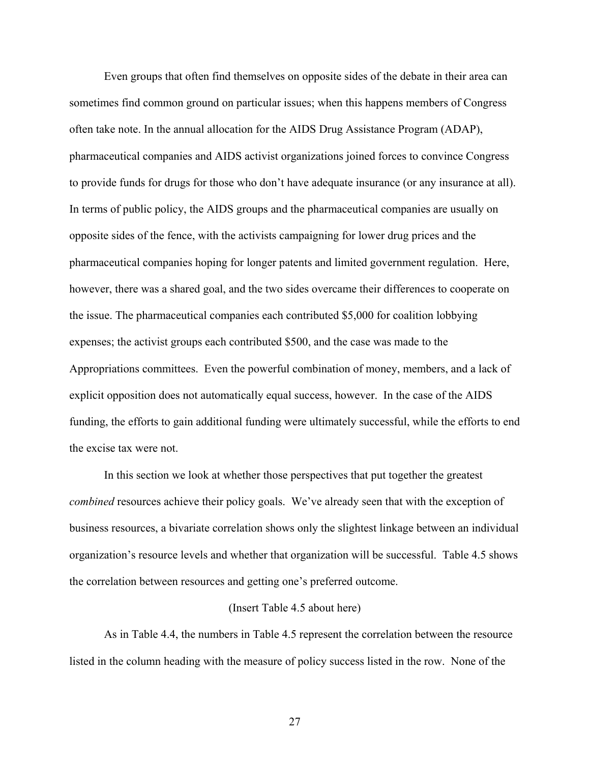Even groups that often find themselves on opposite sides of the debate in their area can sometimes find common ground on particular issues; when this happens members of Congress often take note. In the annual allocation for the AIDS Drug Assistance Program (ADAP), pharmaceutical companies and AIDS activist organizations joined forces to convince Congress to provide funds for drugs for those who don't have adequate insurance (or any insurance at all). In terms of public policy, the AIDS groups and the pharmaceutical companies are usually on opposite sides of the fence, with the activists campaigning for lower drug prices and the pharmaceutical companies hoping for longer patents and limited government regulation. Here, however, there was a shared goal, and the two sides overcame their differences to cooperate on the issue. The pharmaceutical companies each contributed $5,000 for coalition lobbying expenses; the activist groups each contributed $500, and the case was made to the Appropriations committees. Even the powerful combination of money, members, and a lack of explicit opposition does not automatically equal success, however. In the case of the AIDS funding, the efforts to gain additional funding were ultimately successful, while the efforts to end the excise tax were not.

In this section we look at whether those perspectives that put together the greatest *combined* resources achieve their policy goals. We've already seen that with the exception of business resources, a bivariate correlation shows only the slightest linkage between an individual organization's resource levels and whether that organization will be successful. Table 4.5 shows the correlation between resources and getting one's preferred outcome.

(Insert Table 4.5 about here)

As in Table 4.4, the numbers in Table 4.5 represent the correlation between the resource listed in the column heading with the measure of policy success listed in the row. None of the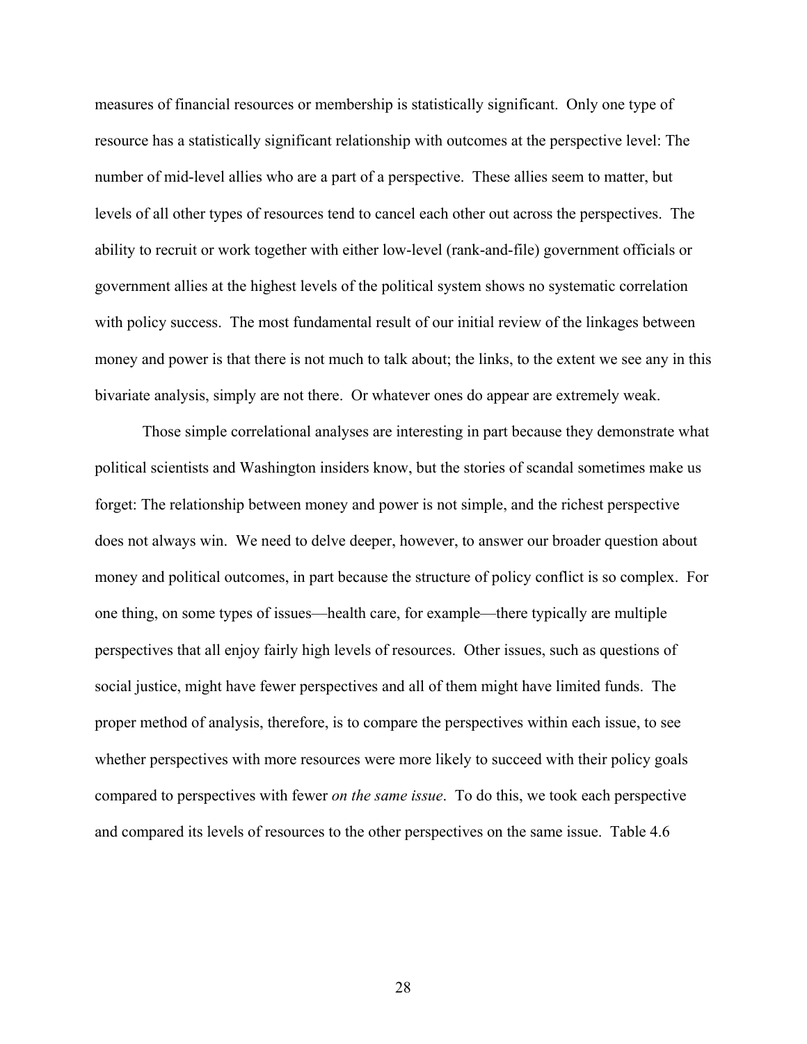measures of financial resources or membership is statistically significant. Only one type of resource has a statistically significant relationship with outcomes at the perspective level: The number of mid-level allies who are a part of a perspective. These allies seem to matter, but levels of all other types of resources tend to cancel each other out across the perspectives. The ability to recruit or work together with either low-level (rank-and-file) government officials or government allies at the highest levels of the political system shows no systematic correlation with policy success. The most fundamental result of our initial review of the linkages between money and power is that there is not much to talk about; the links, to the extent we see any in this bivariate analysis, simply are not there. Or whatever ones do appear are extremely weak.

Those simple correlational analyses are interesting in part because they demonstrate what political scientists and Washington insiders know, but the stories of scandal sometimes make us forget: The relationship between money and power is not simple, and the richest perspective does not always win. We need to delve deeper, however, to answer our broader question about money and political outcomes, in part because the structure of policy conflict is so complex. For one thing, on some types of issues—health care, for example—there typically are multiple perspectives that all enjoy fairly high levels of resources. Other issues, such as questions of social justice, might have fewer perspectives and all of them might have limited funds. The proper method of analysis, therefore, is to compare the perspectives within each issue, to see whether perspectives with more resources were more likely to succeed with their policy goals compared to perspectives with fewer *on the same issue*. To do this, we took each perspective and compared its levels of resources to the other perspectives on the same issue. Table 4.6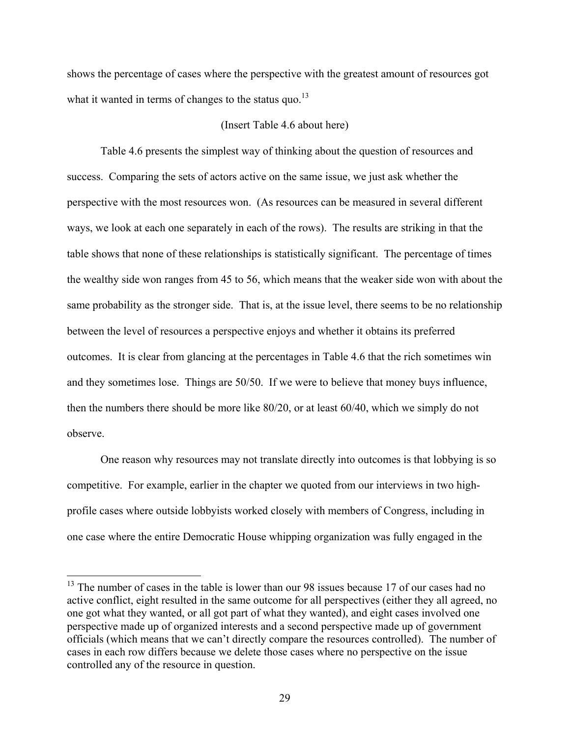shows the percentage of cases where the perspective with the greatest amount of resources got what it wanted in terms of changes to the status quo.[13]

(Insert Table 4.6 about here)

Table 4.6 presents the simplest way of thinking about the question of resources and success. Comparing the sets of actors active on the same issue, we just ask whether the perspective with the most resources won. (As resources can be measured in several different ways, we look at each one separately in each of the rows). The results are striking in that the table shows that none of these relationships is statistically significant. The percentage of times the wealthy side won ranges from 45 to 56, which means that the weaker side won with about the same probability as the stronger side. That is, at the issue level, there seems to be no relationship between the level of resources a perspective enjoys and whether it obtains its preferred outcomes. It is clear from glancing at the percentages in Table 4.6 that the rich sometimes win and they sometimes lose. Things are 50/50. If we were to believe that money buys influence, then the numbers there should be more like 80/20, or at least 60/40, which we simply do not observe.

One reason why resources may not translate directly into outcomes is that lobbying is so competitive. For example, earlier in the chapter we quoted from our interviews in two high-profile cases where outside lobbyists worked closely with members of Congress, including in one case where the entire Democratic House whipping organization was fully engaged in the

[13] The number of cases in the table is lower than our 98 issues because 17 of our cases had no active conflict, eight resulted in the same outcome for all perspectives (either they all agreed, no one got what they wanted, or all got part of what they wanted), and eight cases involved one perspective made up of organized interests and a second perspective made up of government officials (which means that we can't directly compare the resources controlled). The number of cases in each row differs because we delete those cases where no perspective on the issue controlled any of the resource in question.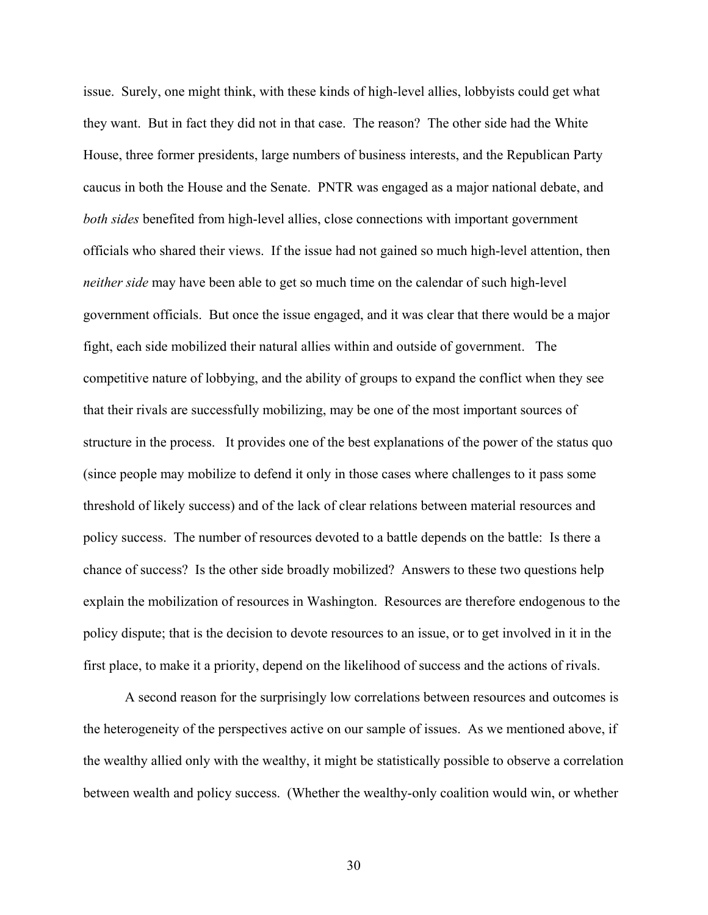issue. Surely, one might think, with these kinds of high-level allies, lobbyists could get what they want. But in fact they did not in that case. The reason? The other side had the White House, three former presidents, large numbers of business interests, and the Republican Party caucus in both the House and the Senate. PNTR was engaged as a major national debate, and *both sides* benefited from high-level allies, close connections with important government officials who shared their views. If the issue had not gained so much high-level attention, then *neither side* may have been able to get so much time on the calendar of such high-level government officials. But once the issue engaged, and it was clear that there would be a major fight, each side mobilized their natural allies within and outside of government. The competitive nature of lobbying, and the ability of groups to expand the conflict when they see that their rivals are successfully mobilizing, may be one of the most important sources of structure in the process. It provides one of the best explanations of the power of the status quo (since people may mobilize to defend it only in those cases where challenges to it pass some threshold of likely success) and of the lack of clear relations between material resources and policy success. The number of resources devoted to a battle depends on the battle: Is there a chance of success? Is the other side broadly mobilized? Answers to these two questions help explain the mobilization of resources in Washington. Resources are therefore endogenous to the policy dispute; that is the decision to devote resources to an issue, or to get involved in it in the first place, to make it a priority, depend on the likelihood of success and the actions of rivals.

A second reason for the surprisingly low correlations between resources and outcomes is the heterogeneity of the perspectives active on our sample of issues. As we mentioned above, if the wealthy allied only with the wealthy, it might be statistically possible to observe a correlation between wealth and policy success. (Whether the wealthy-only coalition would win, or whether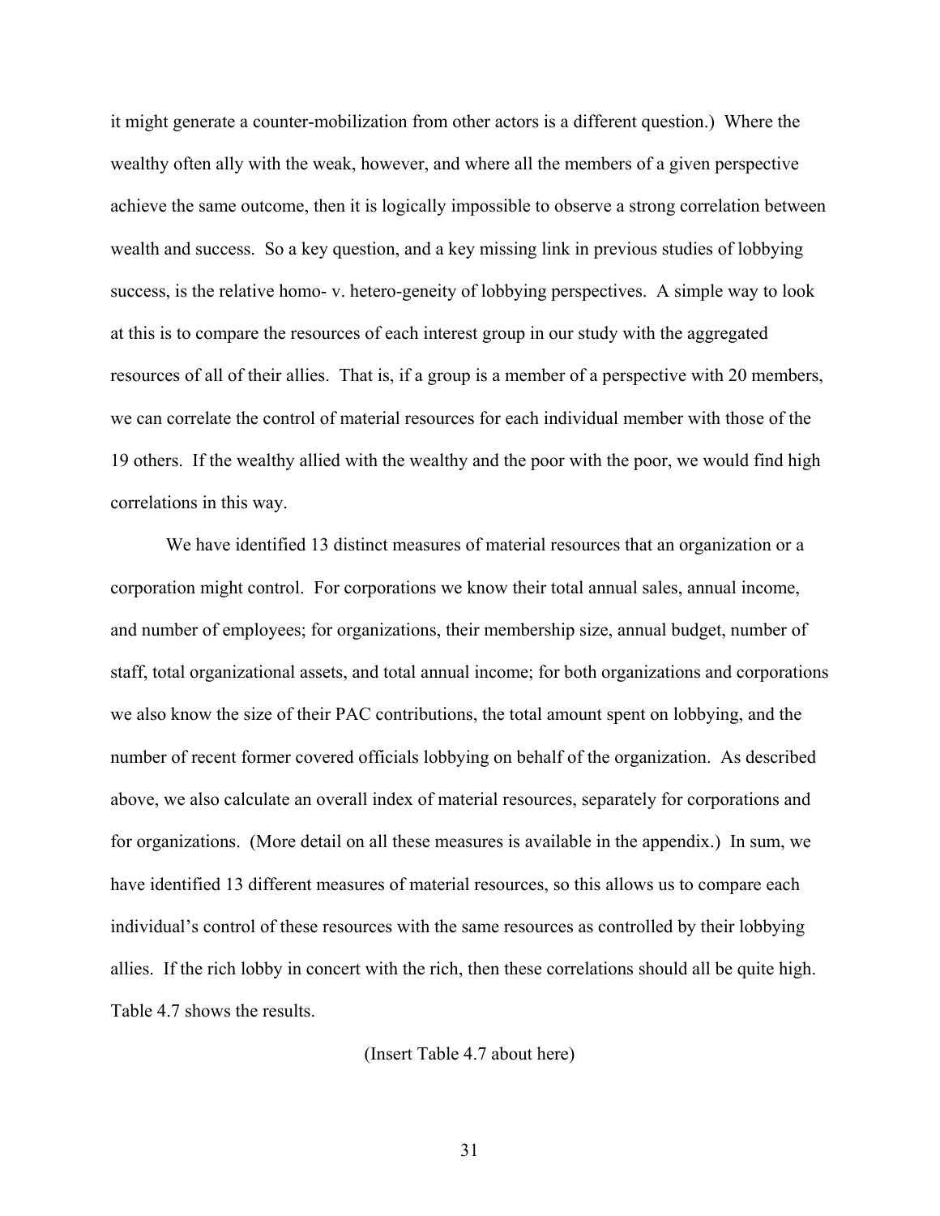it might generate a counter-mobilization from other actors is a different question.) Where the wealthy often ally with the weak, however, and where all the members of a given perspective achieve the same outcome, then it is logically impossible to observe a strong correlation between wealth and success. So a key question, and a key missing link in previous studies of lobbying success, is the relative homo- v. hetero-geneity of lobbying perspectives. A simple way to look at this is to compare the resources of each interest group in our study with the aggregated resources of all of their allies. That is, if a group is a member of a perspective with 20 members, we can correlate the control of material resources for each individual member with those of the 19 others. If the wealthy allied with the wealthy and the poor with the poor, we would find high correlations in this way.

We have identified 13 distinct measures of material resources that an organization or a corporation might control. For corporations we know their total annual sales, annual income, and number of employees; for organizations, their membership size, annual budget, number of staff, total organizational assets, and total annual income; for both organizations and corporations we also know the size of their PAC contributions, the total amount spent on lobbying, and the number of recent former covered officials lobbying on behalf of the organization. As described above, we also calculate an overall index of material resources, separately for corporations and for organizations. (More detail on all these measures is available in the appendix.) In sum, we have identified 13 different measures of material resources, so this allows us to compare each individual's control of these resources with the same resources as controlled by their lobbying allies. If the rich lobby in concert with the rich, then these correlations should all be quite high. Table 4.7 shows the results.

(Insert Table 4.7 about here)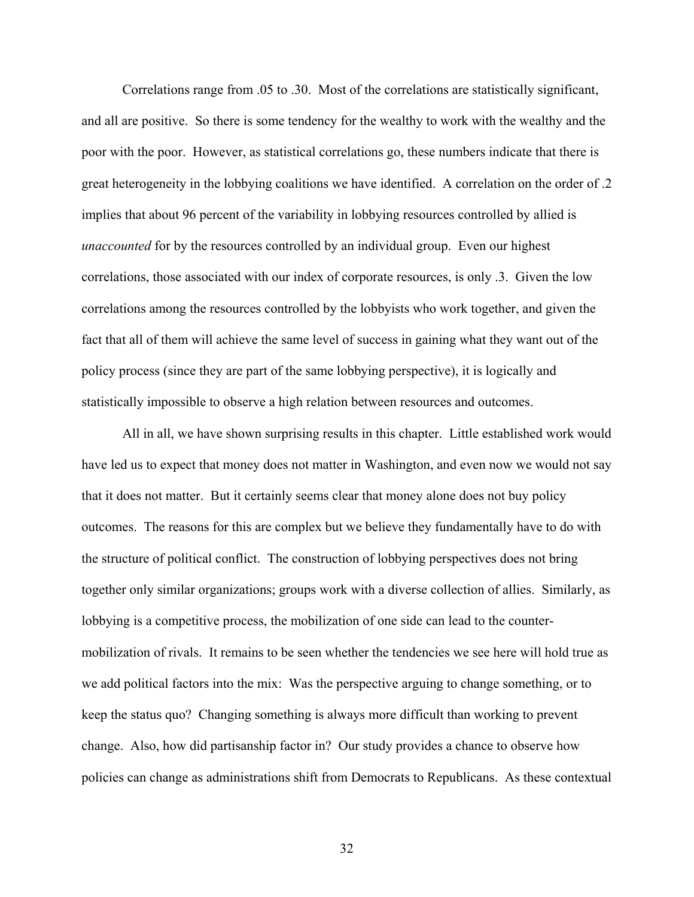Correlations range from .05 to .30. Most of the correlations are statistically significant, and all are positive. So there is some tendency for the wealthy to work with the wealthy and the poor with the poor. However, as statistical correlations go, these numbers indicate that there is great heterogeneity in the lobbying coalitions we have identified. A correlation on the order of .2 implies that about 96 percent of the variability in lobbying resources controlled by allied is *unaccounted* for by the resources controlled by an individual group. Even our highest correlations, those associated with our index of corporate resources, is only .3. Given the low correlations among the resources controlled by the lobbyists who work together, and given the fact that all of them will achieve the same level of success in gaining what they want out of the policy process (since they are part of the same lobbying perspective), it is logically and statistically impossible to observe a high relation between resources and outcomes.

All in all, we have shown surprising results in this chapter. Little established work would have led us to expect that money does not matter in Washington, and even now we would not say that it does not matter. But it certainly seems clear that money alone does not buy policy outcomes. The reasons for this are complex but we believe they fundamentally have to do with the structure of political conflict. The construction of lobbying perspectives does not bring together only similar organizations; groups work with a diverse collection of allies. Similarly, as lobbying is a competitive process, the mobilization of one side can lead to the counter-mobilization of rivals. It remains to be seen whether the tendencies we see here will hold true as we add political factors into the mix: Was the perspective arguing to change something, or to keep the status quo? Changing something is always more difficult than working to prevent change. Also, how did partisanship factor in? Our study provides a chance to observe how policies can change as administrations shift from Democrats to Republicans. As these contextual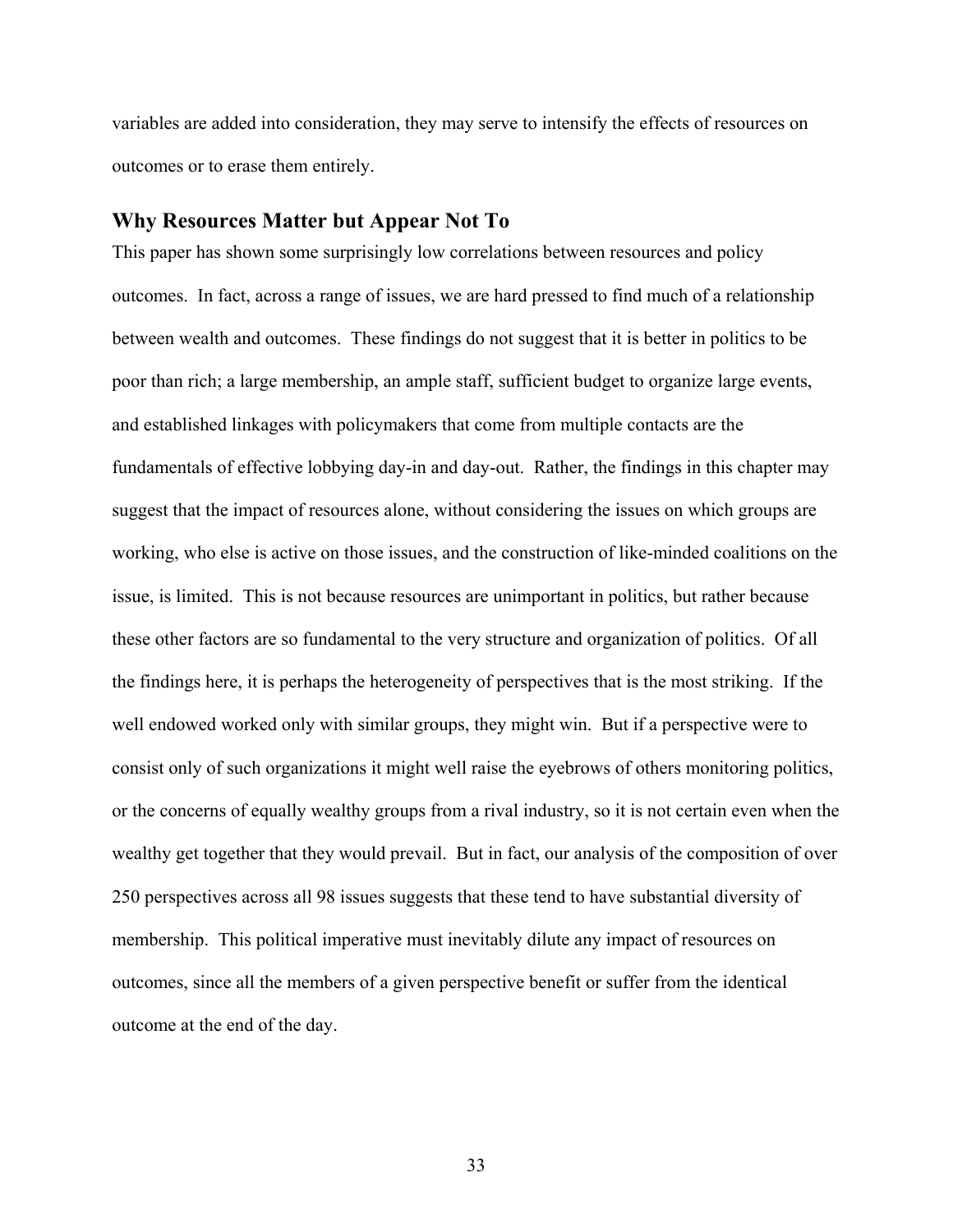variables are added into consideration, they may serve to intensify the effects of resources on outcomes or to erase them entirely.

## Why Resources Matter but Appear Not To

This paper has shown some surprisingly low correlations between resources and policy outcomes. In fact, across a range of issues, we are hard pressed to find much of a relationship between wealth and outcomes. These findings do not suggest that it is better in politics to be poor than rich; a large membership, an ample staff, sufficient budget to organize large events, and established linkages with policymakers that come from multiple contacts are the fundamentals of effective lobbying day-in and day-out. Rather, the findings in this chapter may suggest that the impact of resources alone, without considering the issues on which groups are working, who else is active on those issues, and the construction of like-minded coalitions on the issue, is limited. This is not because resources are unimportant in politics, but rather because these other factors are so fundamental to the very structure and organization of politics. Of all the findings here, it is perhaps the heterogeneity of perspectives that is the most striking. If the well endowed worked only with similar groups, they might win. But if a perspective were to consist only of such organizations it might well raise the eyebrows of others monitoring politics, or the concerns of equally wealthy groups from a rival industry, so it is not certain even when the wealthy get together that they would prevail. But in fact, our analysis of the composition of over 250 perspectives across all 98 issues suggests that these tend to have substantial diversity of membership. This political imperative must inevitably dilute any impact of resources on outcomes, since all the members of a given perspective benefit or suffer from the identical outcome at the end of the day.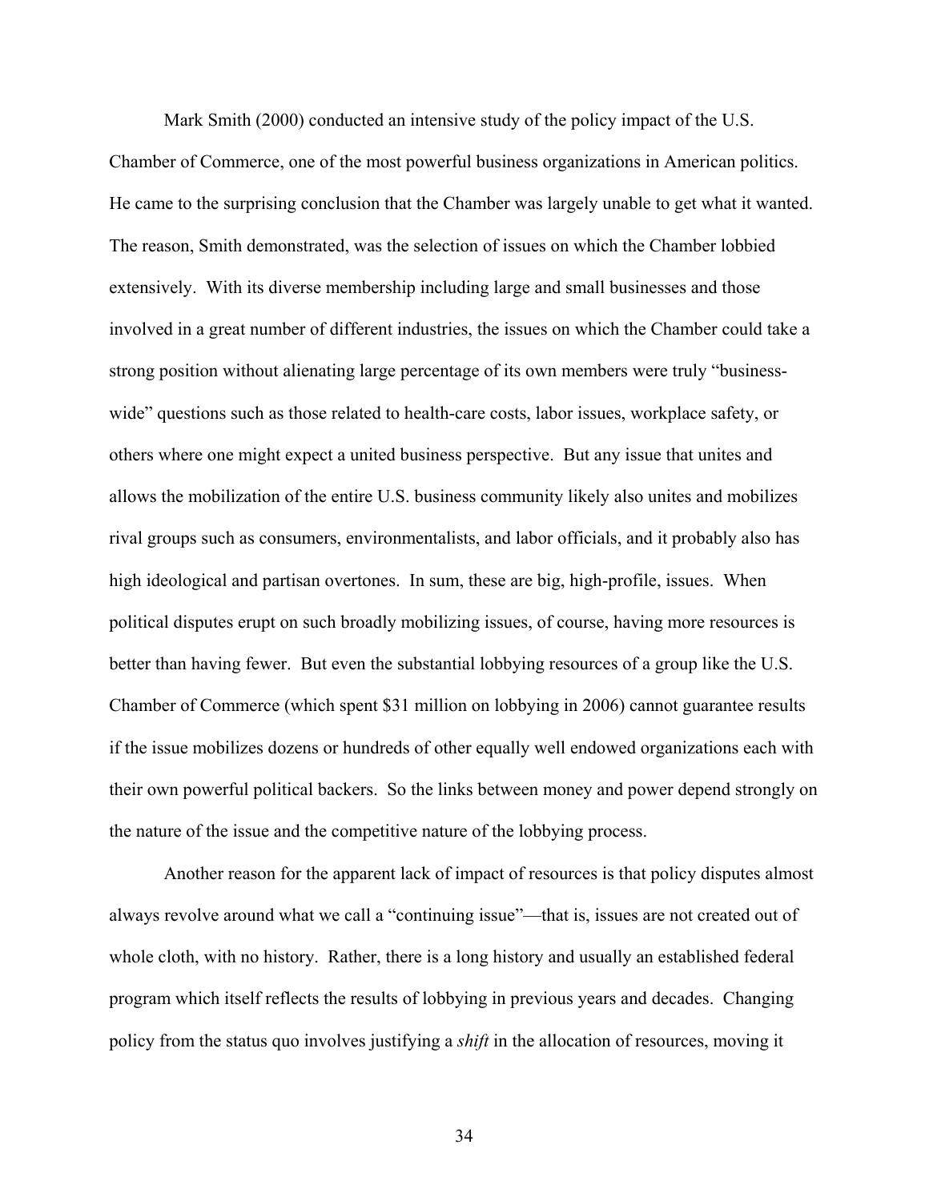Mark Smith (2000) conducted an intensive study of the policy impact of the U.S. Chamber of Commerce, one of the most powerful business organizations in American politics. He came to the surprising conclusion that the Chamber was largely unable to get what it wanted. The reason, Smith demonstrated, was the selection of issues on which the Chamber lobbied extensively. With its diverse membership including large and small businesses and those involved in a great number of different industries, the issues on which the Chamber could take a strong position without alienating large percentage of its own members were truly "business-wide" questions such as those related to health-care costs, labor issues, workplace safety, or others where one might expect a united business perspective. But any issue that unites and allows the mobilization of the entire U.S. business community likely also unites and mobilizes rival groups such as consumers, environmentalists, and labor officials, and it probably also has high ideological and partisan overtones. In sum, these are big, high-profile, issues. When political disputes erupt on such broadly mobilizing issues, of course, having more resources is better than having fewer. But even the substantial lobbying resources of a group like the U.S. Chamber of Commerce (which spent $31 million on lobbying in 2006) cannot guarantee results if the issue mobilizes dozens or hundreds of other equally well endowed organizations each with their own powerful political backers. So the links between money and power depend strongly on the nature of the issue and the competitive nature of the lobbying process.

Another reason for the apparent lack of impact of resources is that policy disputes almost always revolve around what we call a "continuing issue"—that is, issues are not created out of whole cloth, with no history. Rather, there is a long history and usually an established federal program which itself reflects the results of lobbying in previous years and decades. Changing policy from the status quo involves justifying a *shift* in the allocation of resources, moving it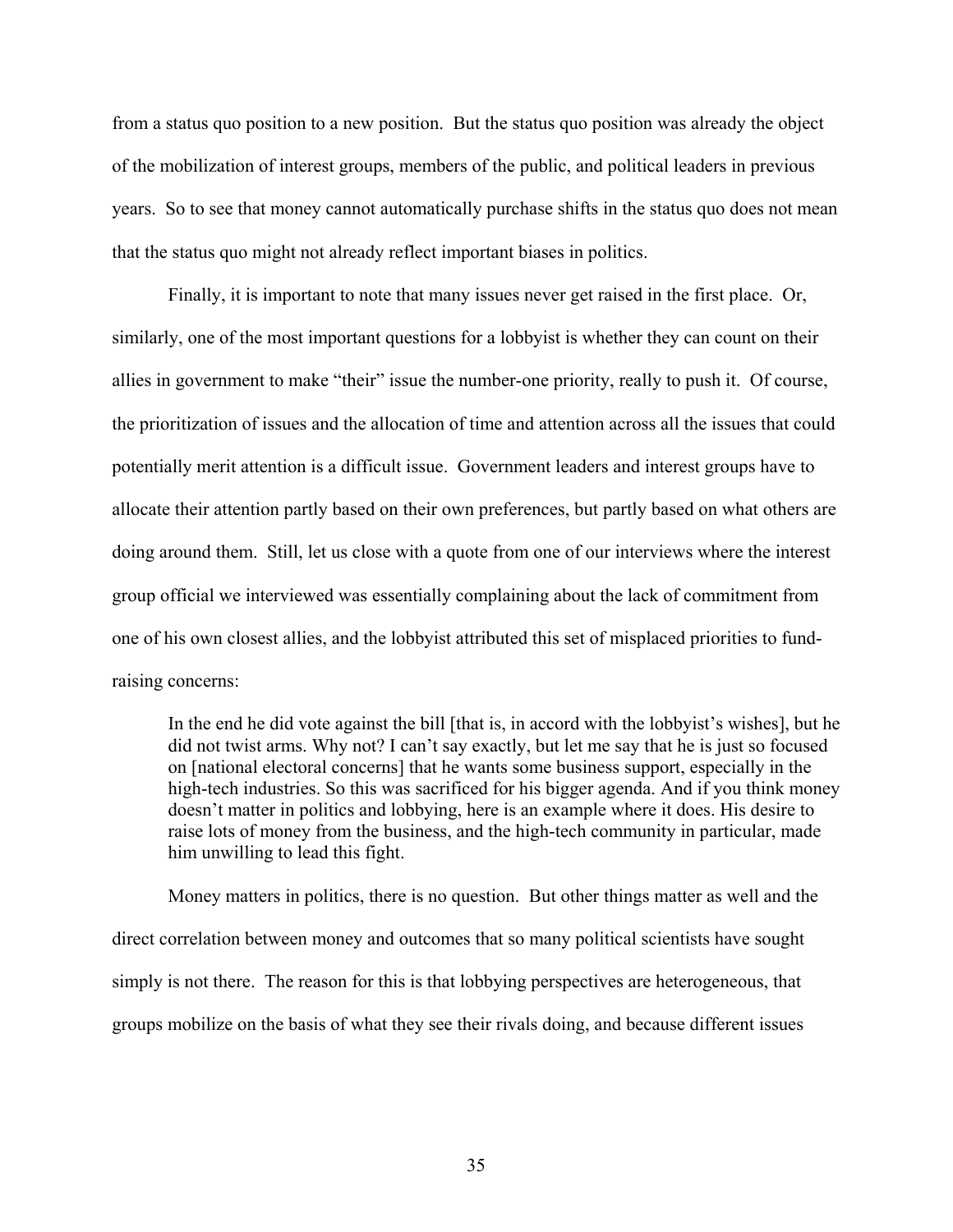from a status quo position to a new position. But the status quo position was already the object of the mobilization of interest groups, members of the public, and political leaders in previous years. So to see that money cannot automatically purchase shifts in the status quo does not mean that the status quo might not already reflect important biases in politics.

Finally, it is important to note that many issues never get raised in the first place. Or, similarly, one of the most important questions for a lobbyist is whether they can count on their allies in government to make "their" issue the number-one priority, really to push it. Of course, the prioritization of issues and the allocation of time and attention across all the issues that could potentially merit attention is a difficult issue. Government leaders and interest groups have to allocate their attention partly based on their own preferences, but partly based on what others are doing around them. Still, let us close with a quote from one of our interviews where the interest group official we interviewed was essentially complaining about the lack of commitment from one of his own closest allies, and the lobbyist attributed this set of misplaced priorities to fund-raising concerns:

> In the end he did vote against the bill [that is, in accord with the lobbyist's wishes], but he did not twist arms. Why not? I can't say exactly, but let me say that he is just so focused on [national electoral concerns] that he wants some business support, especially in the high-tech industries. So this was sacrificed for his bigger agenda. And if you think money doesn't matter in politics and lobbying, here is an example where it does. His desire to raise lots of money from the business, and the high-tech community in particular, made him unwilling to lead this fight.

Money matters in politics, there is no question. But other things matter as well and the direct correlation between money and outcomes that so many political scientists have sought simply is not there. The reason for this is that lobbying perspectives are heterogeneous, that groups mobilize on the basis of what they see their rivals doing, and because different issues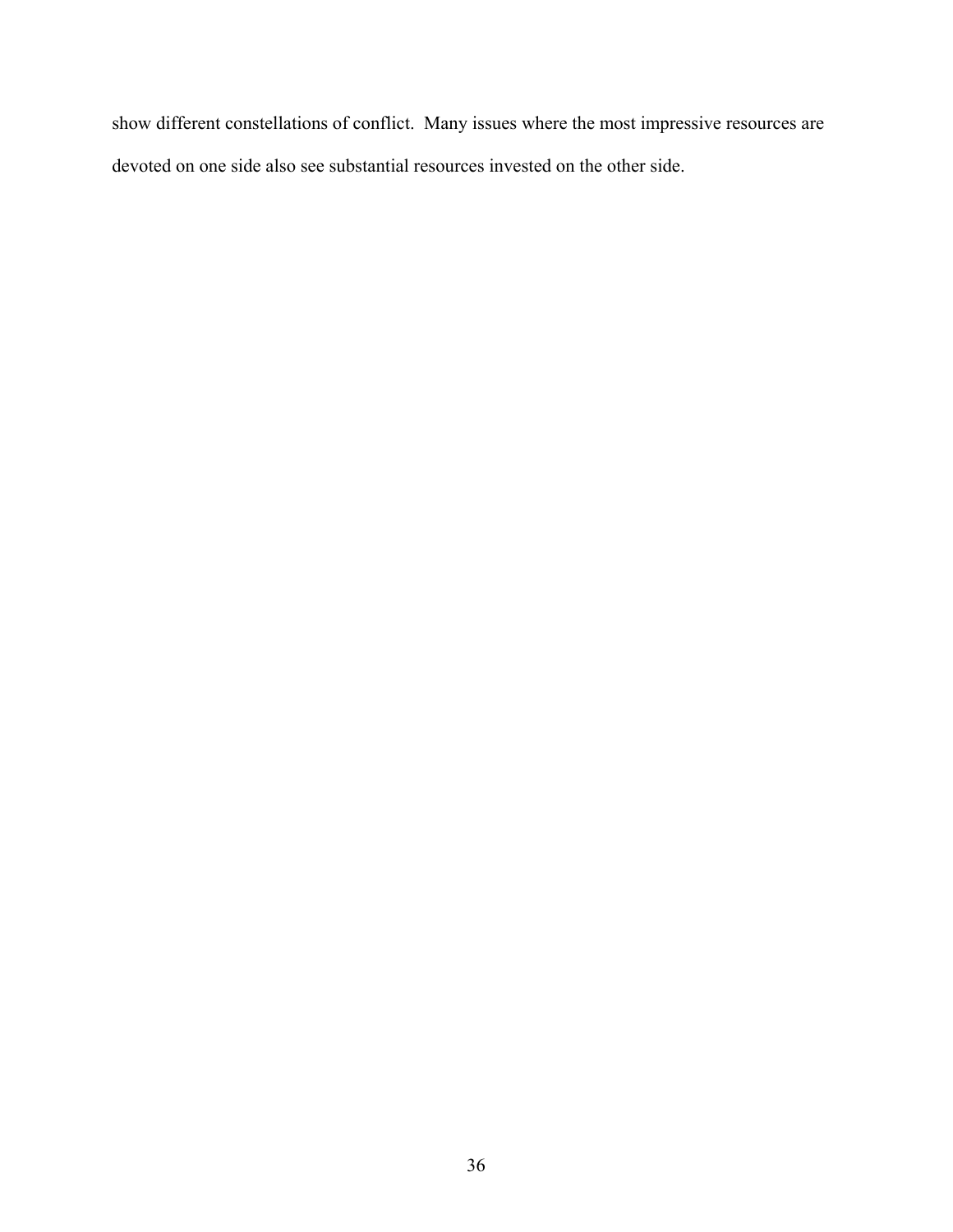show different constellations of conflict. Many issues where the most impressive resources are devoted on one side also see substantial resources invested on the other side.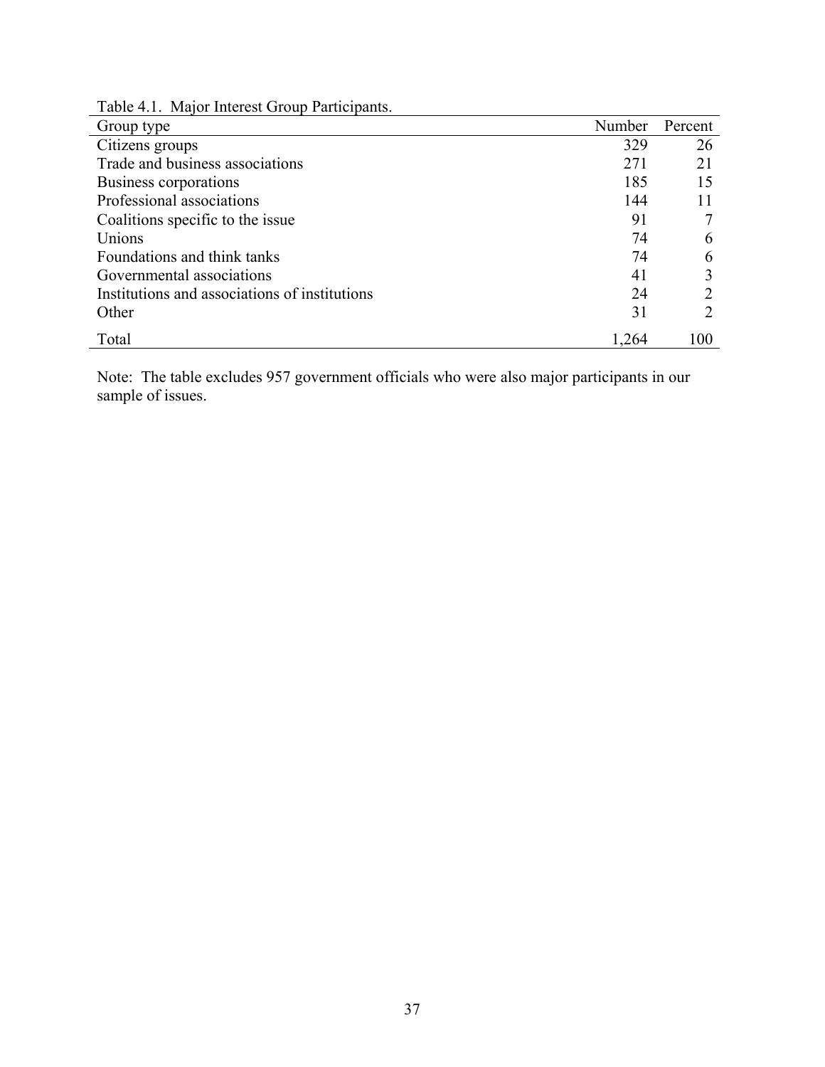Table 4.1. Major Interest Group Participants.

| Group type | Number | Percent |
|---|---|---|
| Citizens groups | 329 | 26 |
| Trade and business associations | 271 | 21 |
| Business corporations | 185 | 15 |
| Professional associations | 144 | 11 |
| Coalitions specific to the issue | 91 | 7 |
| Unions | 74 | 6 |
| Foundations and think tanks | 74 | 6 |
| Governmental associations | 41 | 3 |
| Institutions and associations of institutions | 24 | 2 |
| Other | 31 | 2 |
| Total | 1,264 | 100 |

Note: The table excludes 957 government officials who were also major participants in our sample of issues.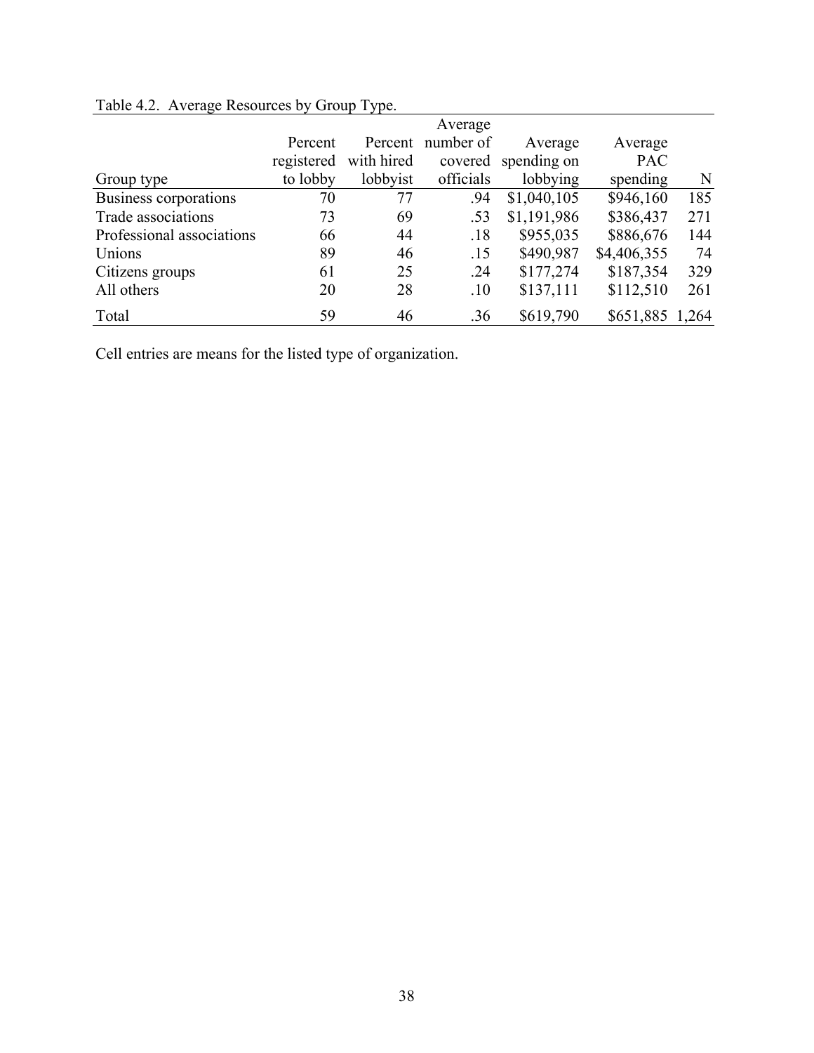Table 4.2. Average Resources by Group Type.

| Group type | Percent registered to lobby | Percent with hired lobbyist | Average number of covered officials | Average spending on lobbying | Average PAC spending | N |
|---|---|---|---|---|---|---|
| Business corporations | 70 | 77 | .94 | $1,040,105 | $946,160 | 185 |
| Trade associations | 73 | 69 | .53 | $1,191,986 | $386,437 | 271 |
| Professional associations | 66 | 44 | .18 | $955,035 | $886,676 | 144 |
| Unions | 89 | 46 | .15 | $490,987 | $4,406,355 | 74 |
| Citizens groups | 61 | 25 | .24 | $177,274 | $187,354 | 329 |
| All others | 20 | 28 | .10 | $137,111 | $112,510 | 261 |
| Total | 59 | 46 | .36 | $619,790 | $651,885 | 1,264 |

Cell entries are means for the listed type of organization.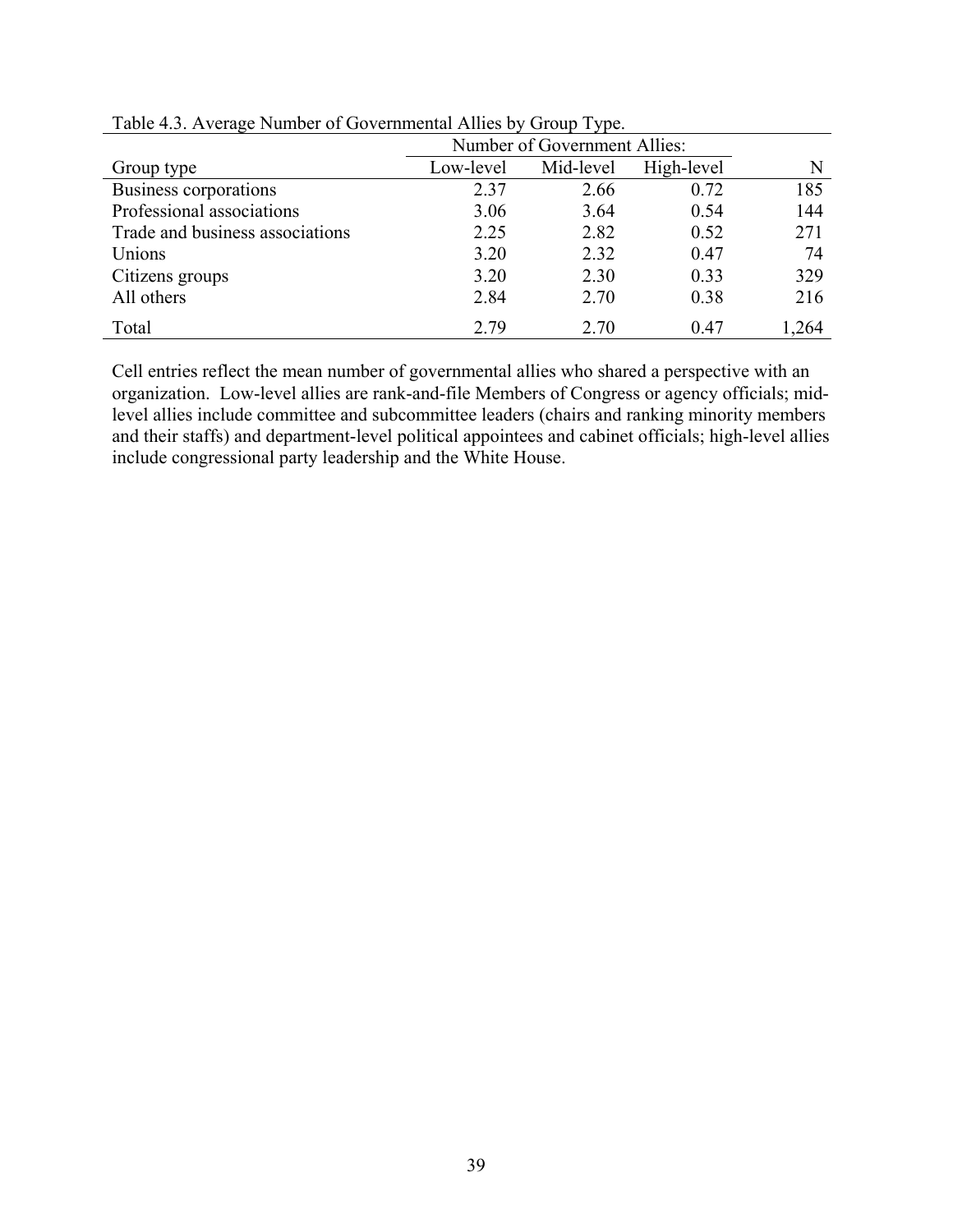Table 4.3. Average Number of Governmental Allies by Group Type.

| | Number of Government Allies: | | | |
|---|---|---|---|---|
| Group type | Low-level | Mid-level | High-level | N |
| Business corporations | 2.37 | 2.66 | 0.72 | 185 |
| Professional associations | 3.06 | 3.64 | 0.54 | 144 |
| Trade and business associations | 2.25 | 2.82 | 0.52 | 271 |
| Unions | 3.20 | 2.32 | 0.47 | 74 |
| Citizens groups | 3.20 | 2.30 | 0.33 | 329 |
| All others | 2.84 | 2.70 | 0.38 | 216 |
| Total | 2.79 | 2.70 | 0.47 | 1,264 |

Cell entries reflect the mean number of governmental allies who shared a perspective with an organization. Low-level allies are rank-and-file Members of Congress or agency officials; mid-level allies include committee and subcommittee leaders (chairs and ranking minority members and their staffs) and department-level political appointees and cabinet officials; high-level allies include congressional party leadership and the White House.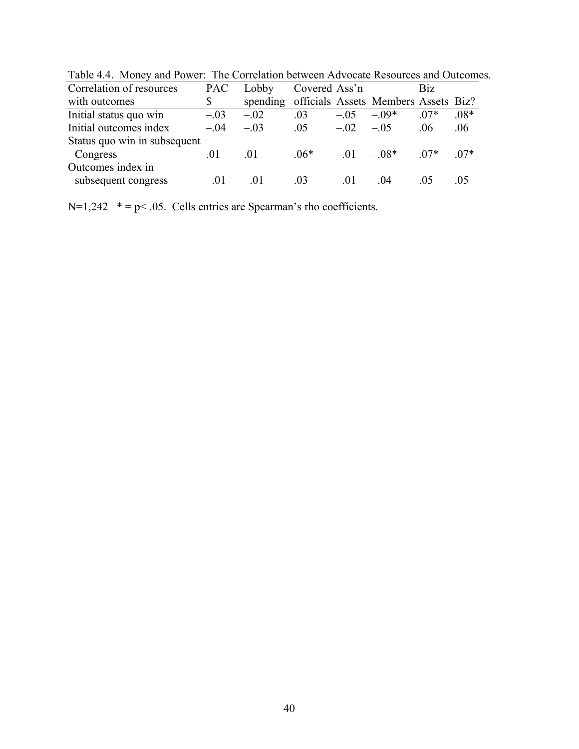Table 4.4. Money and Power: The Correlation between Advocate Resources and Outcomes.

| Correlation of resources with outcomes | PAC $ | Lobby spending | Covered officials | Ass'n Assets | Members | Biz Assets | Biz? |
|---|---|---|---|---|---|---|---|
| Initial status quo win | –.03 | –.02 | .03 | –.05 | –.09* | .07* | .08* |
| Initial outcomes index | –.04 | –.03 | .05 | –.02 | –.05 | .06 | .06 |
| Status quo win in subsequent Congress | .01 | .01 | .06* | –.01 | –.08* | .07* | .07* |
| Outcomes index in subsequent congress | –.01 | –.01 | .03 | –.01 | –.04 | .05 | .05 |

N=1,242 * = p< .05. Cells entries are Spearman's rho coefficients.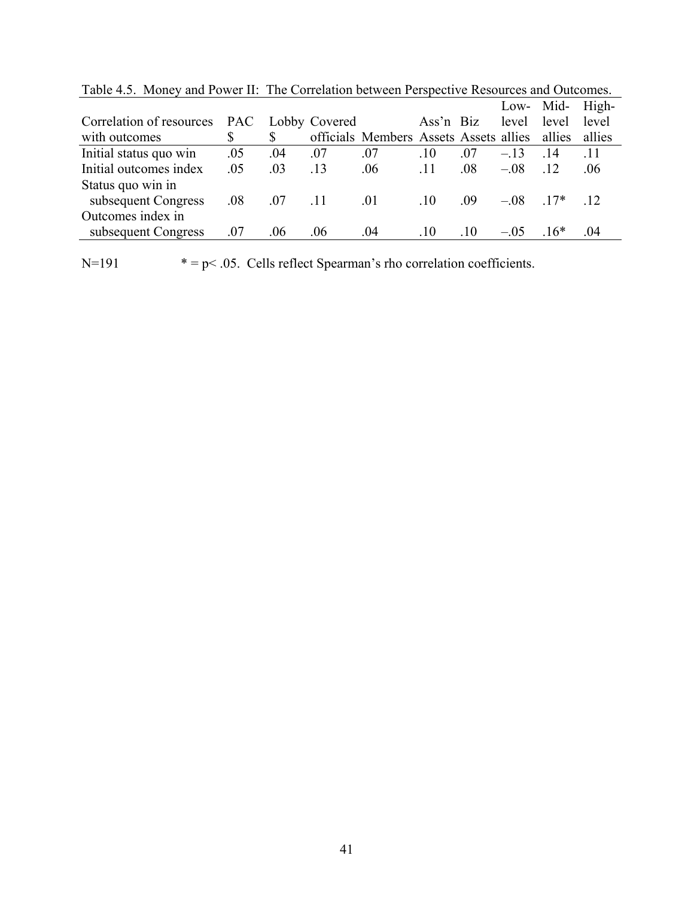Table 4.5. Money and Power II: The Correlation between Perspective Resources and Outcomes.

| Correlation of resources with outcomes | PAC $ | Lobby $ | Covered officials | Members | Ass'n Assets | Biz Assets | Low-level allies | Mid-level allies | High-level allies |
|---|---|---|---|---|---|---|---|---|---|
| Initial status quo win | .05 | .04 | .07 | .07 | .10 | .07 | –.13 | .14 | .11 |
| Initial outcomes index | .05 | .03 | .13 | .06 | .11 | .08 | –.08 | .12 | .06 |
| Status quo win in subsequent Congress | .08 | .07 | .11 | .01 | .10 | .09 | –.08 | .17* | .12 |
| Outcomes index in subsequent Congress | .07 | .06 | .06 | .04 | .10 | .10 | –.05 | .16* | .04 |

N=191 &nbsp;&nbsp;&nbsp;&nbsp;&nbsp;&nbsp;&nbsp;&nbsp; * = $p < .05$. Cells reflect Spearman's rho correlation coefficients.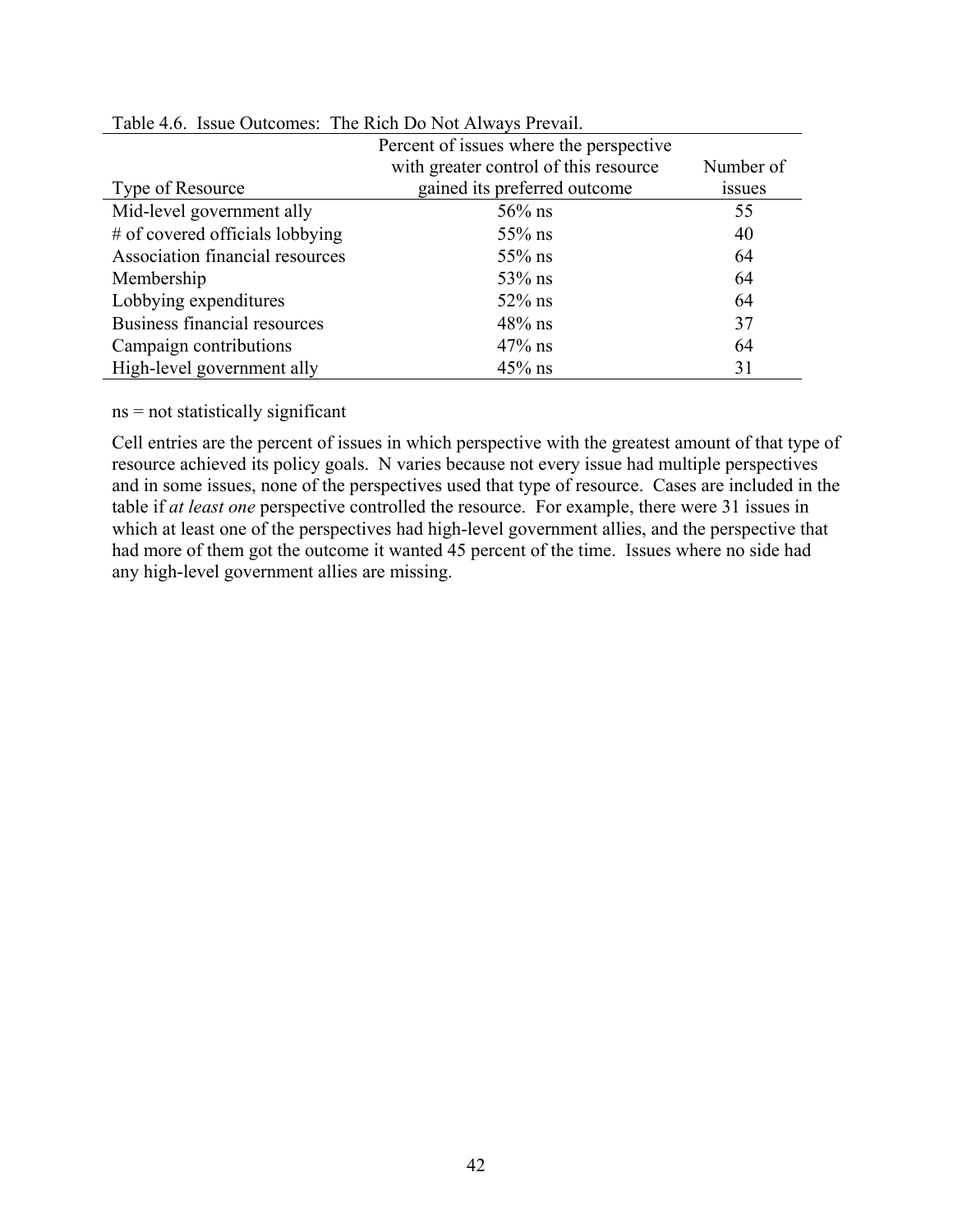Table 4.6. Issue Outcomes: The Rich Do Not Always Prevail.

| Type of Resource | Percent of issues where the perspective with greater control of this resource gained its preferred outcome | Number of issues |
|---|---|---|
| Mid-level government ally | 56% ns | 55 |
| # of covered officials lobbying | 55% ns | 40 |
| Association financial resources | 55% ns | 64 |
| Membership | 53% ns | 64 |
| Lobbying expenditures | 52% ns | 64 |
| Business financial resources | 48% ns | 37 |
| Campaign contributions | 47% ns | 64 |
| High-level government ally | 45% ns | 31 |

ns = not statistically significant

Cell entries are the percent of issues in which perspective with the greatest amount of that type of resource achieved its policy goals. N varies because not every issue had multiple perspectives and in some issues, none of the perspectives used that type of resource. Cases are included in the table if *at least one* perspective controlled the resource. For example, there were 31 issues in which at least one of the perspectives had high-level government allies, and the perspective that had more of them got the outcome it wanted 45 percent of the time. Issues where no side had any high-level government allies are missing.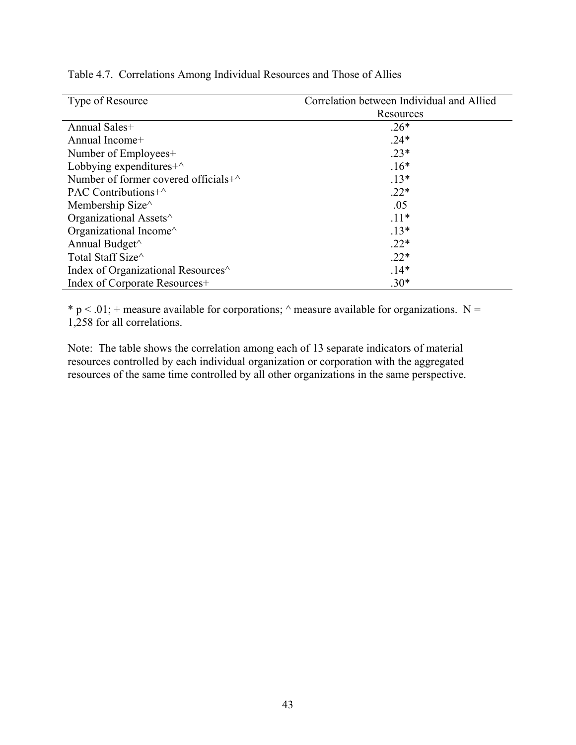Table 4.7. Correlations Among Individual Resources and Those of Allies

| Type of Resource | Correlation between Individual and Allied Resources |
|---|---|
| Annual Sales+ | .26* |
| Annual Income+ | .24* |
| Number of Employees+ | .23* |
| Lobbying expenditures+^ | .16* |
| Number of former covered officials+^ | .13* |
| PAC Contributions+^ | .22* |
| Membership Size^ | .05 |
| Organizational Assets^ | .11* |
| Organizational Income^ | .13* |
| Annual Budget^ | .22* |
| Total Staff Size^ | .22* |
| Index of Organizational Resources^ | .14* |
| Index of Corporate Resources+ | .30* |

* $p < .01$; + measure available for corporations; ^ measure available for organizations. N = 1,258 for all correlations.

Note: The table shows the correlation among each of 13 separate indicators of material resources controlled by each individual organization or corporation with the aggregated resources of the same time controlled by all other organizations in the same perspective.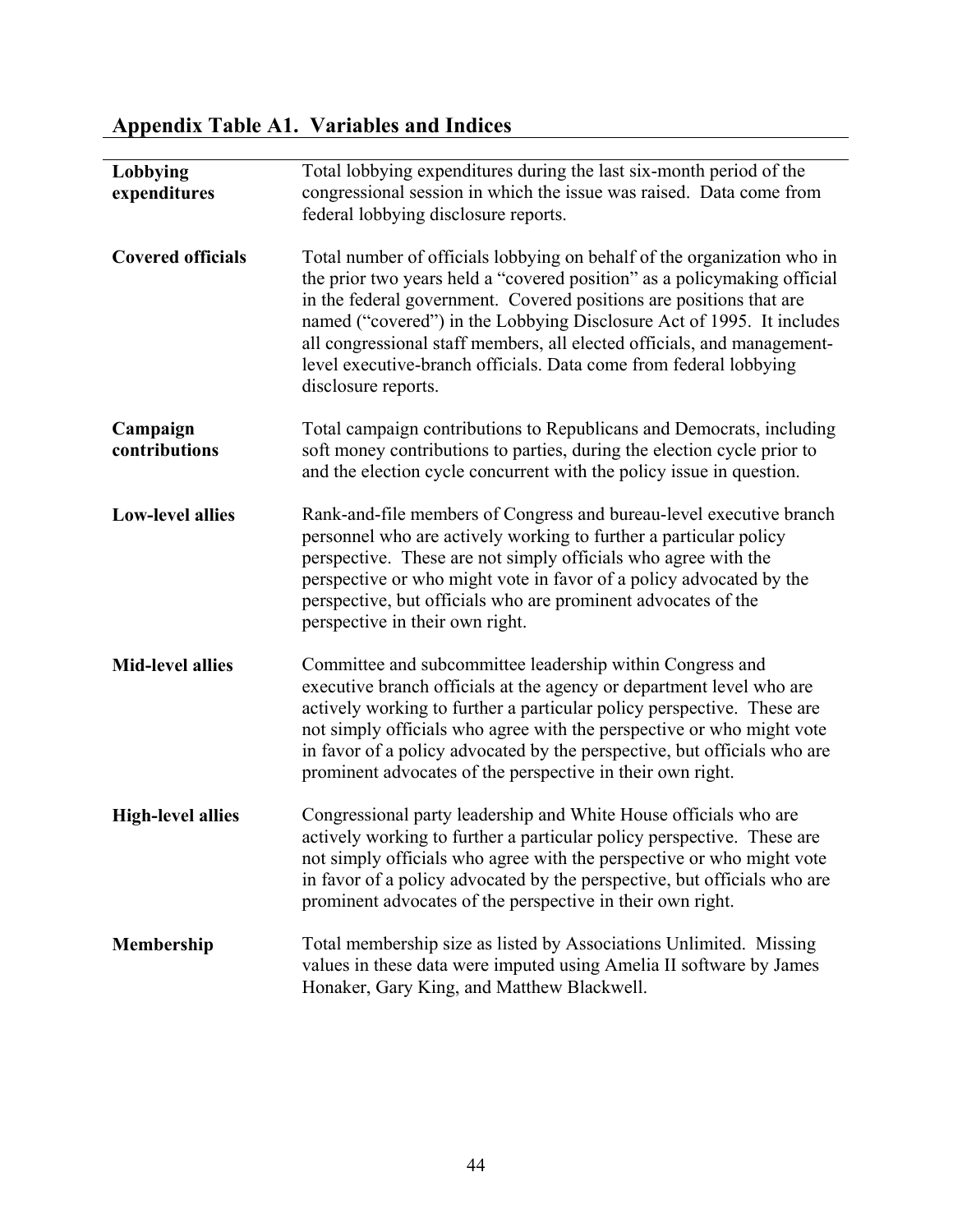## Appendix Table A1. Variables and Indices

| | |
|---|---|
| **Lobbying expenditures** | Total lobbying expenditures during the last six-month period of the congressional session in which the issue was raised. Data come from federal lobbying disclosure reports. |
| **Covered officials** | Total number of officials lobbying on behalf of the organization who in the prior two years held a "covered position" as a policymaking official in the federal government. Covered positions are positions that are named ("covered") in the Lobbying Disclosure Act of 1995. It includes all congressional staff members, all elected officials, and management-level executive-branch officials. Data come from federal lobbying disclosure reports. |
| **Campaign contributions** | Total campaign contributions to Republicans and Democrats, including soft money contributions to parties, during the election cycle prior to and the election cycle concurrent with the policy issue in question. |
| **Low-level allies** | Rank-and-file members of Congress and bureau-level executive branch personnel who are actively working to further a particular policy perspective. These are not simply officials who agree with the perspective or who might vote in favor of a policy advocated by the perspective, but officials who are prominent advocates of the perspective in their own right. |
| **Mid-level allies** | Committee and subcommittee leadership within Congress and executive branch officials at the agency or department level who are actively working to further a particular policy perspective. These are not simply officials who agree with the perspective or who might vote in favor of a policy advocated by the perspective, but officials who are prominent advocates of the perspective in their own right. |
| **High-level allies** | Congressional party leadership and White House officials who are actively working to further a particular policy perspective. These are not simply officials who agree with the perspective or who might vote in favor of a policy advocated by the perspective, but officials who are prominent advocates of the perspective in their own right. |
| **Membership** | Total membership size as listed by Associations Unlimited. Missing values in these data were imputed using Amelia II software by James Honaker, Gary King, and Matthew Blackwell. |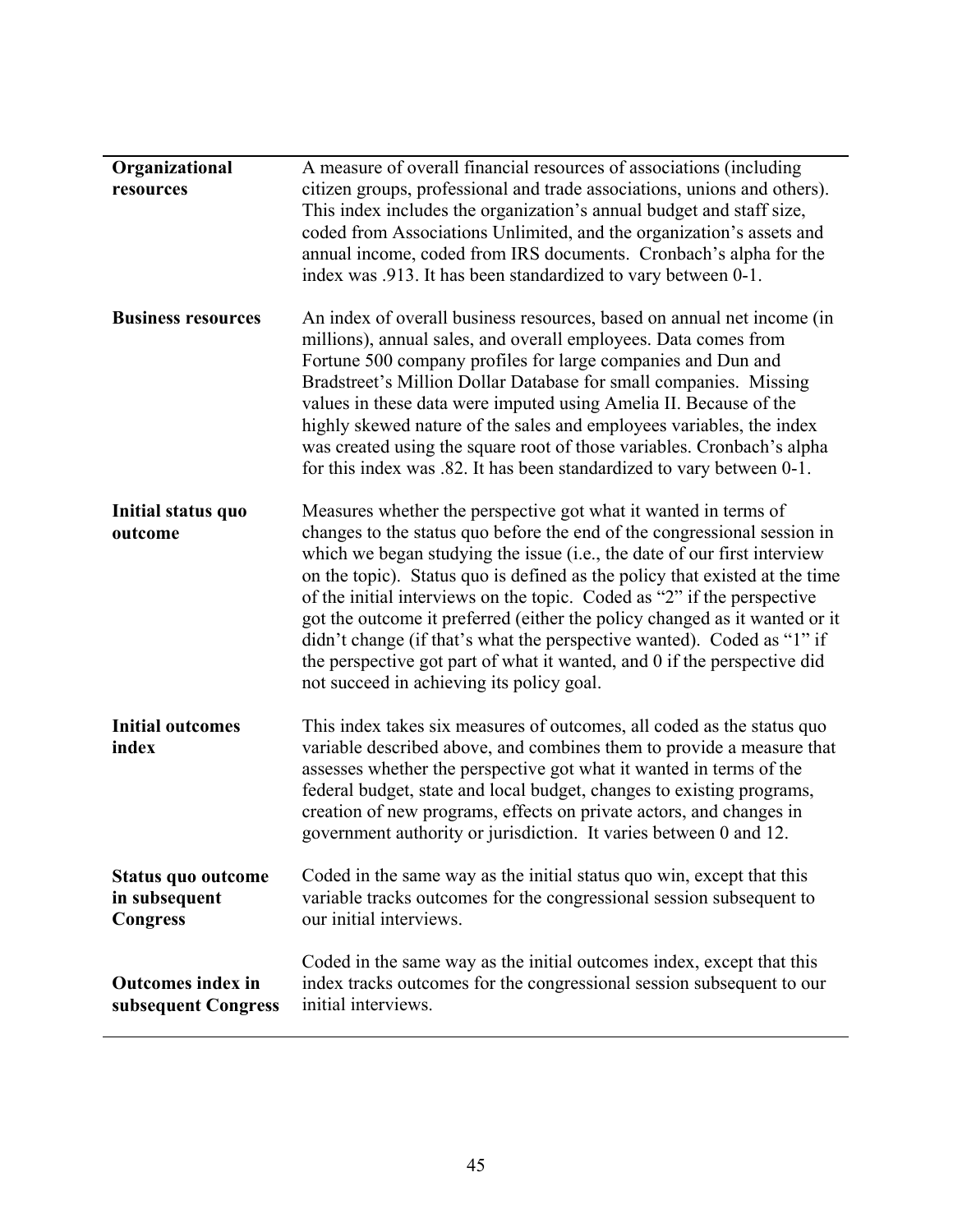| | |
|---|---|
| **Organizational resources** | A measure of overall financial resources of associations (including citizen groups, professional and trade associations, unions and others). This index includes the organization's annual budget and staff size, coded from Associations Unlimited, and the organization's assets and annual income, coded from IRS documents. Cronbach's alpha for the index was .913. It has been standardized to vary between 0-1. |
| **Business resources** | An index of overall business resources, based on annual net income (in millions), annual sales, and overall employees. Data comes from Fortune 500 company profiles for large companies and Dun and Bradstreet's Million Dollar Database for small companies. Missing values in these data were imputed using Amelia II. Because of the highly skewed nature of the sales and employees variables, the index was created using the square root of those variables. Cronbach's alpha for this index was .82. It has been standardized to vary between 0-1. |
| **Initial status quo outcome** | Measures whether the perspective got what it wanted in terms of changes to the status quo before the end of the congressional session in which we began studying the issue (i.e., the date of our first interview on the topic). Status quo is defined as the policy that existed at the time of the initial interviews on the topic. Coded as "2" if the perspective got the outcome it preferred (either the policy changed as it wanted or it didn't change (if that's what the perspective wanted). Coded as "1" if the perspective got part of what it wanted, and 0 if the perspective did not succeed in achieving its policy goal. |
| **Initial outcomes index** | This index takes six measures of outcomes, all coded as the status quo variable described above, and combines them to provide a measure that assesses whether the perspective got what it wanted in terms of the federal budget, state and local budget, changes to existing programs, creation of new programs, effects on private actors, and changes in government authority or jurisdiction. It varies between 0 and 12. |
| **Status quo outcome in subsequent Congress** | Coded in the same way as the initial status quo win, except that this variable tracks outcomes for the congressional session subsequent to our initial interviews. |
| **Outcomes index in subsequent Congress** | Coded in the same way as the initial outcomes index, except that this index tracks outcomes for the congressional session subsequent to our initial interviews. |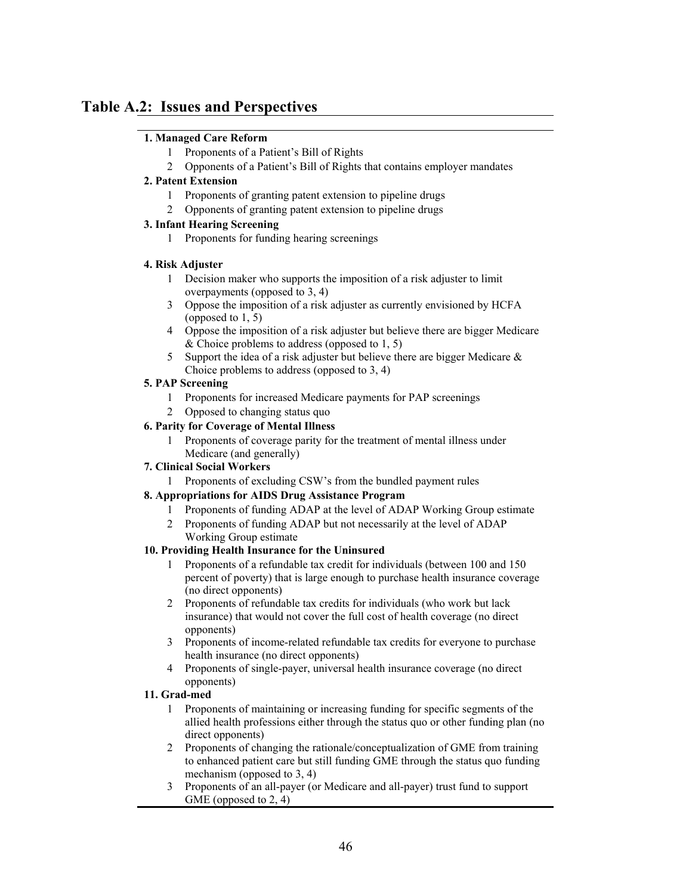## Table A.2: Issues and Perspectives

**1. Managed Care Reform**

1. Proponents of a Patient's Bill of Rights
2. Opponents of a Patient's Bill of Rights that contains employer mandates

**2. Patent Extension**

1. Proponents of granting patent extension to pipeline drugs
2. Opponents of granting patent extension to pipeline drugs

**3. Infant Hearing Screening**

1. Proponents for funding hearing screenings

**4. Risk Adjuster**

1 Decision maker who supports the imposition of a risk adjuster to limit overpayments (opposed to 3, 4)

3 Oppose the imposition of a risk adjuster as currently envisioned by HCFA (opposed to 1, 5)

4 Oppose the imposition of a risk adjuster but believe there are bigger Medicare & Choice problems to address (opposed to 1, 5)

5 Support the idea of a risk adjuster but believe there are bigger Medicare & Choice problems to address (opposed to 3, 4)

**5. PAP Screening**

1. Proponents for increased Medicare payments for PAP screenings
2. Opposed to changing status quo

**6. Parity for Coverage of Mental Illness**

1. Proponents of coverage parity for the treatment of mental illness under Medicare (and generally)

**7. Clinical Social Workers**

1. Proponents of excluding CSW's from the bundled payment rules

**8. Appropriations for AIDS Drug Assistance Program**

1. Proponents of funding ADAP at the level of ADAP Working Group estimate
2. Proponents of funding ADAP but not necessarily at the level of ADAP Working Group estimate

**10. Providing Health Insurance for the Uninsured**

1. Proponents of a refundable tax credit for individuals (between 100 and 150 percent of poverty) that is large enough to purchase health insurance coverage (no direct opponents)
2. Proponents of refundable tax credits for individuals (who work but lack insurance) that would not cover the full cost of health coverage (no direct opponents)
3. Proponents of income-related refundable tax credits for everyone to purchase health insurance (no direct opponents)
4. Proponents of single-payer, universal health insurance coverage (no direct opponents)

**11. Grad-med**

1. Proponents of maintaining or increasing funding for specific segments of the allied health professions either through the status quo or other funding plan (no direct opponents)
2. Proponents of changing the rationale/conceptualization of GME from training to enhanced patient care but still funding GME through the status quo funding mechanism (opposed to 3, 4)
3. Proponents of an all-payer (or Medicare and all-payer) trust fund to support GME (opposed to 2, 4)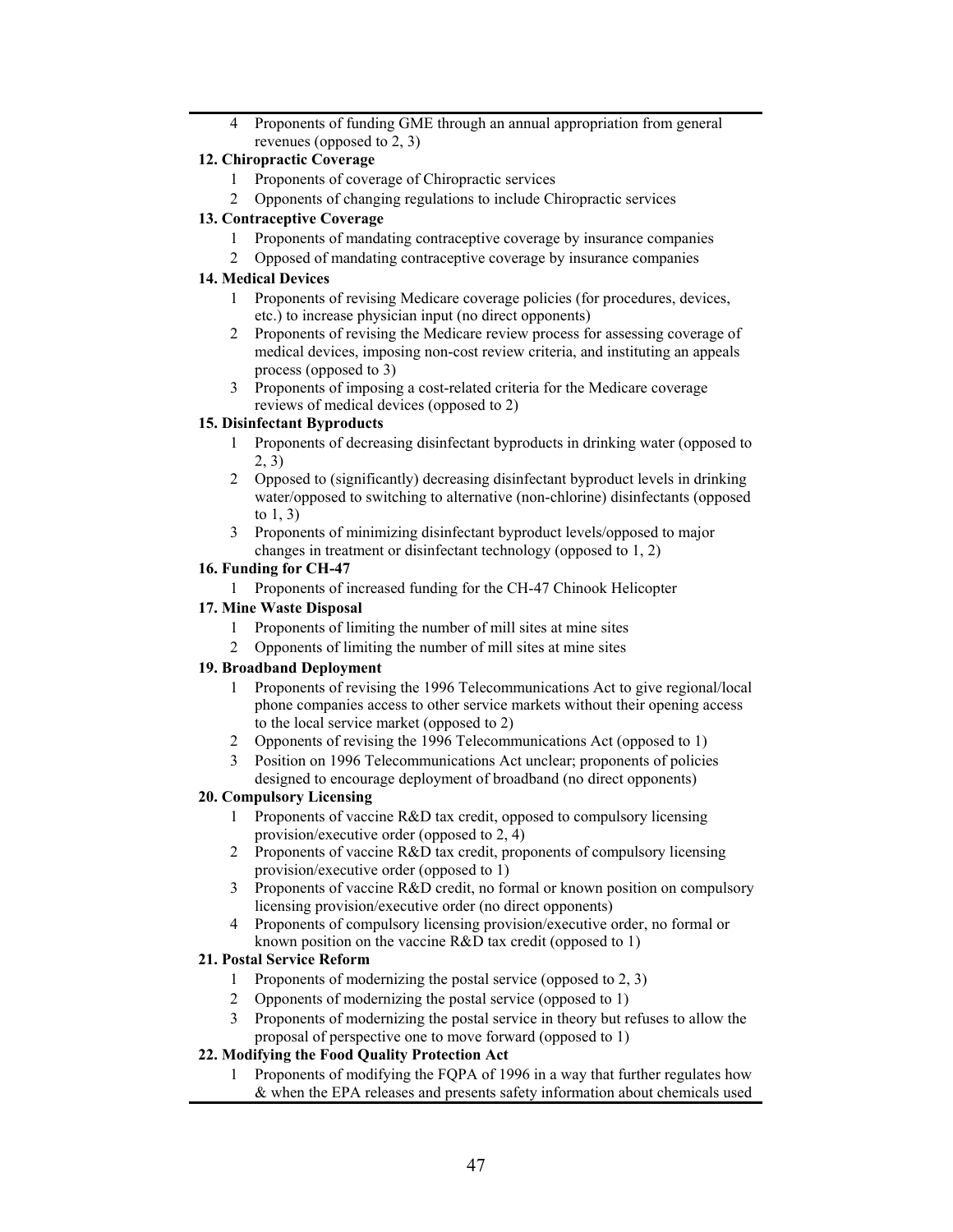4 Proponents of funding GME through an annual appropriation from general revenues (opposed to 2, 3)

**12. Chiropractic Coverage**

1 Proponents of coverage of Chiropractic services
2 Opponents of changing regulations to include Chiropractic services

**13. Contraceptive Coverage**

1 Proponents of mandating contraceptive coverage by insurance companies
2 Opposed of mandating contraceptive coverage by insurance companies

**14. Medical Devices**

1 Proponents of revising Medicare coverage policies (for procedures, devices, etc.) to increase physician input (no direct opponents)
2 Proponents of revising the Medicare review process for assessing coverage of medical devices, imposing non-cost review criteria, and instituting an appeals process (opposed to 3)
3 Proponents of imposing a cost-related criteria for the Medicare coverage reviews of medical devices (opposed to 2)

**15. Disinfectant Byproducts**

1 Proponents of decreasing disinfectant byproducts in drinking water (opposed to 2, 3)
2 Opposed to (significantly) decreasing disinfectant byproduct levels in drinking water/opposed to switching to alternative (non-chlorine) disinfectants (opposed to 1, 3)
3 Proponents of minimizing disinfectant byproduct levels/opposed to major changes in treatment or disinfectant technology (opposed to 1, 2)

**16. Funding for CH-47**

1 Proponents of increased funding for the CH-47 Chinook Helicopter

**17. Mine Waste Disposal**

1 Proponents of limiting the number of mill sites at mine sites
2 Opponents of limiting the number of mill sites at mine sites

**19. Broadband Deployment**

1 Proponents of revising the 1996 Telecommunications Act to give regional/local phone companies access to other service markets without their opening access to the local service market (opposed to 2)
2 Opponents of revising the 1996 Telecommunications Act (opposed to 1)
3 Position on 1996 Telecommunications Act unclear; proponents of policies designed to encourage deployment of broadband (no direct opponents)

**20. Compulsory Licensing**

1 Proponents of vaccine R&D tax credit, opposed to compulsory licensing provision/executive order (opposed to 2, 4)
2 Proponents of vaccine R&D tax credit, proponents of compulsory licensing provision/executive order (opposed to 1)
3 Proponents of vaccine R&D credit, no formal or known position on compulsory licensing provision/executive order (no direct opponents)
4 Proponents of compulsory licensing provision/executive order, no formal or known position on the vaccine R&D tax credit (opposed to 1)

**21. Postal Service Reform**

1 Proponents of modernizing the postal service (opposed to 2, 3)
2 Opponents of modernizing the postal service (opposed to 1)
3 Proponents of modernizing the postal service in theory but refuses to allow the proposal of perspective one to move forward (opposed to 1)

**22. Modifying the Food Quality Protection Act**

1 Proponents of modifying the FQPA of 1996 in a way that further regulates how & when the EPA releases and presents safety information about chemicals used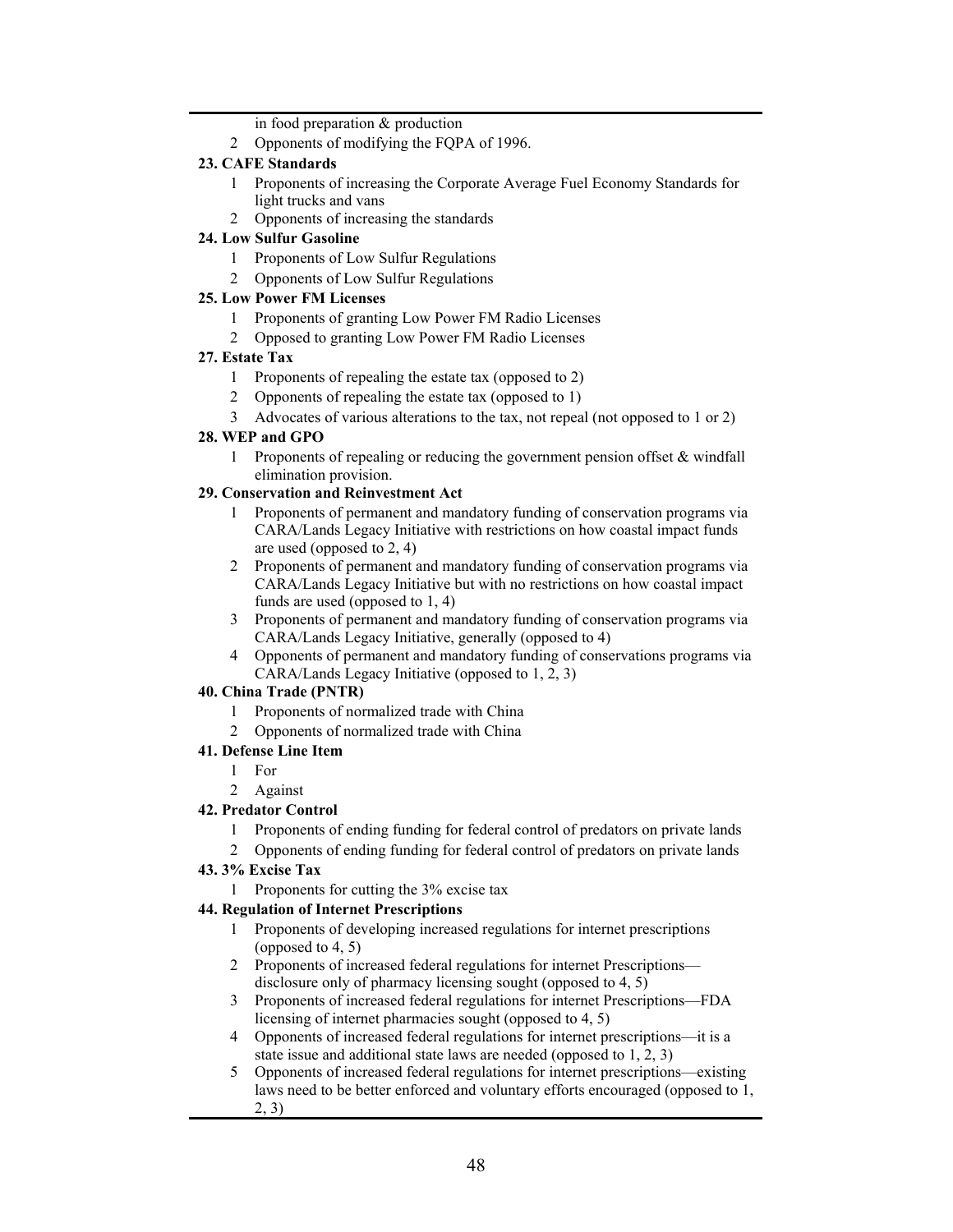in food preparation & production

2 Opponents of modifying the FQPA of 1996.

**23. CAFE Standards**

1 Proponents of increasing the Corporate Average Fuel Economy Standards for light trucks and vans

2 Opponents of increasing the standards

**24. Low Sulfur Gasoline**

1 Proponents of Low Sulfur Regulations

2 Opponents of Low Sulfur Regulations

**25. Low Power FM Licenses**

1 Proponents of granting Low Power FM Radio Licenses

2 Opposed to granting Low Power FM Radio Licenses

**27. Estate Tax**

1 Proponents of repealing the estate tax (opposed to 2)

2 Opponents of repealing the estate tax (opposed to 1)

3 Advocates of various alterations to the tax, not repeal (not opposed to 1 or 2)

**28. WEP and GPO**

1 Proponents of repealing or reducing the government pension offset & windfall elimination provision.

**29. Conservation and Reinvestment Act**

1 Proponents of permanent and mandatory funding of conservation programs via CARA/Lands Legacy Initiative with restrictions on how coastal impact funds are used (opposed to 2, 4)

2 Proponents of permanent and mandatory funding of conservation programs via CARA/Lands Legacy Initiative but with no restrictions on how coastal impact funds are used (opposed to 1, 4)

3 Proponents of permanent and mandatory funding of conservation programs via CARA/Lands Legacy Initiative, generally (opposed to 4)

4 Opponents of permanent and mandatory funding of conservations programs via CARA/Lands Legacy Initiative (opposed to 1, 2, 3)

**40. China Trade (PNTR)**

1 Proponents of normalized trade with China

2 Opponents of normalized trade with China

**41. Defense Line Item**

1 For

2 Against

**42. Predator Control**

1 Proponents of ending funding for federal control of predators on private lands

2 Opponents of ending funding for federal control of predators on private lands

**43. 3% Excise Tax**

1 Proponents for cutting the 3% excise tax

**44. Regulation of Internet Prescriptions**

1 Proponents of developing increased regulations for internet prescriptions (opposed to 4, 5)

2 Proponents of increased federal regulations for internet Prescriptions—disclosure only of pharmacy licensing sought (opposed to 4, 5)

3 Proponents of increased federal regulations for internet Prescriptions—FDA licensing of internet pharmacies sought (opposed to 4, 5)

4 Opponents of increased federal regulations for internet prescriptions—it is a state issue and additional state laws are needed (opposed to 1, 2, 3)

5 Opponents of increased federal regulations for internet prescriptions—existing laws need to be better enforced and voluntary efforts encouraged (opposed to 1, 2, 3)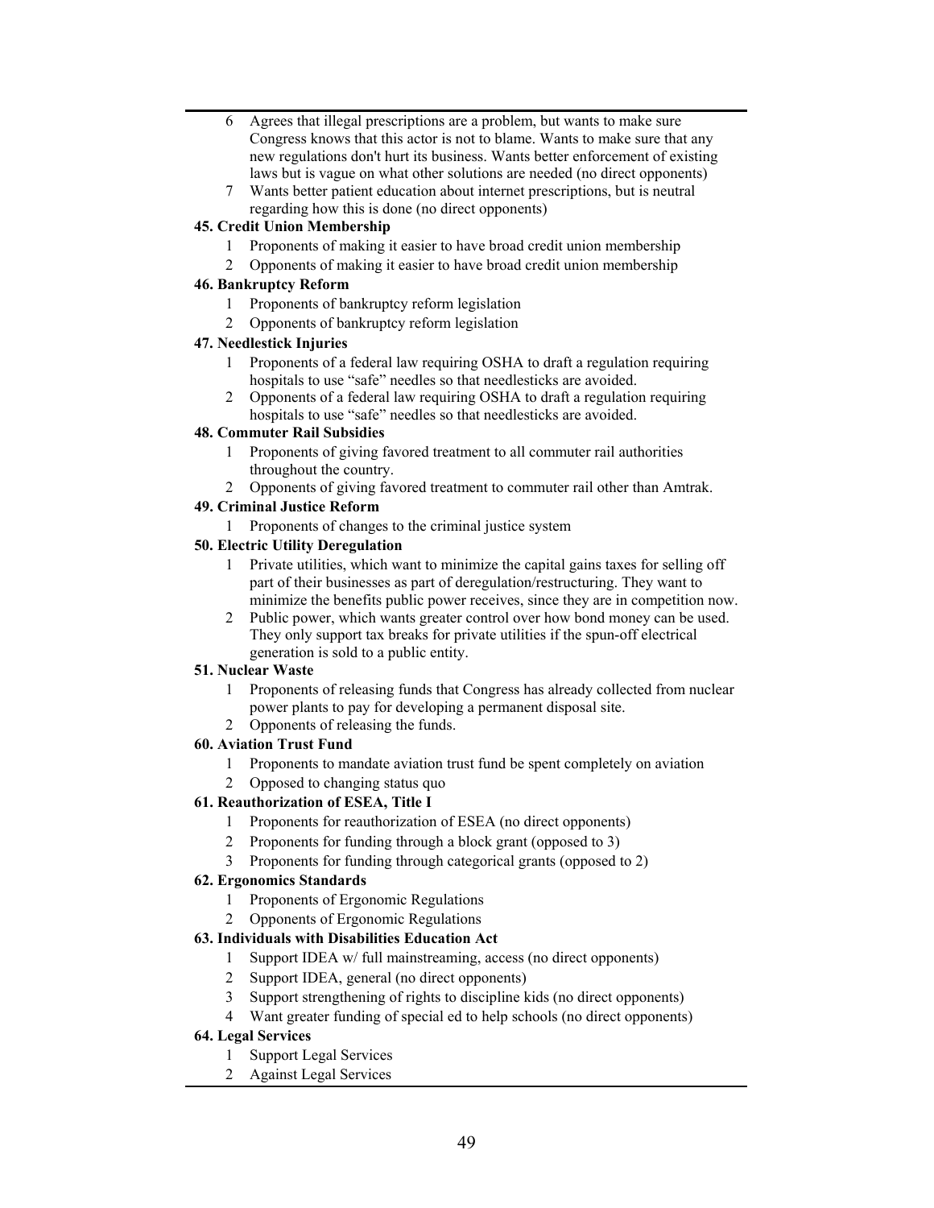6 Agrees that illegal prescriptions are a problem, but wants to make sure Congress knows that this actor is not to blame. Wants to make sure that any new regulations don't hurt its business. Wants better enforcement of existing laws but is vague on what other solutions are needed (no direct opponents)

7 Wants better patient education about internet prescriptions, but is neutral regarding how this is done (no direct opponents)

**45. Credit Union Membership**

1 Proponents of making it easier to have broad credit union membership

2 Opponents of making it easier to have broad credit union membership

**46. Bankruptcy Reform**

1 Proponents of bankruptcy reform legislation

2 Opponents of bankruptcy reform legislation

**47. Needlestick Injuries**

1 Proponents of a federal law requiring OSHA to draft a regulation requiring hospitals to use "safe" needles so that needlesticks are avoided.

2 Opponents of a federal law requiring OSHA to draft a regulation requiring hospitals to use "safe" needles so that needlesticks are avoided.

**48. Commuter Rail Subsidies**

1 Proponents of giving favored treatment to all commuter rail authorities throughout the country.

2 Opponents of giving favored treatment to commuter rail other than Amtrak.

**49. Criminal Justice Reform**

1 Proponents of changes to the criminal justice system

**50. Electric Utility Deregulation**

1 Private utilities, which want to minimize the capital gains taxes for selling off part of their businesses as part of deregulation/restructuring. They want to minimize the benefits public power receives, since they are in competition now.

2 Public power, which wants greater control over how bond money can be used. They only support tax breaks for private utilities if the spun-off electrical generation is sold to a public entity.

**51. Nuclear Waste**

1 Proponents of releasing funds that Congress has already collected from nuclear power plants to pay for developing a permanent disposal site.

2 Opponents of releasing the funds.

**60. Aviation Trust Fund**

1 Proponents to mandate aviation trust fund be spent completely on aviation

2 Opposed to changing status quo

**61. Reauthorization of ESEA, Title I**

1 Proponents for reauthorization of ESEA (no direct opponents)

2 Proponents for funding through a block grant (opposed to 3)

3 Proponents for funding through categorical grants (opposed to 2)

**62. Ergonomics Standards**

1 Proponents of Ergonomic Regulations

2 Opponents of Ergonomic Regulations

**63. Individuals with Disabilities Education Act**

1 Support IDEA w/ full mainstreaming, access (no direct opponents)

2 Support IDEA, general (no direct opponents)

3 Support strengthening of rights to discipline kids (no direct opponents)

4 Want greater funding of special ed to help schools (no direct opponents)

**64. Legal Services**

1 Support Legal Services

2 Against Legal Services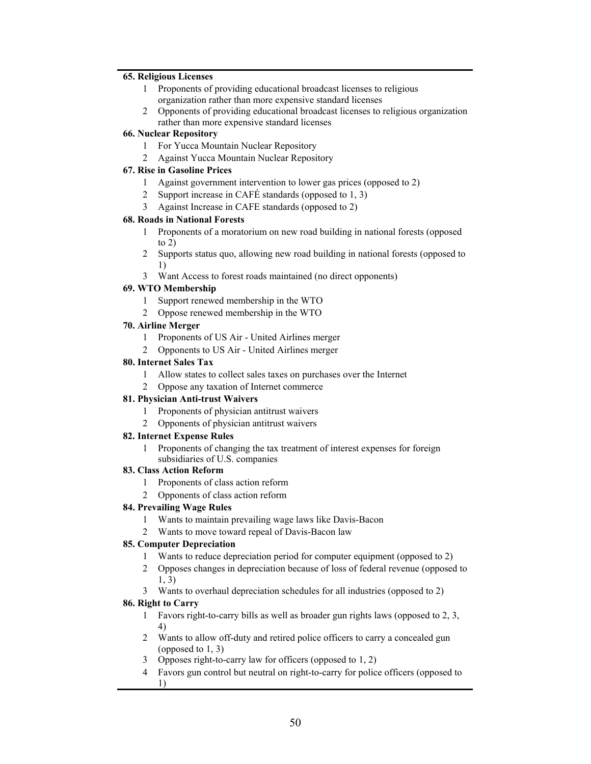**65. Religious Licenses**

1. Proponents of providing educational broadcast licenses to religious organization rather than more expensive standard licenses
2. Opponents of providing educational broadcast licenses to religious organization rather than more expensive standard licenses

**66. Nuclear Repository**

1. For Yucca Mountain Nuclear Repository
2. Against Yucca Mountain Nuclear Repository

**67. Rise in Gasoline Prices**

1. Against government intervention to lower gas prices (opposed to 2)
2. Support increase in CAFÉ standards (opposed to 1, 3)
3. Against Increase in CAFE standards (opposed to 2)

**68. Roads in National Forests**

1. Proponents of a moratorium on new road building in national forests (opposed to 2)
2. Supports status quo, allowing new road building in national forests (opposed to 1)
3. Want Access to forest roads maintained (no direct opponents)

**69. WTO Membership**

1. Support renewed membership in the WTO
2. Oppose renewed membership in the WTO

**70. Airline Merger**

1. Proponents of US Air - United Airlines merger
2. Opponents to US Air - United Airlines merger

**80. Internet Sales Tax**

1. Allow states to collect sales taxes on purchases over the Internet
2. Oppose any taxation of Internet commerce

**81. Physician Anti-trust Waivers**

1. Proponents of physician antitrust waivers
2. Opponents of physician antitrust waivers

**82. Internet Expense Rules**

1. Proponents of changing the tax treatment of interest expenses for foreign subsidiaries of U.S. companies

**83. Class Action Reform**

1. Proponents of class action reform
2. Opponents of class action reform

**84. Prevailing Wage Rules**

1. Wants to maintain prevailing wage laws like Davis-Bacon
2. Wants to move toward repeal of Davis-Bacon law

**85. Computer Depreciation**

1. Wants to reduce depreciation period for computer equipment (opposed to 2)
2. Opposes changes in depreciation because of loss of federal revenue (opposed to 1, 3)
3. Wants to overhaul depreciation schedules for all industries (opposed to 2)

**86. Right to Carry**

1. Favors right-to-carry bills as well as broader gun rights laws (opposed to 2, 3, 4)
2. Wants to allow off-duty and retired police officers to carry a concealed gun (opposed to 1, 3)
3. Opposes right-to-carry law for officers (opposed to 1, 2)
4. Favors gun control but neutral on right-to-carry for police officers (opposed to 1)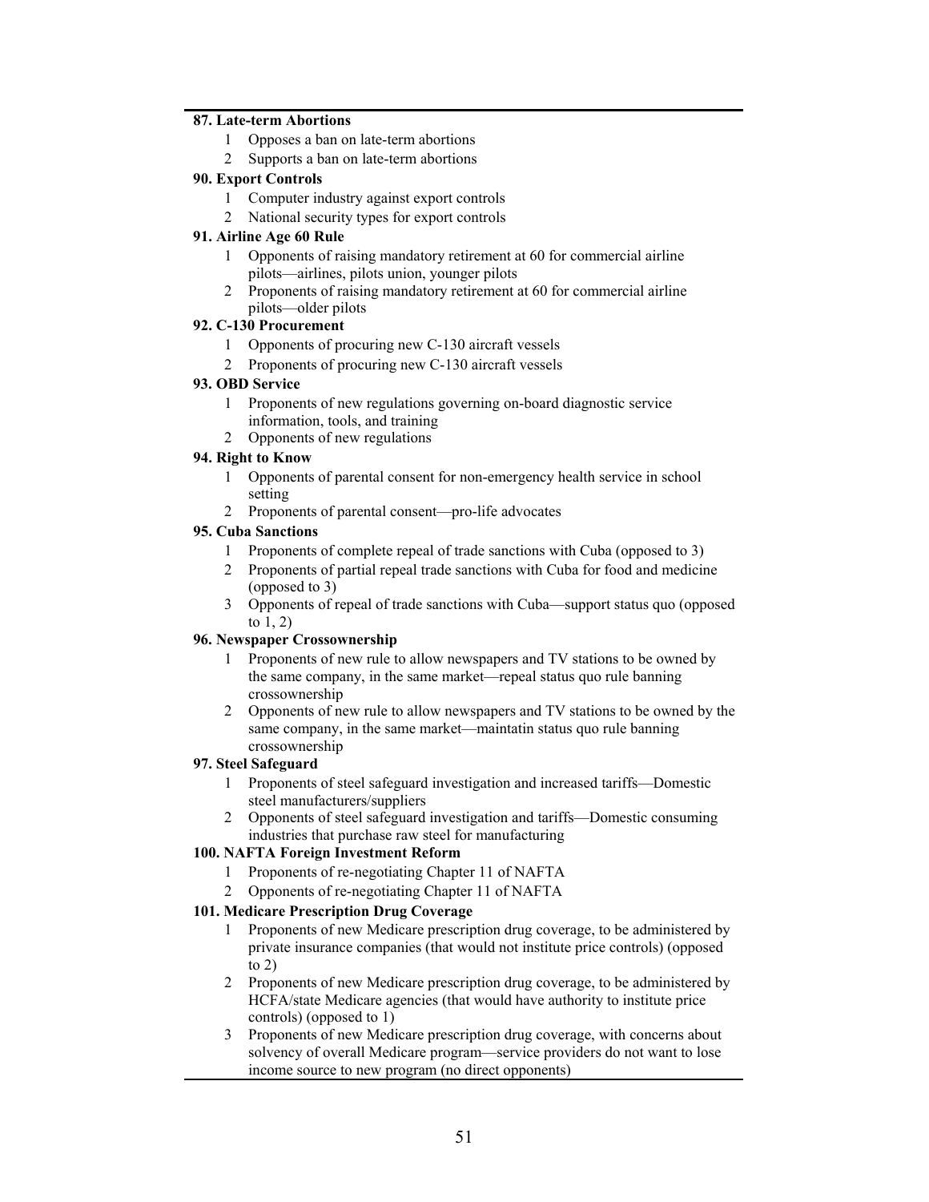**87. Late-term Abortions**

1 Opposes a ban on late-term abortions
2 Supports a ban on late-term abortions

**90. Export Controls**

1 Computer industry against export controls
2 National security types for export controls

**91. Airline Age 60 Rule**

1 Opponents of raising mandatory retirement at 60 for commercial airline pilots—airlines, pilots union, younger pilots
2 Proponents of raising mandatory retirement at 60 for commercial airline pilots—older pilots

**92. C-130 Procurement**

1 Opponents of procuring new C-130 aircraft vessels
2 Proponents of procuring new C-130 aircraft vessels

**93. OBD Service**

1 Proponents of new regulations governing on-board diagnostic service information, tools, and training
2 Opponents of new regulations

**94. Right to Know**

1 Opponents of parental consent for non-emergency health service in school setting
2 Proponents of parental consent—pro-life advocates

**95. Cuba Sanctions**

1 Proponents of complete repeal of trade sanctions with Cuba (opposed to 3)
2 Proponents of partial repeal trade sanctions with Cuba for food and medicine (opposed to 3)
3 Opponents of repeal of trade sanctions with Cuba—support status quo (opposed to 1, 2)

**96. Newspaper Crossownership**

1 Proponents of new rule to allow newspapers and TV stations to be owned by the same company, in the same market—repeal status quo rule banning crossownership
2 Opponents of new rule to allow newspapers and TV stations to be owned by the same company, in the same market—maintatin status quo rule banning crossownership

**97. Steel Safeguard**

1 Proponents of steel safeguard investigation and increased tariffs—Domestic steel manufacturers/suppliers
2 Opponents of steel safeguard investigation and tariffs—Domestic consuming industries that purchase raw steel for manufacturing

**100. NAFTA Foreign Investment Reform**

1 Proponents of re-negotiating Chapter 11 of NAFTA
2 Opponents of re-negotiating Chapter 11 of NAFTA

**101. Medicare Prescription Drug Coverage**

1 Proponents of new Medicare prescription drug coverage, to be administered by private insurance companies (that would not institute price controls) (opposed to 2)
2 Proponents of new Medicare prescription drug coverage, to be administered by HCFA/state Medicare agencies (that would have authority to institute price controls) (opposed to 1)
3 Proponents of new Medicare prescription drug coverage, with concerns about solvency of overall Medicare program—service providers do not want to lose income source to new program (no direct opponents)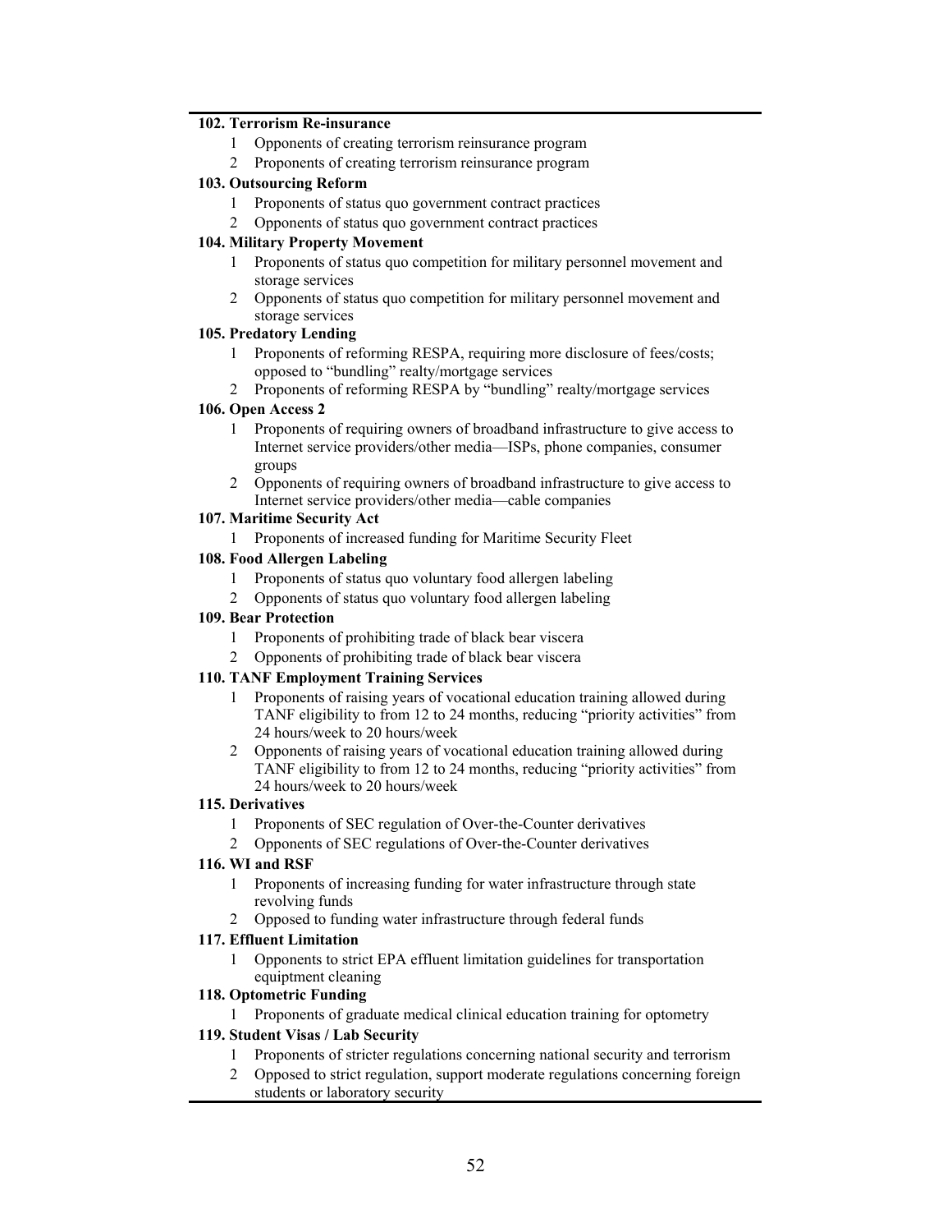**102. Terrorism Re-insurance**

1 Opponents of creating terrorism reinsurance program
2 Proponents of creating terrorism reinsurance program

**103. Outsourcing Reform**

1 Proponents of status quo government contract practices
2 Opponents of status quo government contract practices

**104. Military Property Movement**

1 Proponents of status quo competition for military personnel movement and storage services
2 Opponents of status quo competition for military personnel movement and storage services

**105. Predatory Lending**

1 Proponents of reforming RESPA, requiring more disclosure of fees/costs; opposed to "bundling" realty/mortgage services
2 Proponents of reforming RESPA by "bundling" realty/mortgage services

**106. Open Access 2**

1 Proponents of requiring owners of broadband infrastructure to give access to Internet service providers/other media—ISPs, phone companies, consumer groups
2 Opponents of requiring owners of broadband infrastructure to give access to Internet service providers/other media—cable companies

**107. Maritime Security Act**

1 Proponents of increased funding for Maritime Security Fleet

**108. Food Allergen Labeling**

1 Proponents of status quo voluntary food allergen labeling
2 Opponents of status quo voluntary food allergen labeling

**109. Bear Protection**

1 Proponents of prohibiting trade of black bear viscera
2 Opponents of prohibiting trade of black bear viscera

**110. TANF Employment Training Services**

1 Proponents of raising years of vocational education training allowed during TANF eligibility to from 12 to 24 months, reducing "priority activities" from 24 hours/week to 20 hours/week
2 Opponents of raising years of vocational education training allowed during TANF eligibility to from 12 to 24 months, reducing "priority activities" from 24 hours/week to 20 hours/week

**115. Derivatives**

1 Proponents of SEC regulation of Over-the-Counter derivatives
2 Opponents of SEC regulations of Over-the-Counter derivatives

**116. WI and RSF**

1 Proponents of increasing funding for water infrastructure through state revolving funds
2 Opposed to funding water infrastructure through federal funds

**117. Effluent Limitation**

1 Opponents to strict EPA effluent limitation guidelines for transportation equiptment cleaning

**118. Optometric Funding**

1 Proponents of graduate medical clinical education training for optometry

**119. Student Visas / Lab Security**

1 Proponents of stricter regulations concerning national security and terrorism
2 Opposed to strict regulation, support moderate regulations concerning foreign students or laboratory security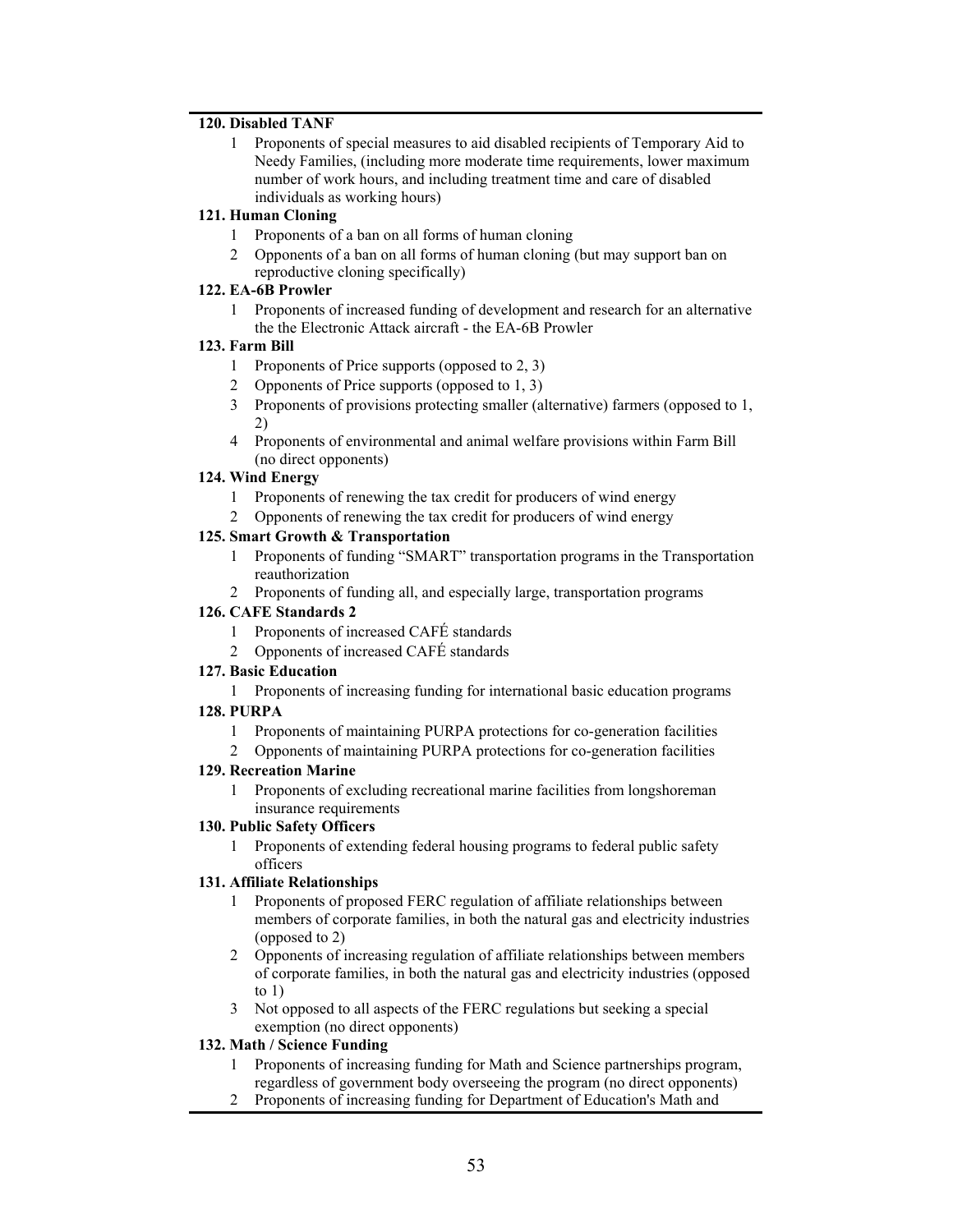**120. Disabled TANF**

1 Proponents of special measures to aid disabled recipients of Temporary Aid to Needy Families, (including more moderate time requirements, lower maximum number of work hours, and including treatment time and care of disabled individuals as working hours)

**121. Human Cloning**

1 Proponents of a ban on all forms of human cloning
2 Opponents of a ban on all forms of human cloning (but may support ban on reproductive cloning specifically)

**122. EA-6B Prowler**

1 Proponents of increased funding of development and research for an alternative the the Electronic Attack aircraft - the EA-6B Prowler

**123. Farm Bill**

1 Proponents of Price supports (opposed to 2, 3)
2 Opponents of Price supports (opposed to 1, 3)
3 Proponents of provisions protecting smaller (alternative) farmers (opposed to 1, 2)
4 Proponents of environmental and animal welfare provisions within Farm Bill (no direct opponents)

**124. Wind Energy**

1 Proponents of renewing the tax credit for producers of wind energy
2 Opponents of renewing the tax credit for producers of wind energy

**125. Smart Growth & Transportation**

1 Proponents of funding "SMART" transportation programs in the Transportation reauthorization
2 Proponents of funding all, and especially large, transportation programs

**126. CAFE Standards 2**

1 Proponents of increased CAFÉ standards
2 Opponents of increased CAFÉ standards

**127. Basic Education**

1 Proponents of increasing funding for international basic education programs

**128. PURPA**

1 Proponents of maintaining PURPA protections for co-generation facilities
2 Opponents of maintaining PURPA protections for co-generation facilities

**129. Recreation Marine**

1 Proponents of excluding recreational marine facilities from longshoreman insurance requirements

**130. Public Safety Officers**

1 Proponents of extending federal housing programs to federal public safety officers

**131. Affiliate Relationships**

1 Proponents of proposed FERC regulation of affiliate relationships between members of corporate families, in both the natural gas and electricity industries (opposed to 2)
2 Opponents of increasing regulation of affiliate relationships between members of corporate families, in both the natural gas and electricity industries (opposed to 1)
3 Not opposed to all aspects of the FERC regulations but seeking a special exemption (no direct opponents)

**132. Math / Science Funding**

1 Proponents of increasing funding for Math and Science partnerships program, regardless of government body overseeing the program (no direct opponents)
2 Proponents of increasing funding for Department of Education's Math and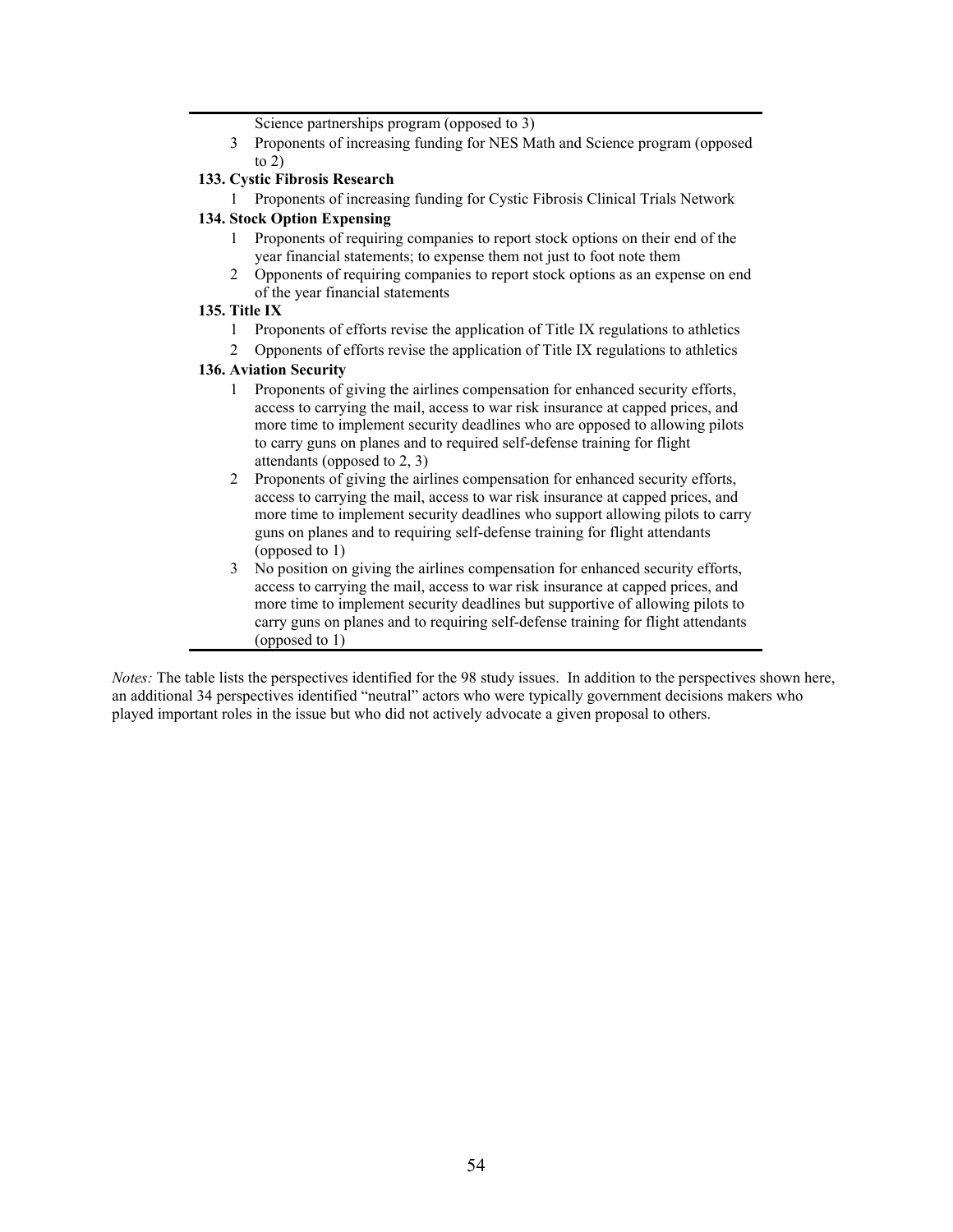Science partnerships program (opposed to 3)

3 Proponents of increasing funding for NES Math and Science program (opposed to 2)

**133. Cystic Fibrosis Research**

1 Proponents of increasing funding for Cystic Fibrosis Clinical Trials Network

**134. Stock Option Expensing**

1 Proponents of requiring companies to report stock options on their end of the year financial statements; to expense them not just to foot note them

2 Opponents of requiring companies to report stock options as an expense on end of the year financial statements

**135. Title IX**

1 Proponents of efforts revise the application of Title IX regulations to athletics

2 Opponents of efforts revise the application of Title IX regulations to athletics

**136. Aviation Security**

1 Proponents of giving the airlines compensation for enhanced security efforts, access to carrying the mail, access to war risk insurance at capped prices, and more time to implement security deadlines who are opposed to allowing pilots to carry guns on planes and to required self-defense training for flight attendants (opposed to 2, 3)

2 Proponents of giving the airlines compensation for enhanced security efforts, access to carrying the mail, access to war risk insurance at capped prices, and more time to implement security deadlines who support allowing pilots to carry guns on planes and to requiring self-defense training for flight attendants (opposed to 1)

3 No position on giving the airlines compensation for enhanced security efforts, access to carrying the mail, access to war risk insurance at capped prices, and more time to implement security deadlines but supportive of allowing pilots to carry guns on planes and to requiring self-defense training for flight attendants (opposed to 1)

*Notes:* The table lists the perspectives identified for the 98 study issues. In addition to the perspectives shown here, an additional 34 perspectives identified "neutral" actors who were typically government decisions makers who played important roles in the issue but who did not actively advocate a given proposal to others.